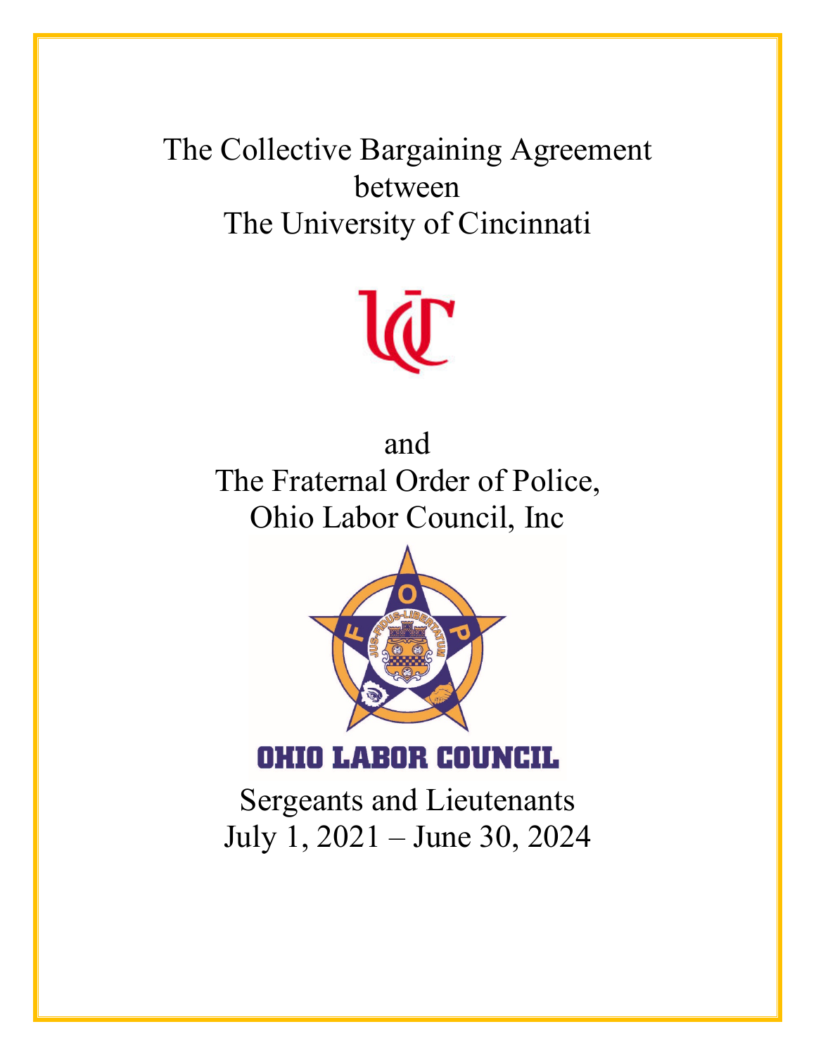# The Collective Bargaining Agreement between The University of Cincinnati

and

The Fraternal Order of Police, Ohio Labor Council, Inc

OHIO LABOR COUNCIL

Sergeants and Lieutenants

July 1, 2021 – June 30, 2024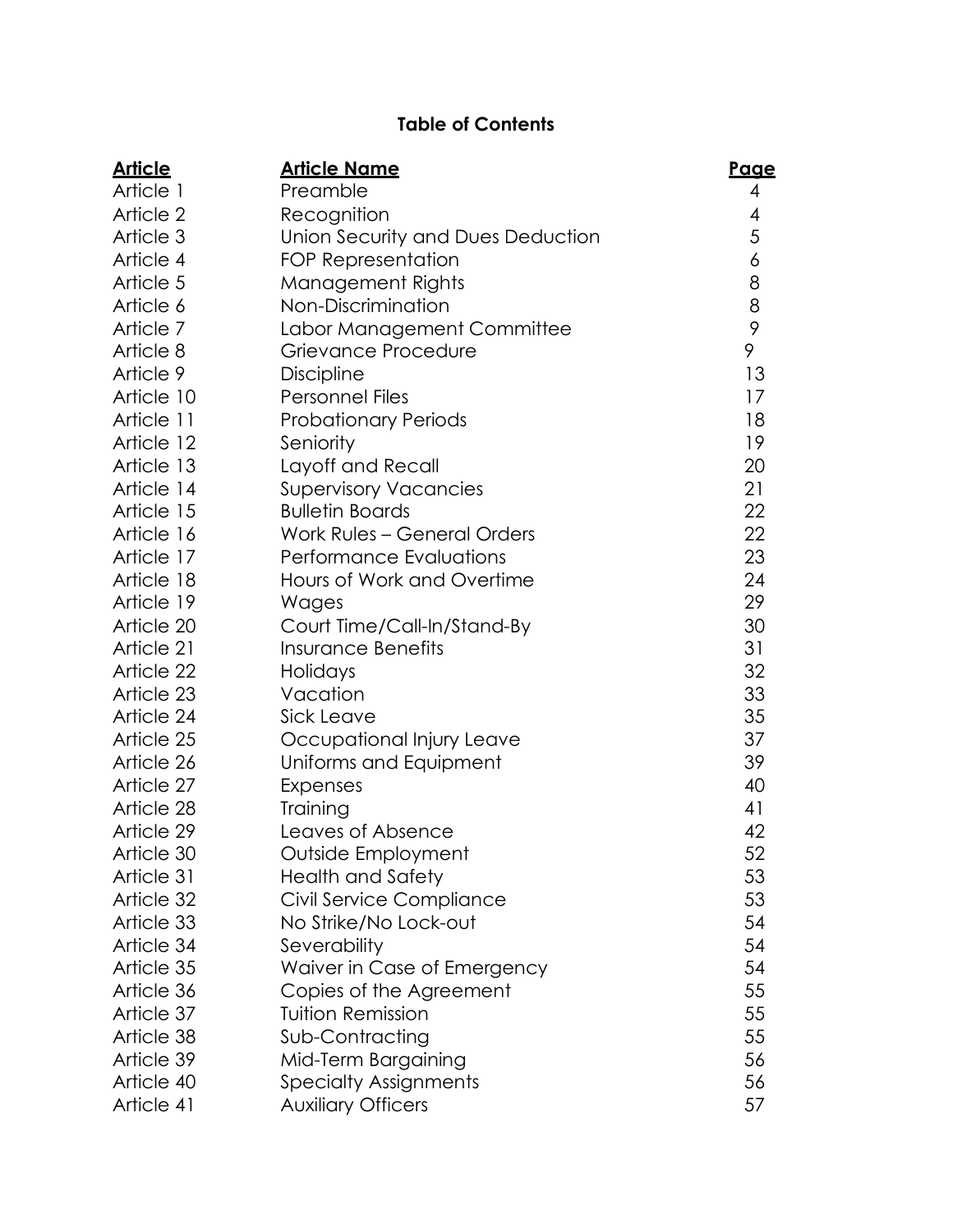# Table of Contents

| Article | Article Name | Page |
|---|---|---|
| Article 1 | Preamble | 4 |
| Article 2 | Recognition | 4 |
| Article 3 | Union Security and Dues Deduction | 5 |
| Article 4 | FOP Representation | 6 |
| Article 5 | Management Rights | 8 |
| Article 6 | Non-Discrimination | 8 |
| Article 7 | Labor Management Committee | 9 |
| Article 8 | Grievance Procedure | 9 |
| Article 9 | Discipline | 13 |
| Article 10 | Personnel Files | 17 |
| Article 11 | Probationary Periods | 18 |
| Article 12 | Seniority | 19 |
| Article 13 | Layoff and Recall | 20 |
| Article 14 | Supervisory Vacancies | 21 |
| Article 15 | Bulletin Boards | 22 |
| Article 16 | Work Rules – General Orders | 22 |
| Article 17 | Performance Evaluations | 23 |
| Article 18 | Hours of Work and Overtime | 24 |
| Article 19 | Wages | 29 |
| Article 20 | Court Time/Call-In/Stand-By | 30 |
| Article 21 | Insurance Benefits | 31 |
| Article 22 | Holidays | 32 |
| Article 23 | Vacation | 33 |
| Article 24 | Sick Leave | 35 |
| Article 25 | Occupational Injury Leave | 37 |
| Article 26 | Uniforms and Equipment | 39 |
| Article 27 | Expenses | 40 |
| Article 28 | Training | 41 |
| Article 29 | Leaves of Absence | 42 |
| Article 30 | Outside Employment | 52 |
| Article 31 | Health and Safety | 53 |
| Article 32 | Civil Service Compliance | 53 |
| Article 33 | No Strike/No Lock-out | 54 |
| Article 34 | Severability | 54 |
| Article 35 | Waiver in Case of Emergency | 54 |
| Article 36 | Copies of the Agreement | 55 |
| Article 37 | Tuition Remission | 55 |
| Article 38 | Sub-Contracting | 55 |
| Article 39 | Mid-Term Bargaining | 56 |
| Article 40 | Specialty Assignments | 56 |
| Article 41 | Auxiliary Officers | 57 |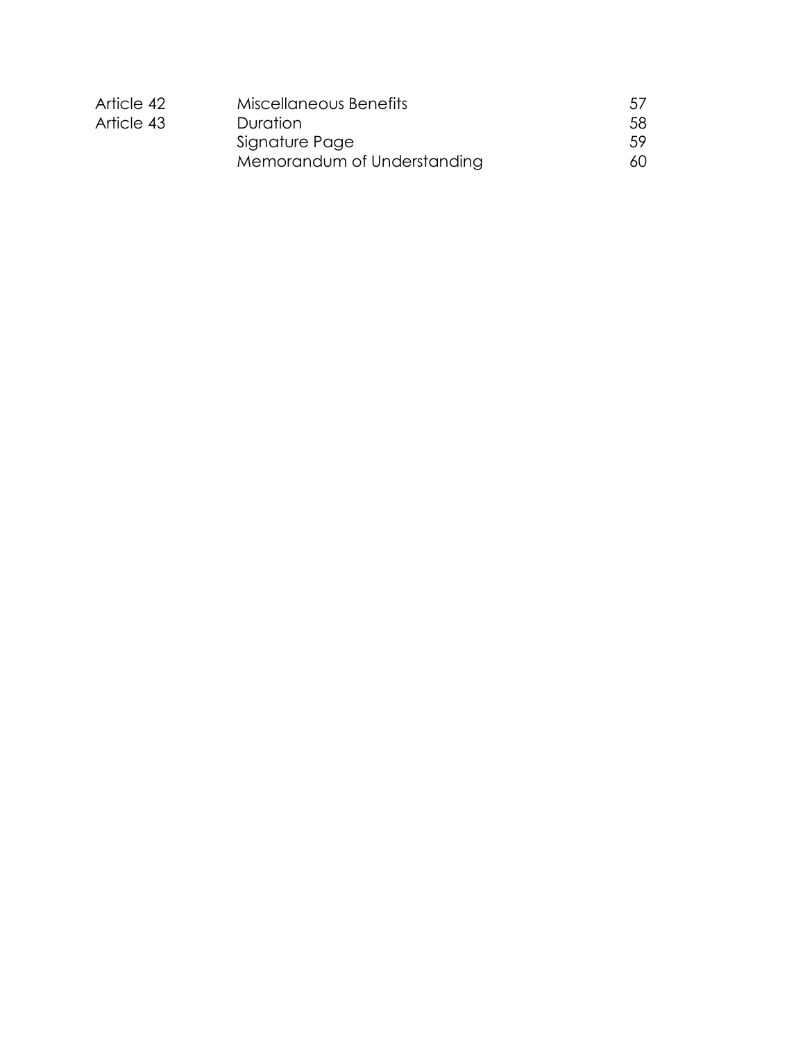| | | |
|---|---|---|
| Article 42 | Miscellaneous Benefits | 57 |
| Article 43 | Duration | 58 |
| | Signature Page | 59 |
| | Memorandum of Understanding | 60 |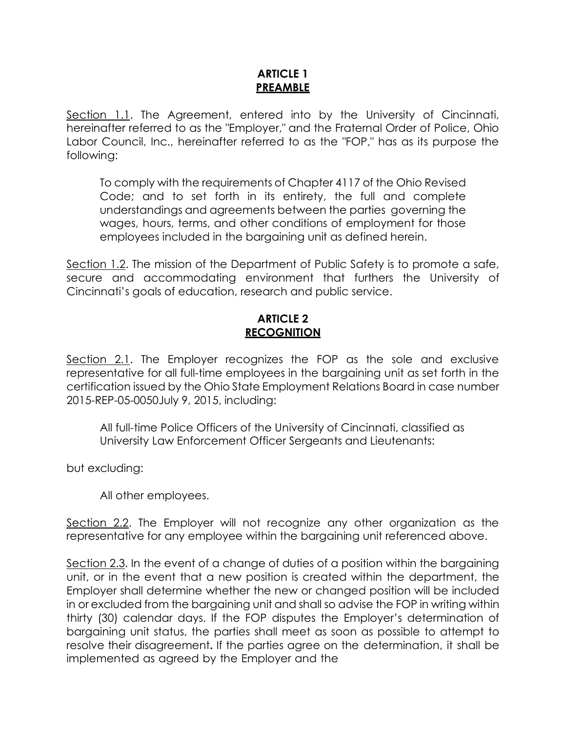## ARTICLE 1
## PREAMBLE

Section 1.1. The Agreement, entered into by the University of Cincinnati, hereinafter referred to as the "Employer," and the Fraternal Order of Police, Ohio Labor Council, Inc., hereinafter referred to as the "FOP," has as its purpose the following:

> To comply with the requirements of Chapter 4117 of the Ohio Revised Code; and to set forth in its entirety, the full and complete understandings and agreements between the parties governing the wages, hours, terms, and other conditions of employment for those employees included in the bargaining unit as defined herein.

Section 1.2. The mission of the Department of Public Safety is to promote a safe, secure and accommodating environment that furthers the University of Cincinnati's goals of education, research and public service.

## ARTICLE 2
## RECOGNITION

Section 2.1. The Employer recognizes the FOP as the sole and exclusive representative for all full-time employees in the bargaining unit as set forth in the certification issued by the Ohio State Employment Relations Board in case number 2015-REP-05-0050July 9, 2015, including:

> All full-time Police Officers of the University of Cincinnati, classified as University Law Enforcement Officer Sergeants and Lieutenants:

but excluding:

> All other employees.

Section 2.2. The Employer will not recognize any other organization as the representative for any employee within the bargaining unit referenced above.

Section 2.3. In the event of a change of duties of a position within the bargaining unit, or in the event that a new position is created within the department, the Employer shall determine whether the new or changed position will be included in or excluded from the bargaining unit and shall so advise the FOP in writing within thirty (30) calendar days. If the FOP disputes the Employer's determination of bargaining unit status, the parties shall meet as soon as possible to attempt to resolve their disagreement**.** If the parties agree on the determination, it shall be implemented as agreed by the Employer and the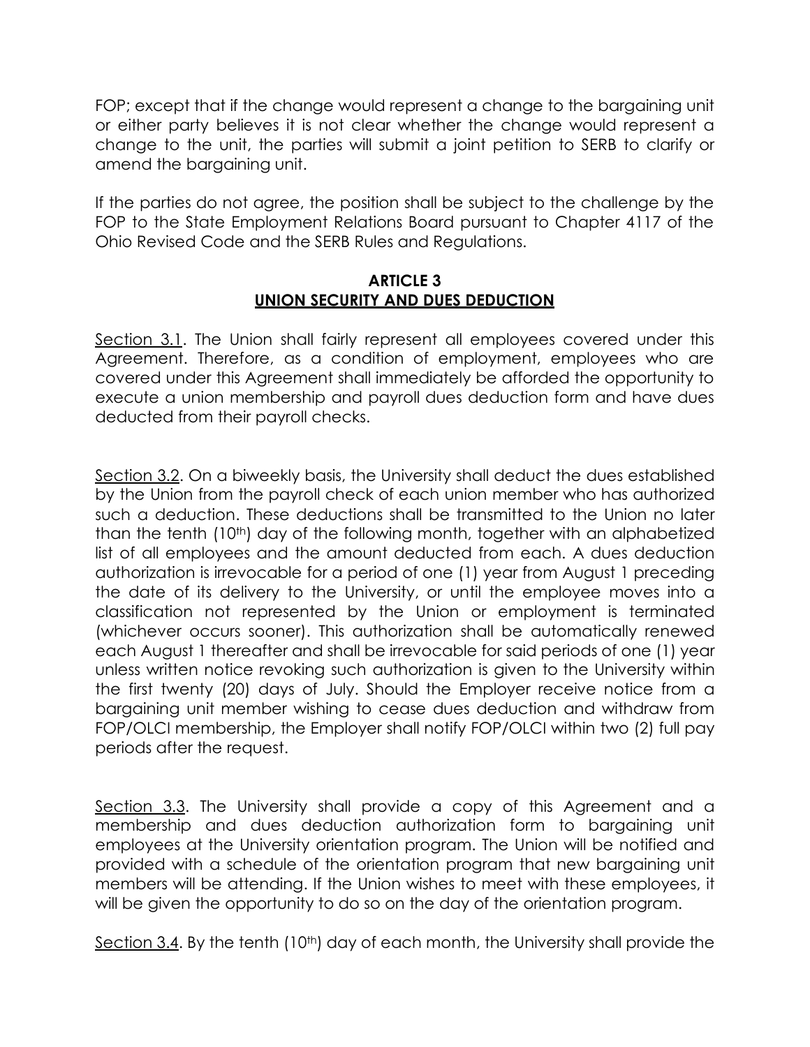FOP; except that if the change would represent a change to the bargaining unit or either party believes it is not clear whether the change would represent a change to the unit, the parties will submit a joint petition to SERB to clarify or amend the bargaining unit.

If the parties do not agree, the position shall be subject to the challenge by the FOP to the State Employment Relations Board pursuant to Chapter 4117 of the Ohio Revised Code and the SERB Rules and Regulations.

## ARTICLE 3
## UNION SECURITY AND DUES DEDUCTION

Section 3.1. The Union shall fairly represent all employees covered under this Agreement. Therefore, as a condition of employment, employees who are covered under this Agreement shall immediately be afforded the opportunity to execute a union membership and payroll dues deduction form and have dues deducted from their payroll checks.

Section 3.2. On a biweekly basis, the University shall deduct the dues established by the Union from the payroll check of each union member who has authorized such a deduction. These deductions shall be transmitted to the Union no later than the tenth (10th) day of the following month, together with an alphabetized list of all employees and the amount deducted from each. A dues deduction authorization is irrevocable for a period of one (1) year from August 1 preceding the date of its delivery to the University, or until the employee moves into a classification not represented by the Union or employment is terminated (whichever occurs sooner). This authorization shall be automatically renewed each August 1 thereafter and shall be irrevocable for said periods of one (1) year unless written notice revoking such authorization is given to the University within the first twenty (20) days of July. Should the Employer receive notice from a bargaining unit member wishing to cease dues deduction and withdraw from FOP/OLCI membership, the Employer shall notify FOP/OLCI within two (2) full pay periods after the request.

Section 3.3. The University shall provide a copy of this Agreement and a membership and dues deduction authorization form to bargaining unit employees at the University orientation program. The Union will be notified and provided with a schedule of the orientation program that new bargaining unit members will be attending. If the Union wishes to meet with these employees, it will be given the opportunity to do so on the day of the orientation program.

Section 3.4. By the tenth (10th) day of each month, the University shall provide the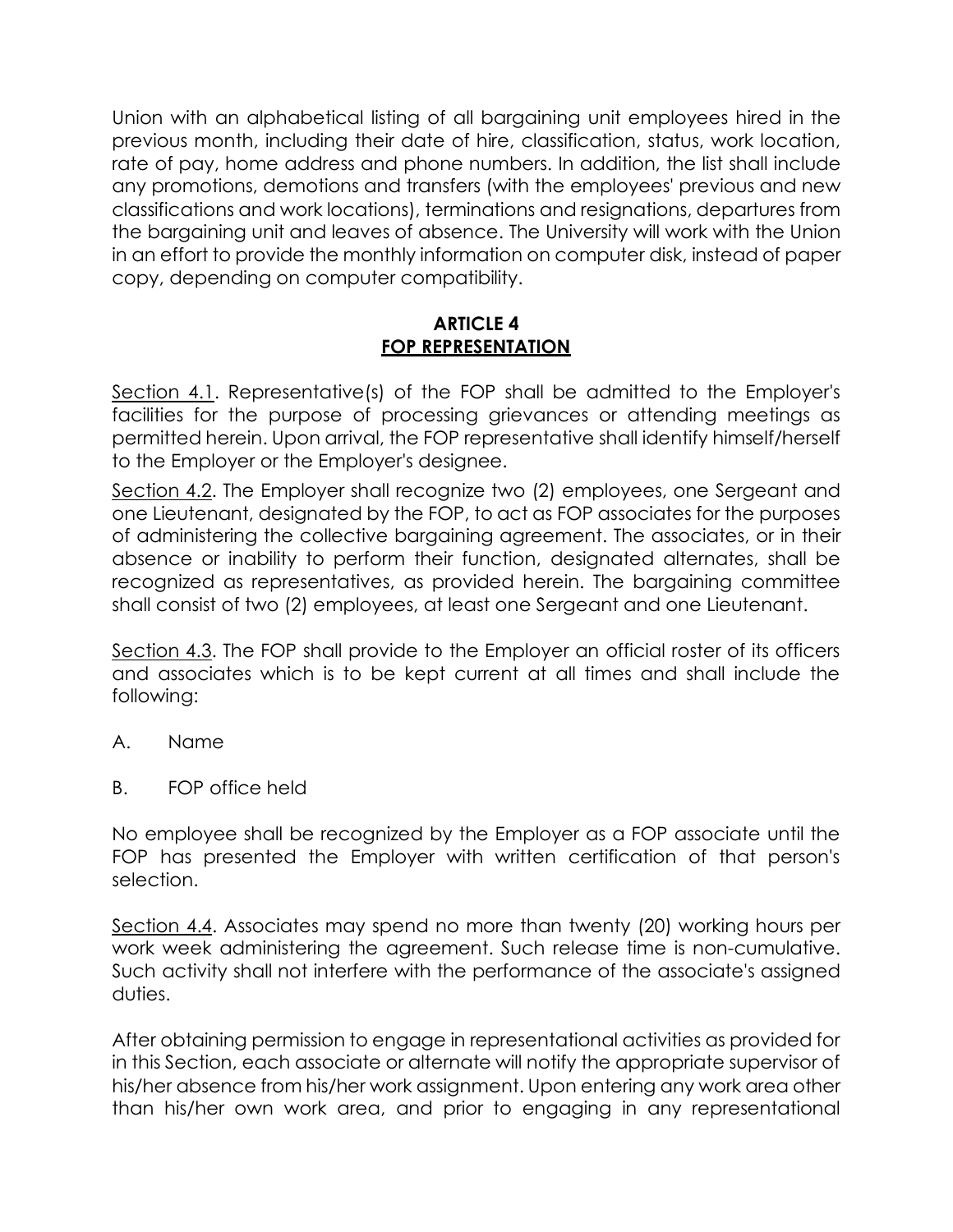Union with an alphabetical listing of all bargaining unit employees hired in the previous month, including their date of hire, classification, status, work location, rate of pay, home address and phone numbers. In addition, the list shall include any promotions, demotions and transfers (with the employees' previous and new classifications and work locations), terminations and resignations, departures from the bargaining unit and leaves of absence. The University will work with the Union in an effort to provide the monthly information on computer disk, instead of paper copy, depending on computer compatibility.

## ARTICLE 4
## FOP REPRESENTATION

Section 4.1. Representative(s) of the FOP shall be admitted to the Employer's facilities for the purpose of processing grievances or attending meetings as permitted herein. Upon arrival, the FOP representative shall identify himself/herself to the Employer or the Employer's designee.

Section 4.2. The Employer shall recognize two (2) employees, one Sergeant and one Lieutenant, designated by the FOP, to act as FOP associates for the purposes of administering the collective bargaining agreement. The associates, or in their absence or inability to perform their function, designated alternates, shall be recognized as representatives, as provided herein. The bargaining committee shall consist of two (2) employees, at least one Sergeant and one Lieutenant.

Section 4.3. The FOP shall provide to the Employer an official roster of its officers and associates which is to be kept current at all times and shall include the following:

A. Name

B. FOP office held

No employee shall be recognized by the Employer as a FOP associate until the FOP has presented the Employer with written certification of that person's selection.

Section 4.4. Associates may spend no more than twenty (20) working hours per work week administering the agreement. Such release time is non-cumulative. Such activity shall not interfere with the performance of the associate's assigned duties.

After obtaining permission to engage in representational activities as provided for in this Section, each associate or alternate will notify the appropriate supervisor of his/her absence from his/her work assignment. Upon entering any work area other than his/her own work area, and prior to engaging in any representational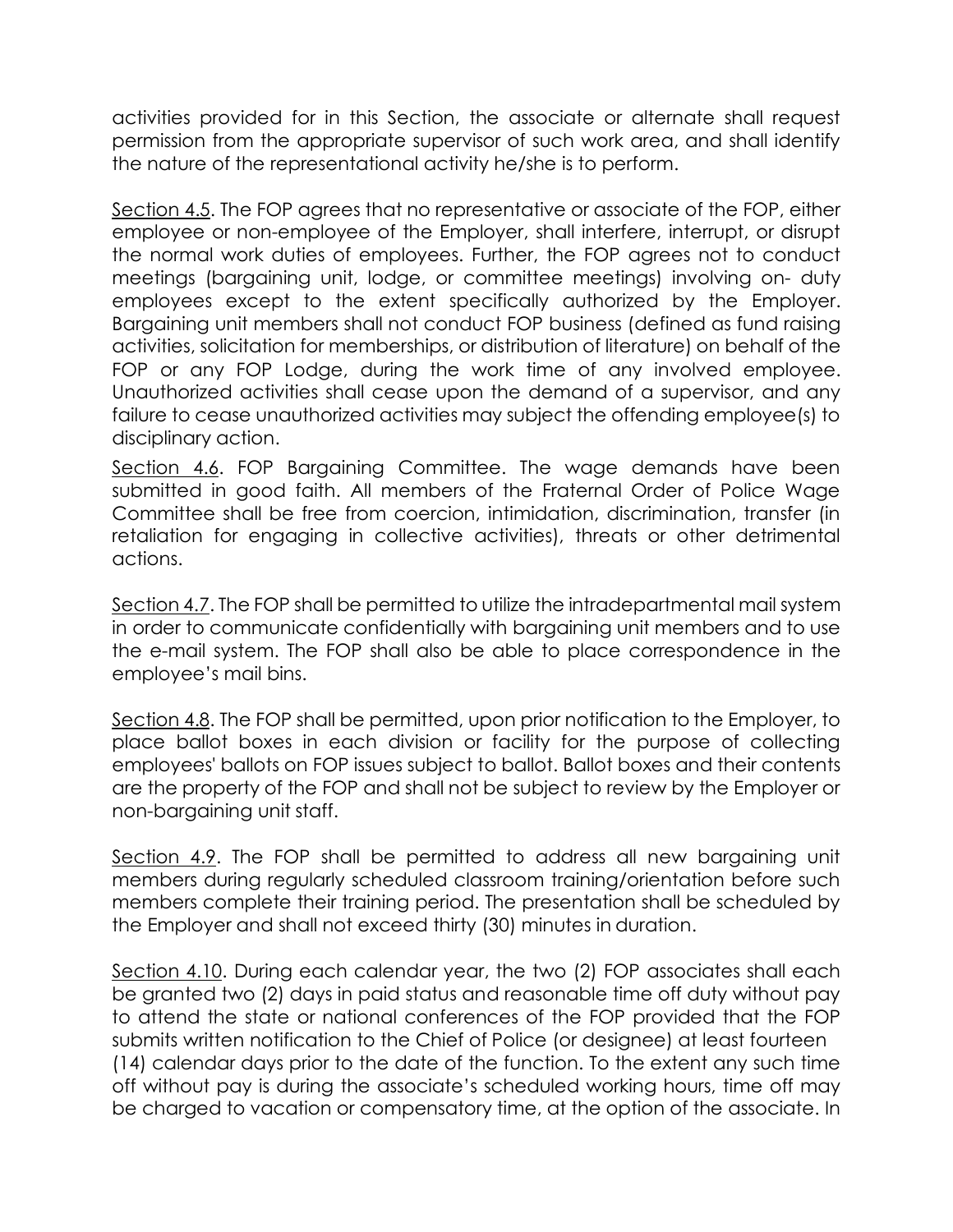activities provided for in this Section, the associate or alternate shall request permission from the appropriate supervisor of such work area, and shall identify the nature of the representational activity he/she is to perform.

Section 4.5. The FOP agrees that no representative or associate of the FOP, either employee or non-employee of the Employer, shall interfere, interrupt, or disrupt the normal work duties of employees. Further, the FOP agrees not to conduct meetings (bargaining unit, lodge, or committee meetings) involving on- duty employees except to the extent specifically authorized by the Employer. Bargaining unit members shall not conduct FOP business (defined as fund raising activities, solicitation for memberships, or distribution of literature) on behalf of the FOP or any FOP Lodge, during the work time of any involved employee. Unauthorized activities shall cease upon the demand of a supervisor, and any failure to cease unauthorized activities may subject the offending employee(s) to disciplinary action.

Section 4.6. FOP Bargaining Committee. The wage demands have been submitted in good faith. All members of the Fraternal Order of Police Wage Committee shall be free from coercion, intimidation, discrimination, transfer (in retaliation for engaging in collective activities), threats or other detrimental actions.

Section 4.7. The FOP shall be permitted to utilize the intradepartmental mail system in order to communicate confidentially with bargaining unit members and to use the e-mail system. The FOP shall also be able to place correspondence in the employee's mail bins.

Section 4.8. The FOP shall be permitted, upon prior notification to the Employer, to place ballot boxes in each division or facility for the purpose of collecting employees' ballots on FOP issues subject to ballot. Ballot boxes and their contents are the property of the FOP and shall not be subject to review by the Employer or non-bargaining unit staff.

Section 4.9. The FOP shall be permitted to address all new bargaining unit members during regularly scheduled classroom training/orientation before such members complete their training period. The presentation shall be scheduled by the Employer and shall not exceed thirty (30) minutes in duration.

Section 4.10. During each calendar year, the two (2) FOP associates shall each be granted two (2) days in paid status and reasonable time off duty without pay to attend the state or national conferences of the FOP provided that the FOP submits written notification to the Chief of Police (or designee) at least fourteen (14) calendar days prior to the date of the function. To the extent any such time off without pay is during the associate's scheduled working hours, time off may be charged to vacation or compensatory time, at the option of the associate. In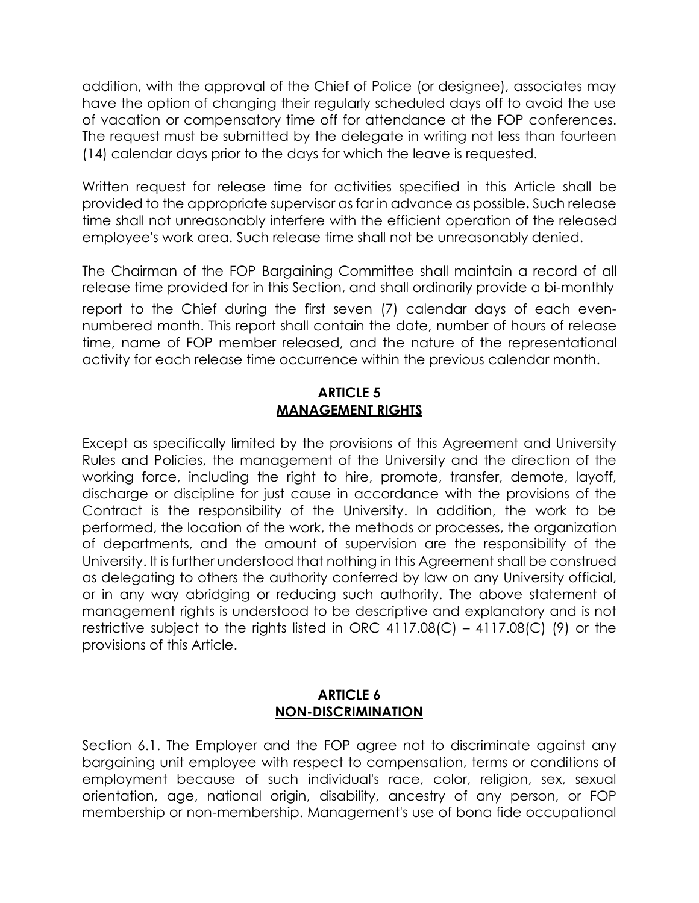addition, with the approval of the Chief of Police (or designee), associates may have the option of changing their regularly scheduled days off to avoid the use of vacation or compensatory time off for attendance at the FOP conferences. The request must be submitted by the delegate in writing not less than fourteen (14) calendar days prior to the days for which the leave is requested.

Written request for release time for activities specified in this Article shall be provided to the appropriate supervisor as far in advance as possible. Such release time shall not unreasonably interfere with the efficient operation of the released employee's work area. Such release time shall not be unreasonably denied.

The Chairman of the FOP Bargaining Committee shall maintain a record of all release time provided for in this Section, and shall ordinarily provide a bi-monthly report to the Chief during the first seven (7) calendar days of each even-numbered month. This report shall contain the date, number of hours of release time, name of FOP member released, and the nature of the representational activity for each release time occurrence within the previous calendar month.

## ARTICLE 5
## MANAGEMENT RIGHTS

Except as specifically limited by the provisions of this Agreement and University Rules and Policies, the management of the University and the direction of the working force, including the right to hire, promote, transfer, demote, layoff, discharge or discipline for just cause in accordance with the provisions of the Contract is the responsibility of the University. In addition, the work to be performed, the location of the work, the methods or processes, the organization of departments, and the amount of supervision are the responsibility of the University. It is further understood that nothing in this Agreement shall be construed as delegating to others the authority conferred by law on any University official, or in any way abridging or reducing such authority. The above statement of management rights is understood to be descriptive and explanatory and is not restrictive subject to the rights listed in ORC 4117.08(C) – 4117.08(C) (9) or the provisions of this Article.

## ARTICLE 6
## NON-DISCRIMINATION

Section 6.1. The Employer and the FOP agree not to discriminate against any bargaining unit employee with respect to compensation, terms or conditions of employment because of such individual's race, color, religion, sex, sexual orientation, age, national origin, disability, ancestry of any person, or FOP membership or non-membership. Management's use of bona fide occupational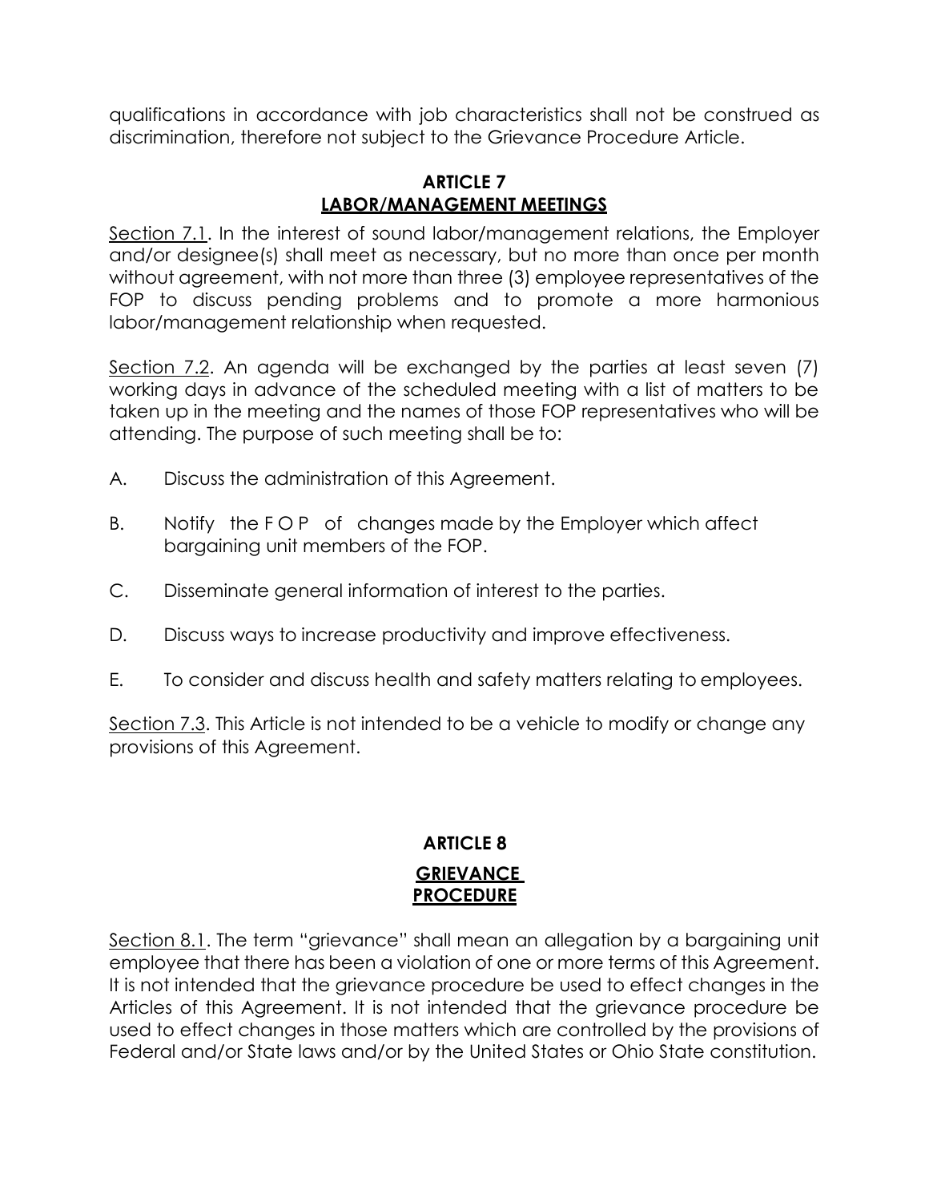qualifications in accordance with job characteristics shall not be construed as discrimination, therefore not subject to the Grievance Procedure Article.

## ARTICLE 7
## LABOR/MANAGEMENT MEETINGS

Section 7.1. In the interest of sound labor/management relations, the Employer and/or designee(s) shall meet as necessary, but no more than once per month without agreement, with not more than three (3) employee representatives of the FOP to discuss pending problems and to promote a more harmonious labor/management relationship when requested.

Section 7.2. An agenda will be exchanged by the parties at least seven (7) working days in advance of the scheduled meeting with a list of matters to be taken up in the meeting and the names of those FOP representatives who will be attending. The purpose of such meeting shall be to:

A. Discuss the administration of this Agreement.

B. Notify the F O P of changes made by the Employer which affect bargaining unit members of the FOP.

C. Disseminate general information of interest to the parties.

D. Discuss ways to increase productivity and improve effectiveness.

E. To consider and discuss health and safety matters relating to employees.

Section 7.3. This Article is not intended to be a vehicle to modify or change any provisions of this Agreement.

## ARTICLE 8
## GRIEVANCE PROCEDURE

Section 8.1. The term "grievance" shall mean an allegation by a bargaining unit employee that there has been a violation of one or more terms of this Agreement. It is not intended that the grievance procedure be used to effect changes in the Articles of this Agreement. It is not intended that the grievance procedure be used to effect changes in those matters which are controlled by the provisions of Federal and/or State laws and/or by the United States or Ohio State constitution.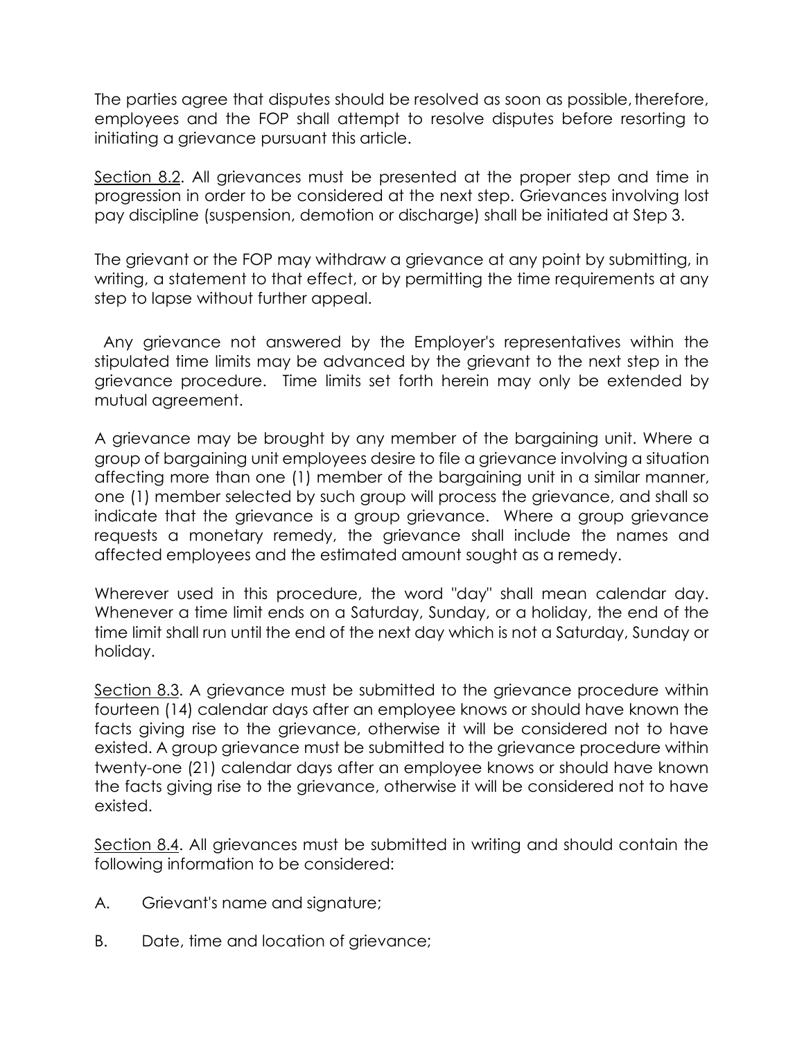The parties agree that disputes should be resolved as soon as possible, therefore, employees and the FOP shall attempt to resolve disputes before resorting to initiating a grievance pursuant this article.

Section 8.2. All grievances must be presented at the proper step and time in progression in order to be considered at the next step. Grievances involving lost pay discipline (suspension, demotion or discharge) shall be initiated at Step 3.

The grievant or the FOP may withdraw a grievance at any point by submitting, in writing, a statement to that effect, or by permitting the time requirements at any step to lapse without further appeal.

Any grievance not answered by the Employer's representatives within the stipulated time limits may be advanced by the grievant to the next step in the grievance procedure. Time limits set forth herein may only be extended by mutual agreement.

A grievance may be brought by any member of the bargaining unit. Where a group of bargaining unit employees desire to file a grievance involving a situation affecting more than one (1) member of the bargaining unit in a similar manner, one (1) member selected by such group will process the grievance, and shall so indicate that the grievance is a group grievance. Where a group grievance requests a monetary remedy, the grievance shall include the names and affected employees and the estimated amount sought as a remedy.

Wherever used in this procedure, the word "day" shall mean calendar day. Whenever a time limit ends on a Saturday, Sunday, or a holiday, the end of the time limit shall run until the end of the next day which is not a Saturday, Sunday or holiday.

Section 8.3. A grievance must be submitted to the grievance procedure within fourteen (14) calendar days after an employee knows or should have known the facts giving rise to the grievance, otherwise it will be considered not to have existed. A group grievance must be submitted to the grievance procedure within twenty-one (21) calendar days after an employee knows or should have known the facts giving rise to the grievance, otherwise it will be considered not to have existed.

Section 8.4. All grievances must be submitted in writing and should contain the following information to be considered:

A. Grievant's name and signature;

B. Date, time and location of grievance;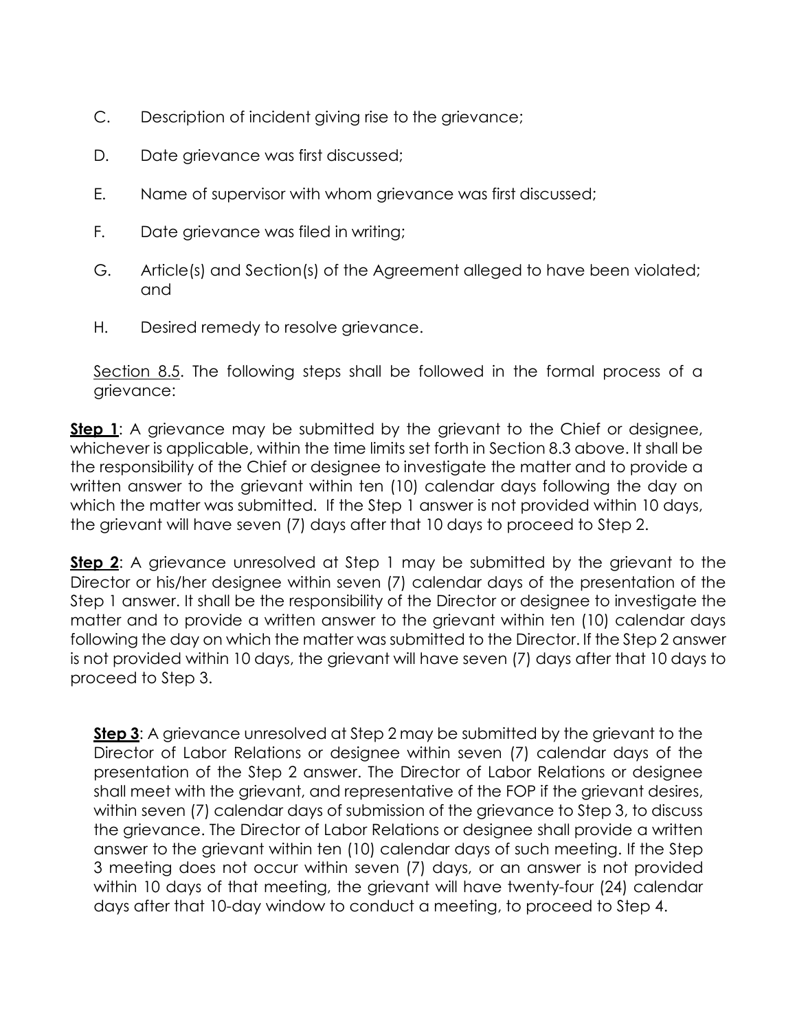C. Description of incident giving rise to the grievance;

D. Date grievance was first discussed;

E. Name of supervisor with whom grievance was first discussed;

F. Date grievance was filed in writing;

G. Article(s) and Section(s) of the Agreement alleged to have been violated; and

H. Desired remedy to resolve grievance.

Section 8.5. The following steps shall be followed in the formal process of a grievance:

**Step 1**: A grievance may be submitted by the grievant to the Chief or designee, whichever is applicable, within the time limits set forth in Section 8.3 above. It shall be the responsibility of the Chief or designee to investigate the matter and to provide a written answer to the grievant within ten (10) calendar days following the day on which the matter was submitted. If the Step 1 answer is not provided within 10 days, the grievant will have seven (7) days after that 10 days to proceed to Step 2.

**Step 2**: A grievance unresolved at Step 1 may be submitted by the grievant to the Director or his/her designee within seven (7) calendar days of the presentation of the Step 1 answer. It shall be the responsibility of the Director or designee to investigate the matter and to provide a written answer to the grievant within ten (10) calendar days following the day on which the matter was submitted to the Director. If the Step 2 answer is not provided within 10 days, the grievant will have seven (7) days after that 10 days to proceed to Step 3.

**Step 3**: A grievance unresolved at Step 2 may be submitted by the grievant to the Director of Labor Relations or designee within seven (7) calendar days of the presentation of the Step 2 answer. The Director of Labor Relations or designee shall meet with the grievant, and representative of the FOP if the grievant desires, within seven (7) calendar days of submission of the grievance to Step 3, to discuss the grievance. The Director of Labor Relations or designee shall provide a written answer to the grievant within ten (10) calendar days of such meeting. If the Step 3 meeting does not occur within seven (7) days, or an answer is not provided within 10 days of that meeting, the grievant will have twenty-four (24) calendar days after that 10-day window to conduct a meeting, to proceed to Step 4.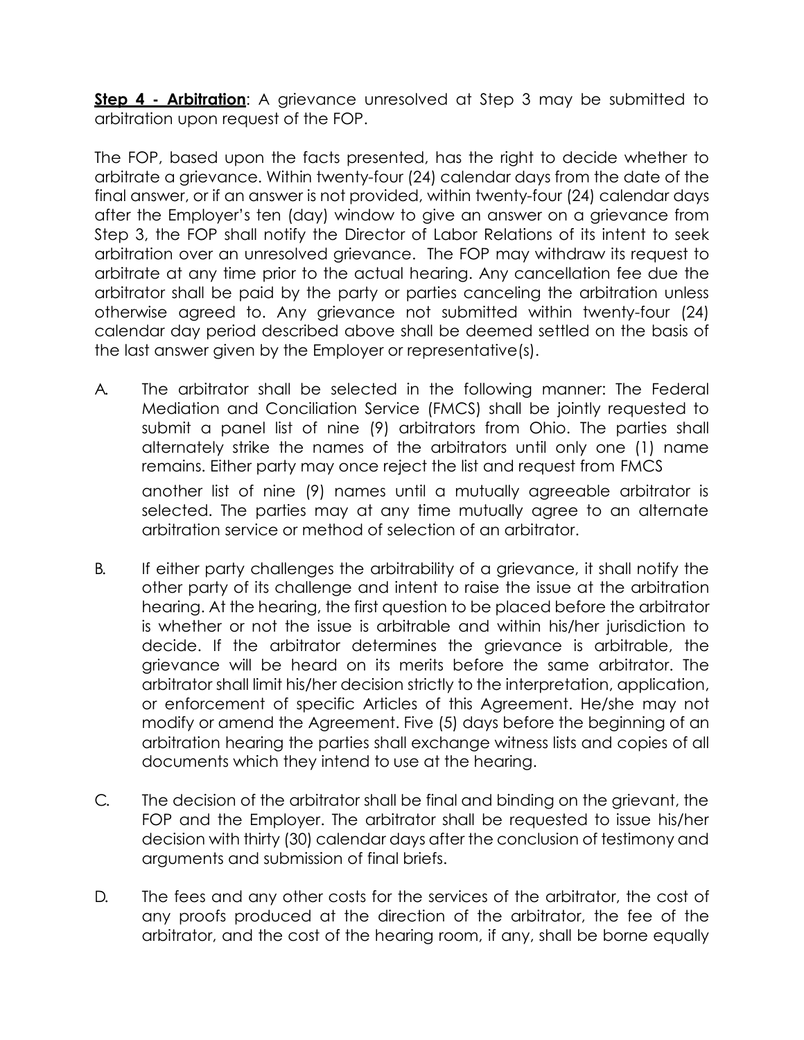**Step 4 - Arbitration**: A grievance unresolved at Step 3 may be submitted to arbitration upon request of the FOP.

The FOP, based upon the facts presented, has the right to decide whether to arbitrate a grievance. Within twenty-four (24) calendar days from the date of the final answer, or if an answer is not provided, within twenty-four (24) calendar days after the Employer's ten (day) window to give an answer on a grievance from Step 3, the FOP shall notify the Director of Labor Relations of its intent to seek arbitration over an unresolved grievance. The FOP may withdraw its request to arbitrate at any time prior to the actual hearing. Any cancellation fee due the arbitrator shall be paid by the party or parties canceling the arbitration unless otherwise agreed to. Any grievance not submitted within twenty-four (24) calendar day period described above shall be deemed settled on the basis of the last answer given by the Employer or representative(s).

A. The arbitrator shall be selected in the following manner: The Federal Mediation and Conciliation Service (FMCS) shall be jointly requested to submit a panel list of nine (9) arbitrators from Ohio. The parties shall alternately strike the names of the arbitrators until only one (1) name remains. Either party may once reject the list and request from FMCS another list of nine (9) names until a mutually agreeable arbitrator is selected. The parties may at any time mutually agree to an alternate arbitration service or method of selection of an arbitrator.

B. If either party challenges the arbitrability of a grievance, it shall notify the other party of its challenge and intent to raise the issue at the arbitration hearing. At the hearing, the first question to be placed before the arbitrator is whether or not the issue is arbitrable and within his/her jurisdiction to decide. If the arbitrator determines the grievance is arbitrable, the grievance will be heard on its merits before the same arbitrator. The arbitrator shall limit his/her decision strictly to the interpretation, application, or enforcement of specific Articles of this Agreement. He/she may not modify or amend the Agreement. Five (5) days before the beginning of an arbitration hearing the parties shall exchange witness lists and copies of all documents which they intend to use at the hearing.

C. The decision of the arbitrator shall be final and binding on the grievant, the FOP and the Employer. The arbitrator shall be requested to issue his/her decision with thirty (30) calendar days after the conclusion of testimony and arguments and submission of final briefs.

D. The fees and any other costs for the services of the arbitrator, the cost of any proofs produced at the direction of the arbitrator, the fee of the arbitrator, and the cost of the hearing room, if any, shall be borne equally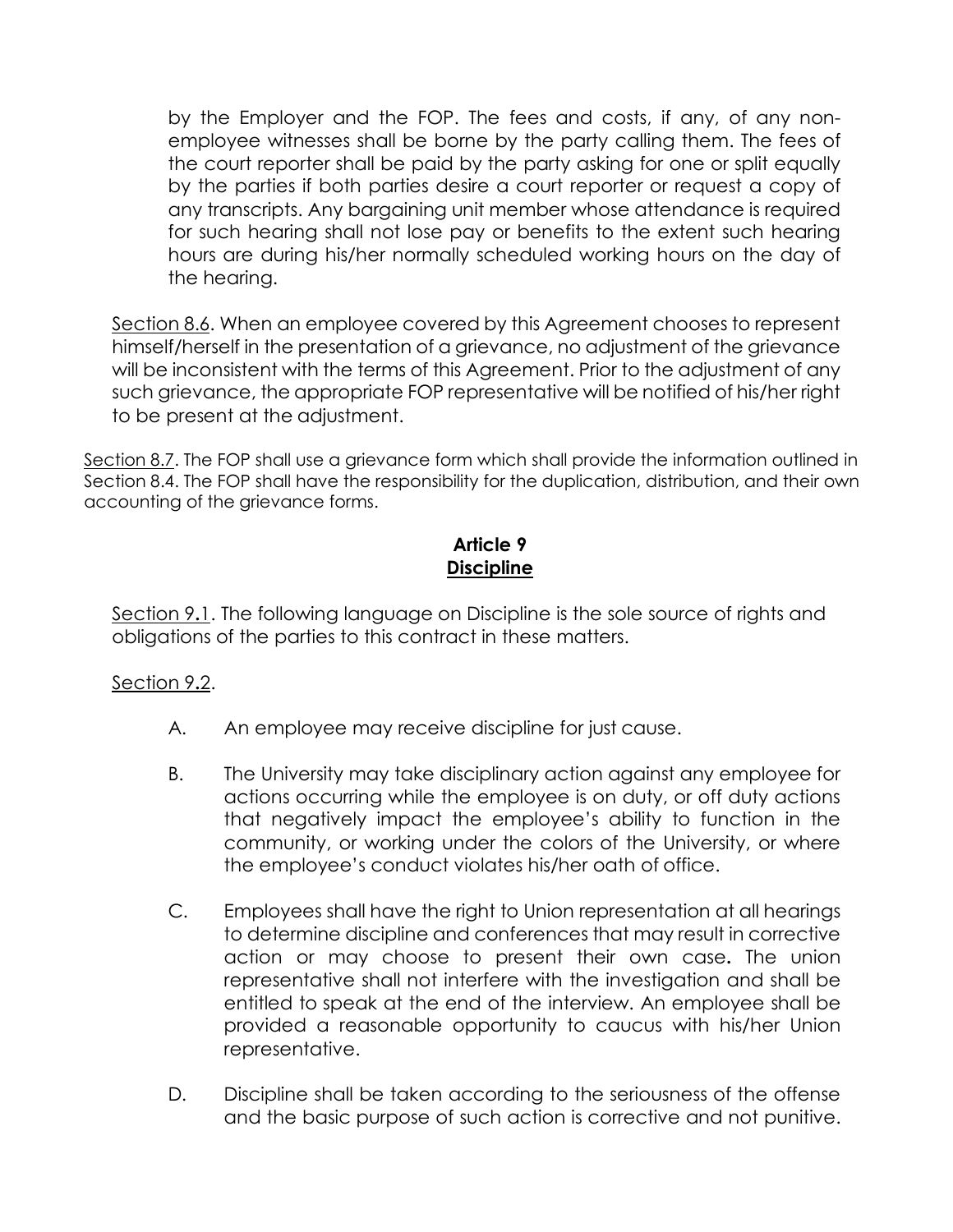by the Employer and the FOP. The fees and costs, if any, of any non-employee witnesses shall be borne by the party calling them. The fees of the court reporter shall be paid by the party asking for one or split equally by the parties if both parties desire a court reporter or request a copy of any transcripts. Any bargaining unit member whose attendance is required for such hearing shall not lose pay or benefits to the extent such hearing hours are during his/her normally scheduled working hours on the day of the hearing.

Section 8.6. When an employee covered by this Agreement chooses to represent himself/herself in the presentation of a grievance, no adjustment of the grievance will be inconsistent with the terms of this Agreement. Prior to the adjustment of any such grievance, the appropriate FOP representative will be notified of his/her right to be present at the adjustment.

Section 8.7. The FOP shall use a grievance form which shall provide the information outlined in Section 8.4. The FOP shall have the responsibility for the duplication, distribution, and their own accounting of the grievance forms.

## Article 9
## Discipline

Section 9.1. The following language on Discipline is the sole source of rights and obligations of the parties to this contract in these matters.

Section 9.2.

A. An employee may receive discipline for just cause.

B. The University may take disciplinary action against any employee for actions occurring while the employee is on duty, or off duty actions that negatively impact the employee's ability to function in the community, or working under the colors of the University, or where the employee's conduct violates his/her oath of office.

C. Employees shall have the right to Union representation at all hearings to determine discipline and conferences that may result in corrective action or may choose to present their own case**.** The union representative shall not interfere with the investigation and shall be entitled to speak at the end of the interview. An employee shall be provided a reasonable opportunity to caucus with his/her Union representative.

D. Discipline shall be taken according to the seriousness of the offense and the basic purpose of such action is corrective and not punitive.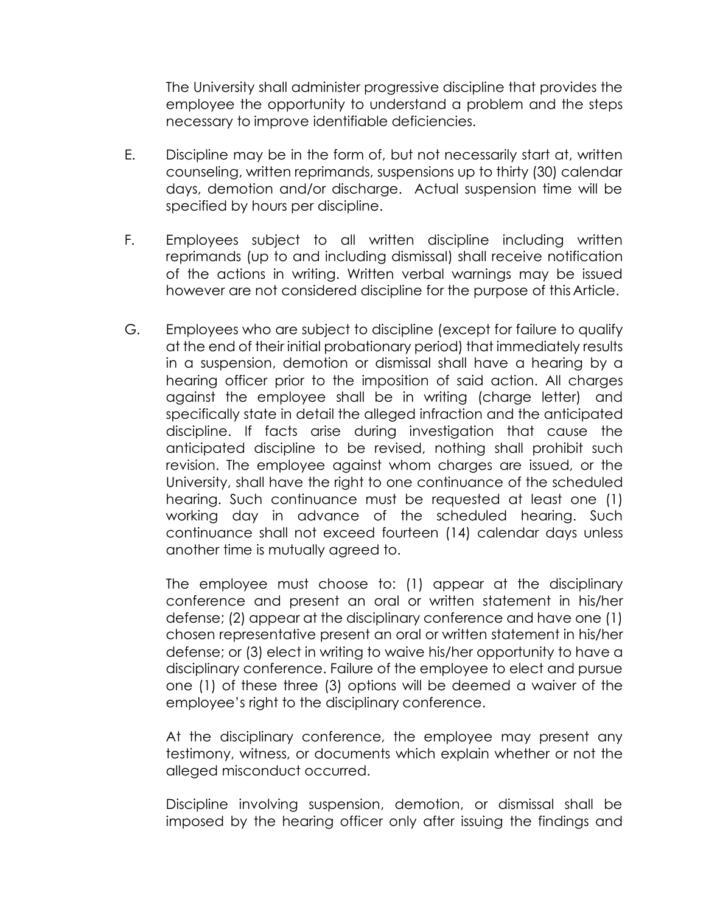The University shall administer progressive discipline that provides the employee the opportunity to understand a problem and the steps necessary to improve identifiable deficiencies.

E. Discipline may be in the form of, but not necessarily start at, written counseling, written reprimands, suspensions up to thirty (30) calendar days, demotion and/or discharge. Actual suspension time will be specified by hours per discipline.

F. Employees subject to all written discipline including written reprimands (up to and including dismissal) shall receive notification of the actions in writing. Written verbal warnings may be issued however are not considered discipline for the purpose of this Article.

G. Employees who are subject to discipline (except for failure to qualify at the end of their initial probationary period) that immediately results in a suspension, demotion or dismissal shall have a hearing by a hearing officer prior to the imposition of said action. All charges against the employee shall be in writing (charge letter) and specifically state in detail the alleged infraction and the anticipated discipline. If facts arise during investigation that cause the anticipated discipline to be revised, nothing shall prohibit such revision. The employee against whom charges are issued, or the University, shall have the right to one continuance of the scheduled hearing. Such continuance must be requested at least one (1) working day in advance of the scheduled hearing. Such continuance shall not exceed fourteen (14) calendar days unless another time is mutually agreed to.

   The employee must choose to: (1) appear at the disciplinary conference and present an oral or written statement in his/her defense; (2) appear at the disciplinary conference and have one (1) chosen representative present an oral or written statement in his/her defense; or (3) elect in writing to waive his/her opportunity to have a disciplinary conference. Failure of the employee to elect and pursue one (1) of these three (3) options will be deemed a waiver of the employee's right to the disciplinary conference.

   At the disciplinary conference, the employee may present any testimony, witness, or documents which explain whether or not the alleged misconduct occurred.

   Discipline involving suspension, demotion, or dismissal shall be imposed by the hearing officer only after issuing the findings and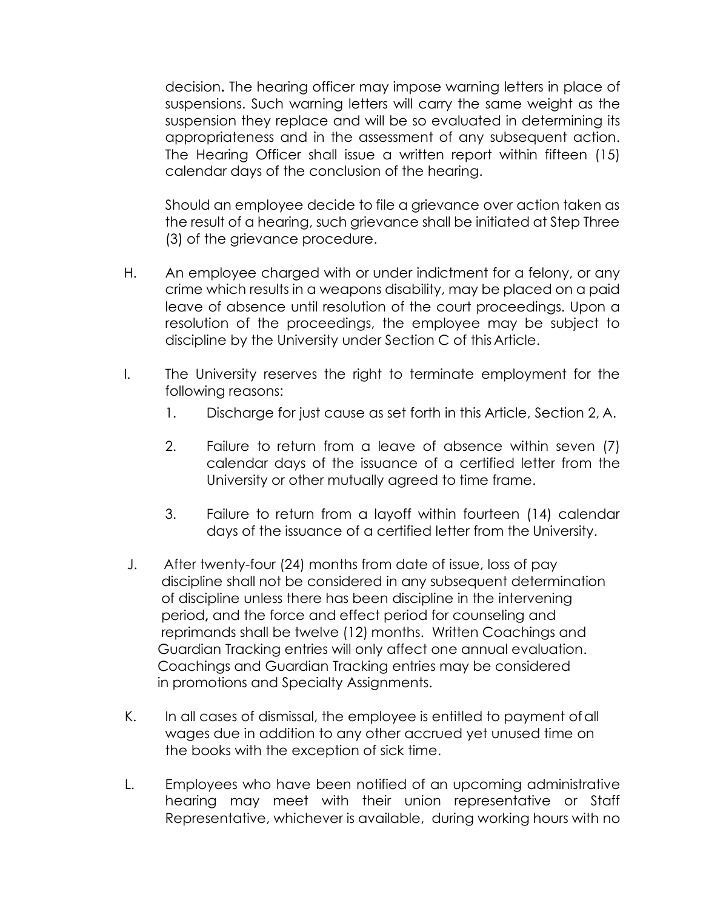decision**.** The hearing officer may impose warning letters in place of suspensions. Such warning letters will carry the same weight as the suspension they replace and will be so evaluated in determining its appropriateness and in the assessment of any subsequent action. The Hearing Officer shall issue a written report within fifteen (15) calendar days of the conclusion of the hearing.

Should an employee decide to file a grievance over action taken as the result of a hearing, such grievance shall be initiated at Step Three (3) of the grievance procedure.

H. An employee charged with or under indictment for a felony, or any crime which results in a weapons disability, may be placed on a paid leave of absence until resolution of the court proceedings. Upon a resolution of the proceedings, the employee may be subject to discipline by the University under Section C of this Article.

I. The University reserves the right to terminate employment for the following reasons:

   1. Discharge for just cause as set forth in this Article, Section 2, A.

   2. Failure to return from a leave of absence within seven (7) calendar days of the issuance of a certified letter from the University or other mutually agreed to time frame.

   3. Failure to return from a layoff within fourteen (14) calendar days of the issuance of a certified letter from the University.

J. After twenty-four (24) months from date of issue, loss of pay discipline shall not be considered in any subsequent determination of discipline unless there has been discipline in the intervening period**,** and the force and effect period for counseling and reprimands shall be twelve (12) months. Written Coachings and Guardian Tracking entries will only affect one annual evaluation. Coachings and Guardian Tracking entries may be considered in promotions and Specialty Assignments.

K. In all cases of dismissal, the employee is entitled to payment of all wages due in addition to any other accrued yet unused time on the books with the exception of sick time.

L. Employees who have been notified of an upcoming administrative hearing may meet with their union representative or Staff Representative, whichever is available, during working hours with no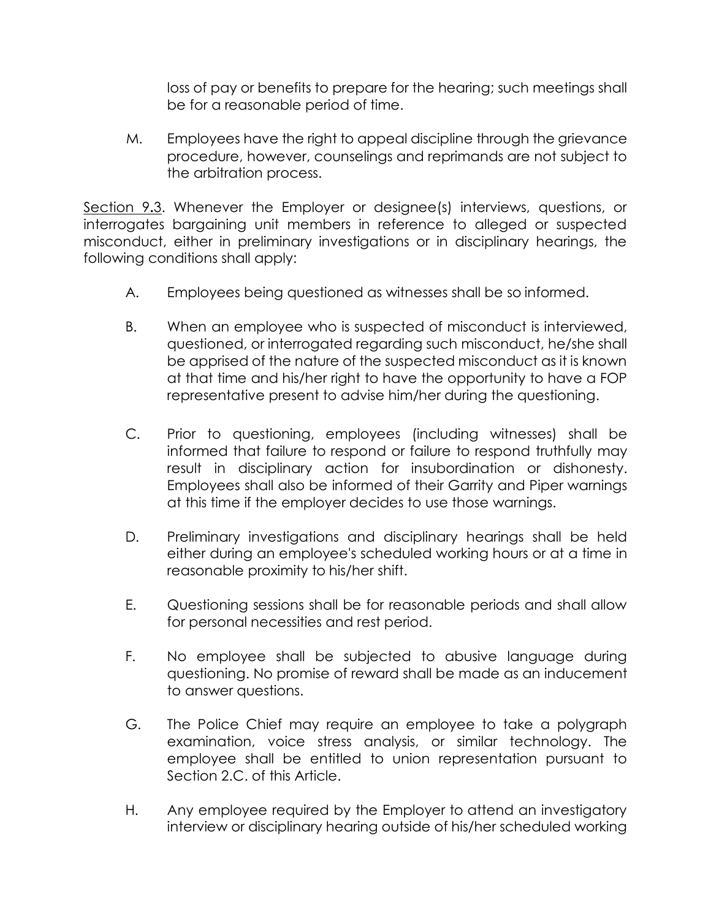loss of pay or benefits to prepare for the hearing; such meetings shall be for a reasonable period of time.

M. Employees have the right to appeal discipline through the grievance procedure, however, counselings and reprimands are not subject to the arbitration process.

<u>Section 9.3</u>. Whenever the Employer or designee(s) interviews, questions, or interrogates bargaining unit members in reference to alleged or suspected misconduct, either in preliminary investigations or in disciplinary hearings, the following conditions shall apply:

A. Employees being questioned as witnesses shall be so informed.

B. When an employee who is suspected of misconduct is interviewed, questioned, or interrogated regarding such misconduct, he/she shall be apprised of the nature of the suspected misconduct as it is known at that time and his/her right to have the opportunity to have a FOP representative present to advise him/her during the questioning.

C. Prior to questioning, employees (including witnesses) shall be informed that failure to respond or failure to respond truthfully may result in disciplinary action for insubordination or dishonesty. Employees shall also be informed of their Garrity and Piper warnings at this time if the employer decides to use those warnings.

D. Preliminary investigations and disciplinary hearings shall be held either during an employee's scheduled working hours or at a time in reasonable proximity to his/her shift.

E. Questioning sessions shall be for reasonable periods and shall allow for personal necessities and rest period.

F. No employee shall be subjected to abusive language during questioning. No promise of reward shall be made as an inducement to answer questions.

G. The Police Chief may require an employee to take a polygraph examination, voice stress analysis, or similar technology. The employee shall be entitled to union representation pursuant to Section 2.C. of this Article.

H. Any employee required by the Employer to attend an investigatory interview or disciplinary hearing outside of his/her scheduled working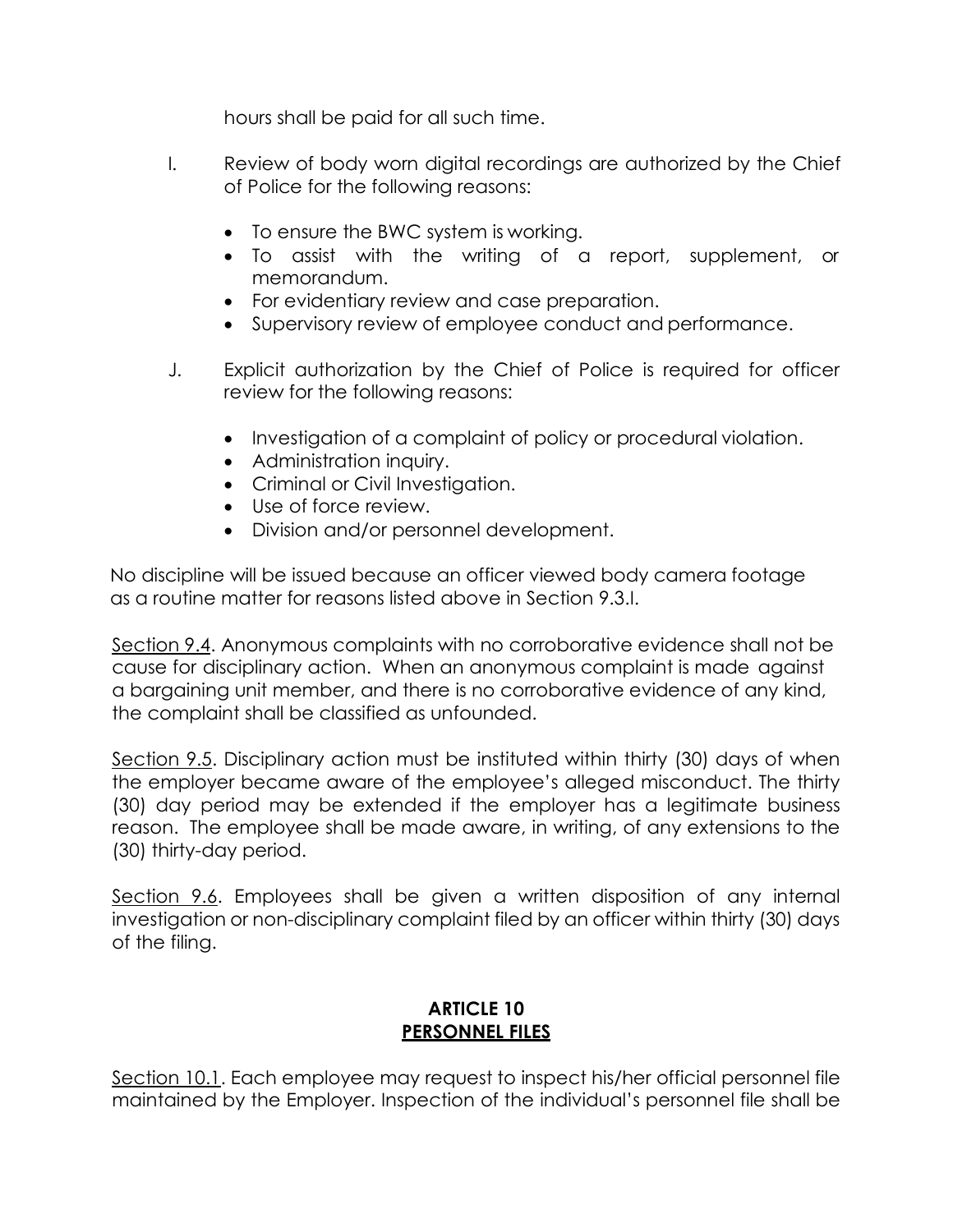hours shall be paid for all such time.

I. Review of body worn digital recordings are authorized by the Chief of Police for the following reasons:

- To ensure the BWC system is working.
- To assist with the writing of a report, supplement, or memorandum.
- For evidentiary review and case preparation.
- Supervisory review of employee conduct and performance.

J. Explicit authorization by the Chief of Police is required for officer review for the following reasons:

- Investigation of a complaint of policy or procedural violation.
- Administration inquiry.
- Criminal or Civil Investigation.
- Use of force review.
- Division and/or personnel development.

No discipline will be issued because an officer viewed body camera footage as a routine matter for reasons listed above in Section 9.3.I.

<u>Section 9.4</u>. Anonymous complaints with no corroborative evidence shall not be cause for disciplinary action. When an anonymous complaint is made against a bargaining unit member, and there is no corroborative evidence of any kind, the complaint shall be classified as unfounded.

<u>Section 9.5</u>. Disciplinary action must be instituted within thirty (30) days of when the employer became aware of the employee's alleged misconduct. The thirty (30) day period may be extended if the employer has a legitimate business reason. The employee shall be made aware, in writing, of any extensions to the (30) thirty-day period.

<u>Section 9.6</u>. Employees shall be given a written disposition of any internal investigation or non-disciplinary complaint filed by an officer within thirty (30) days of the filing.

## ARTICLE 10
## <u>PERSONNEL FILES</u>

<u>Section 10.1</u>. Each employee may request to inspect his/her official personnel file maintained by the Employer. Inspection of the individual's personnel file shall be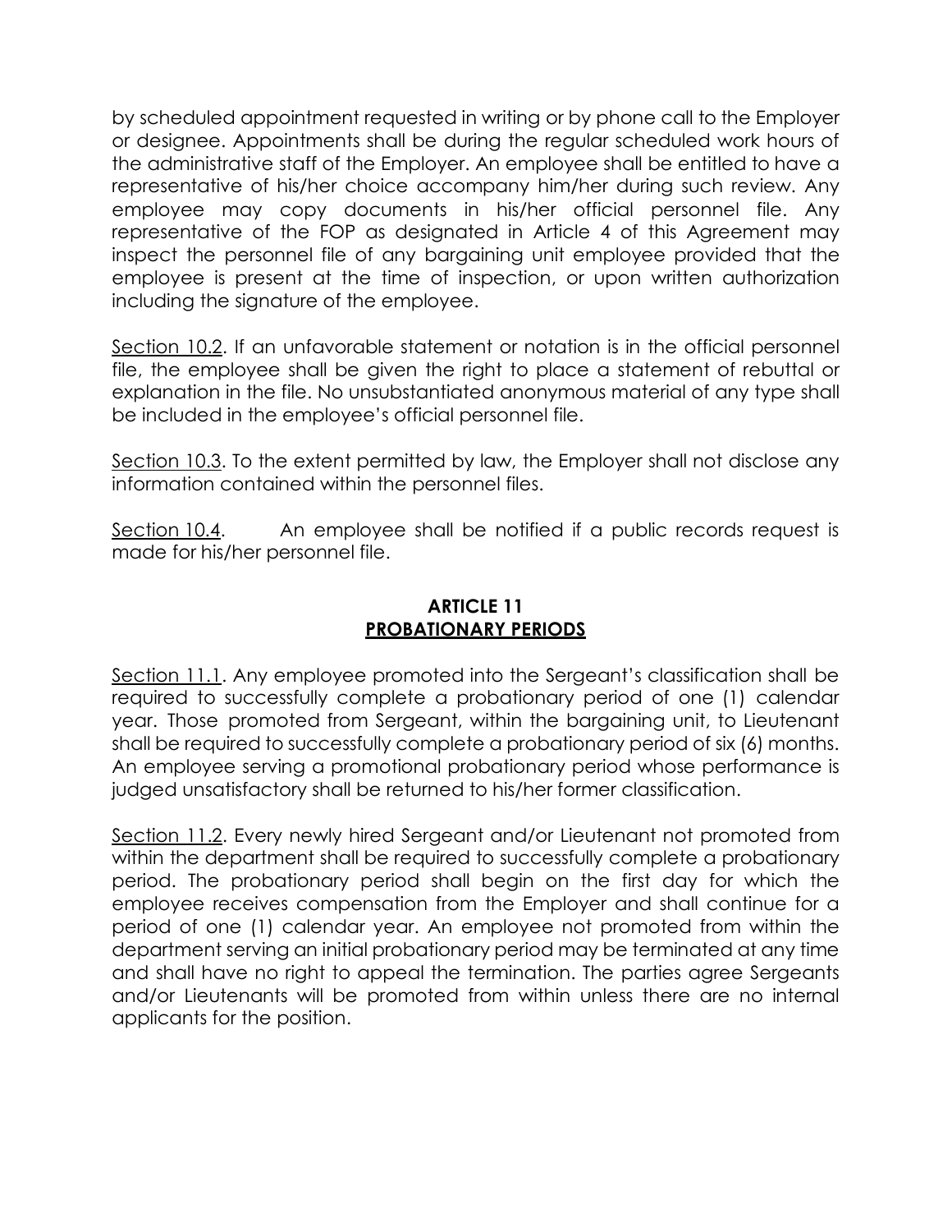by scheduled appointment requested in writing or by phone call to the Employer or designee. Appointments shall be during the regular scheduled work hours of the administrative staff of the Employer. An employee shall be entitled to have a representative of his/her choice accompany him/her during such review. Any employee may copy documents in his/her official personnel file. Any representative of the FOP as designated in Article 4 of this Agreement may inspect the personnel file of any bargaining unit employee provided that the employee is present at the time of inspection, or upon written authorization including the signature of the employee.

Section 10.2. If an unfavorable statement or notation is in the official personnel file, the employee shall be given the right to place a statement of rebuttal or explanation in the file. No unsubstantiated anonymous material of any type shall be included in the employee's official personnel file.

Section 10.3. To the extent permitted by law, the Employer shall not disclose any information contained within the personnel files.

Section 10.4. An employee shall be notified if a public records request is made for his/her personnel file.

## ARTICLE 11
## PROBATIONARY PERIODS

Section 11.1. Any employee promoted into the Sergeant's classification shall be required to successfully complete a probationary period of one (1) calendar year. Those promoted from Sergeant, within the bargaining unit, to Lieutenant shall be required to successfully complete a probationary period of six (6) months. An employee serving a promotional probationary period whose performance is judged unsatisfactory shall be returned to his/her former classification.

Section 11.2. Every newly hired Sergeant and/or Lieutenant not promoted from within the department shall be required to successfully complete a probationary period. The probationary period shall begin on the first day for which the employee receives compensation from the Employer and shall continue for a period of one (1) calendar year. An employee not promoted from within the department serving an initial probationary period may be terminated at any time and shall have no right to appeal the termination. The parties agree Sergeants and/or Lieutenants will be promoted from within unless there are no internal applicants for the position.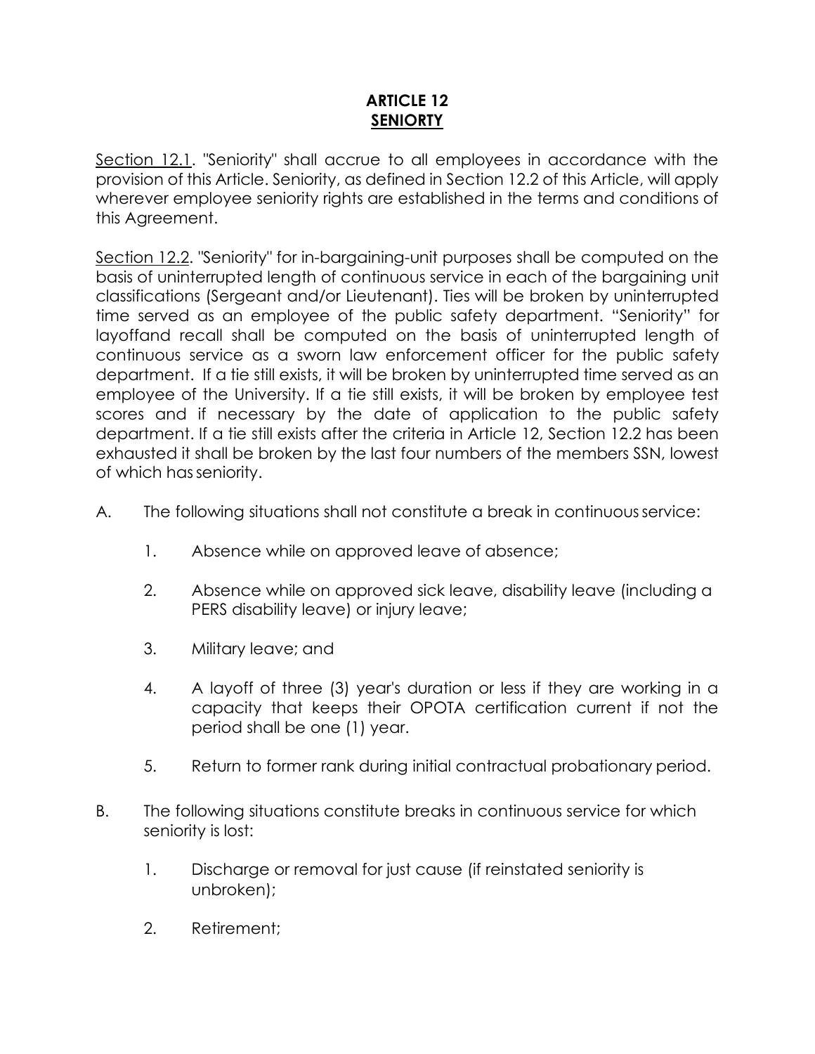# ARTICLE 12
## SENIORTY

Section 12.1. "Seniority" shall accrue to all employees in accordance with the provision of this Article. Seniority, as defined in Section 12.2 of this Article, will apply wherever employee seniority rights are established in the terms and conditions of this Agreement.

Section 12.2. "Seniority" for in-bargaining-unit purposes shall be computed on the basis of uninterrupted length of continuous service in each of the bargaining unit classifications (Sergeant and/or Lieutenant). Ties will be broken by uninterrupted time served as an employee of the public safety department. "Seniority" for layoffand recall shall be computed on the basis of uninterrupted length of continuous service as a sworn law enforcement officer for the public safety department. If a tie still exists, it will be broken by uninterrupted time served as an employee of the University. If a tie still exists, it will be broken by employee test scores and if necessary by the date of application to the public safety department. If a tie still exists after the criteria in Article 12, Section 12.2 has been exhausted it shall be broken by the last four numbers of the members SSN, lowest of which has seniority.

A. The following situations shall not constitute a break in continuous service:

1. Absence while on approved leave of absence;

2. Absence while on approved sick leave, disability leave (including a PERS disability leave) or injury leave;

3. Military leave; and

4. A layoff of three (3) year's duration or less if they are working in a capacity that keeps their OPOTA certification current if not the period shall be one (1) year.

5. Return to former rank during initial contractual probationary period.

B. The following situations constitute breaks in continuous service for which seniority is lost:

1. Discharge or removal for just cause (if reinstated seniority is unbroken);

2. Retirement;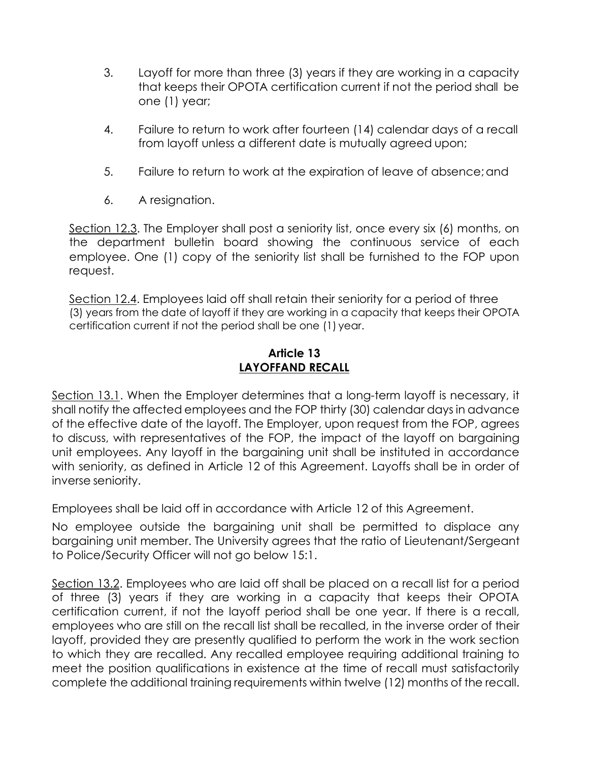3. Layoff for more than three (3) years if they are working in a capacity that keeps their OPOTA certification current if not the period shall be one (1) year;

4. Failure to return to work after fourteen (14) calendar days of a recall from layoff unless a different date is mutually agreed upon;

5. Failure to return to work at the expiration of leave of absence; and

6. A resignation.

Section 12.3. The Employer shall post a seniority list, once every six (6) months, on the department bulletin board showing the continuous service of each employee. One (1) copy of the seniority list shall be furnished to the FOP upon request.

Section 12.4. Employees laid off shall retain their seniority for a period of three (3) years from the date of layoff if they are working in a capacity that keeps their OPOTA certification current if not the period shall be one (1) year.

## Article 13
## LAYOFFAND RECALL

Section 13.1. When the Employer determines that a long-term layoff is necessary, it shall notify the affected employees and the FOP thirty (30) calendar days in advance of the effective date of the layoff. The Employer, upon request from the FOP, agrees to discuss, with representatives of the FOP, the impact of the layoff on bargaining unit employees. Any layoff in the bargaining unit shall be instituted in accordance with seniority, as defined in Article 12 of this Agreement. Layoffs shall be in order of inverse seniority.

Employees shall be laid off in accordance with Article 12 of this Agreement.

No employee outside the bargaining unit shall be permitted to displace any bargaining unit member. The University agrees that the ratio of Lieutenant/Sergeant to Police/Security Officer will not go below 15:1.

Section 13.2. Employees who are laid off shall be placed on a recall list for a period of three (3) years if they are working in a capacity that keeps their OPOTA certification current, if not the layoff period shall be one year. If there is a recall, employees who are still on the recall list shall be recalled, in the inverse order of their layoff, provided they are presently qualified to perform the work in the work section to which they are recalled. Any recalled employee requiring additional training to meet the position qualifications in existence at the time of recall must satisfactorily complete the additional training requirements within twelve (12) months of the recall.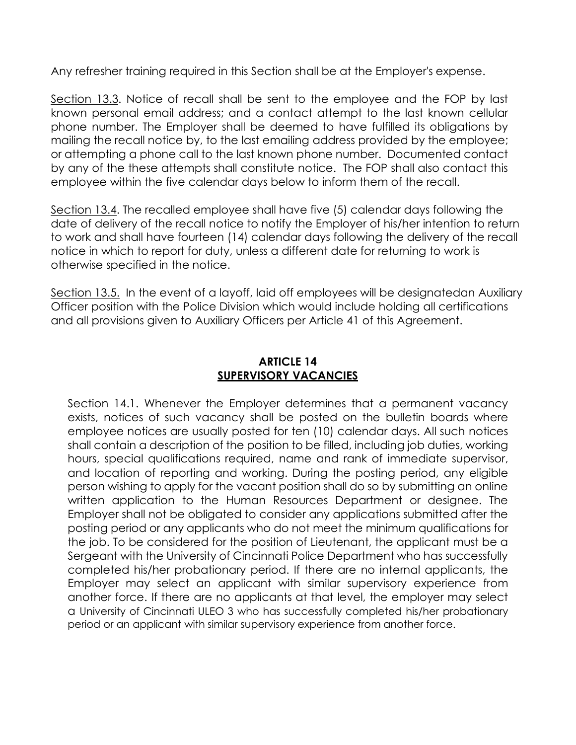Any refresher training required in this Section shall be at the Employer's expense.

Section 13.3. Notice of recall shall be sent to the employee and the FOP by last known personal email address; and a contact attempt to the last known cellular phone number. The Employer shall be deemed to have fulfilled its obligations by mailing the recall notice by, to the last emailing address provided by the employee; or attempting a phone call to the last known phone number. Documented contact by any of the these attempts shall constitute notice. The FOP shall also contact this employee within the five calendar days below to inform them of the recall.

Section 13.4. The recalled employee shall have five (5) calendar days following the date of delivery of the recall notice to notify the Employer of his/her intention to return to work and shall have fourteen (14) calendar days following the delivery of the recall notice in which to report for duty, unless a different date for returning to work is otherwise specified in the notice.

Section 13.5. In the event of a layoff, laid off employees will be designatedan Auxiliary Officer position with the Police Division which would include holding all certifications and all provisions given to Auxiliary Officers per Article 41 of this Agreement.

## ARTICLE 14
## SUPERVISORY VACANCIES

Section 14.1. Whenever the Employer determines that a permanent vacancy exists, notices of such vacancy shall be posted on the bulletin boards where employee notices are usually posted for ten (10) calendar days. All such notices shall contain a description of the position to be filled, including job duties, working hours, special qualifications required, name and rank of immediate supervisor, and location of reporting and working. During the posting period, any eligible person wishing to apply for the vacant position shall do so by submitting an online written application to the Human Resources Department or designee. The Employer shall not be obligated to consider any applications submitted after the posting period or any applicants who do not meet the minimum qualifications for the job. To be considered for the position of Lieutenant, the applicant must be a Sergeant with the University of Cincinnati Police Department who has successfully completed his/her probationary period. If there are no internal applicants, the Employer may select an applicant with similar supervisory experience from another force. If there are no applicants at that level, the employer may select a University of Cincinnati ULEO 3 who has successfully completed his/her probationary period or an applicant with similar supervisory experience from another force.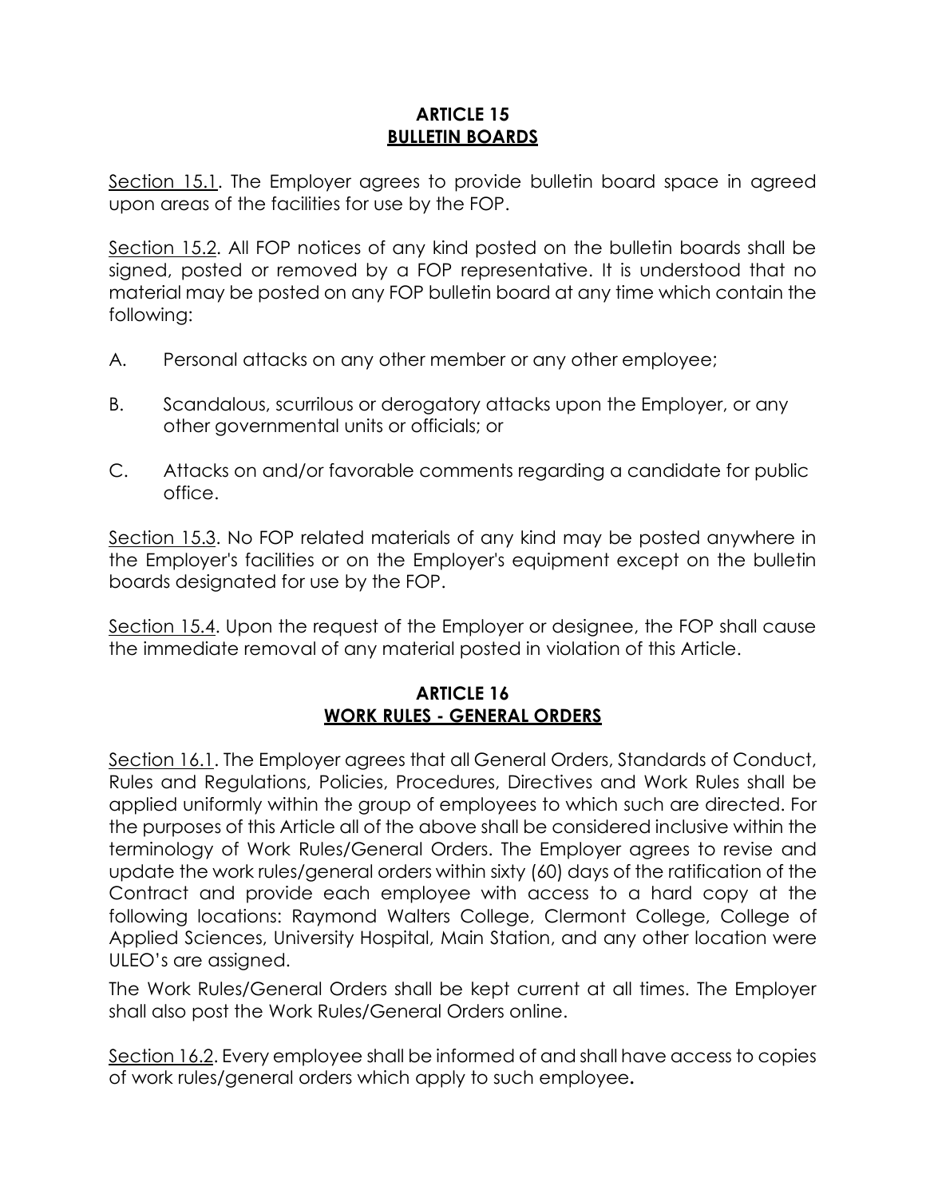## ARTICLE 15
## BULLETIN BOARDS

Section 15.1. The Employer agrees to provide bulletin board space in agreed upon areas of the facilities for use by the FOP.

Section 15.2. All FOP notices of any kind posted on the bulletin boards shall be signed, posted or removed by a FOP representative. It is understood that no material may be posted on any FOP bulletin board at any time which contain the following:

A. Personal attacks on any other member or any other employee;

B. Scandalous, scurrilous or derogatory attacks upon the Employer, or any other governmental units or officials; or

C. Attacks on and/or favorable comments regarding a candidate for public office.

Section 15.3. No FOP related materials of any kind may be posted anywhere in the Employer's facilities or on the Employer's equipment except on the bulletin boards designated for use by the FOP.

Section 15.4. Upon the request of the Employer or designee, the FOP shall cause the immediate removal of any material posted in violation of this Article.

## ARTICLE 16
## WORK RULES - GENERAL ORDERS

Section 16.1. The Employer agrees that all General Orders, Standards of Conduct, Rules and Regulations, Policies, Procedures, Directives and Work Rules shall be applied uniformly within the group of employees to which such are directed. For the purposes of this Article all of the above shall be considered inclusive within the terminology of Work Rules/General Orders. The Employer agrees to revise and update the work rules/general orders within sixty (60) days of the ratification of the Contract and provide each employee with access to a hard copy at the following locations: Raymond Walters College, Clermont College, College of Applied Sciences, University Hospital, Main Station, and any other location were ULEO's are assigned.

The Work Rules/General Orders shall be kept current at all times. The Employer shall also post the Work Rules/General Orders online.

Section 16.2. Every employee shall be informed of and shall have access to copies of work rules/general orders which apply to such employee.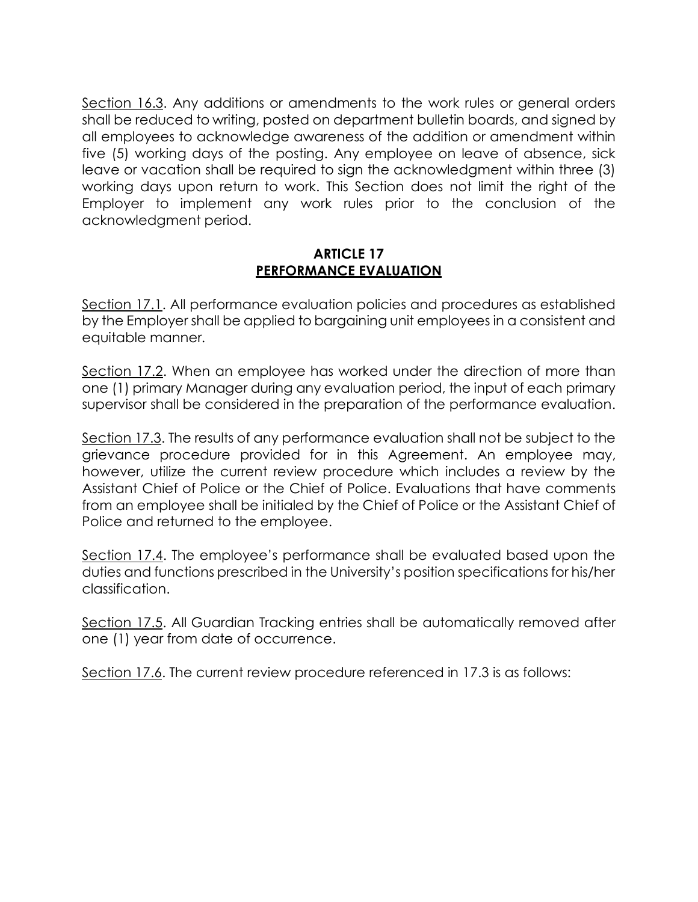<u>Section 16.3</u>. Any additions or amendments to the work rules or general orders shall be reduced to writing, posted on department bulletin boards, and signed by all employees to acknowledge awareness of the addition or amendment within five (5) working days of the posting. Any employee on leave of absence, sick leave or vacation shall be required to sign the acknowledgment within three (3) working days upon return to work. This Section does not limit the right of the Employer to implement any work rules prior to the conclusion of the acknowledgment period.

## ARTICLE 17
## PERFORMANCE EVALUATION

<u>Section 17.1</u>. All performance evaluation policies and procedures as established by the Employer shall be applied to bargaining unit employees in a consistent and equitable manner.

<u>Section 17.2</u>. When an employee has worked under the direction of more than one (1) primary Manager during any evaluation period, the input of each primary supervisor shall be considered in the preparation of the performance evaluation.

<u>Section 17.3</u>. The results of any performance evaluation shall not be subject to the grievance procedure provided for in this Agreement. An employee may, however, utilize the current review procedure which includes a review by the Assistant Chief of Police or the Chief of Police. Evaluations that have comments from an employee shall be initialed by the Chief of Police or the Assistant Chief of Police and returned to the employee.

<u>Section 17.4</u>. The employee's performance shall be evaluated based upon the duties and functions prescribed in the University's position specifications for his/her classification.

<u>Section 17.5</u>. All Guardian Tracking entries shall be automatically removed after one (1) year from date of occurrence.

<u>Section 17.6</u>. The current review procedure referenced in 17.3 is as follows: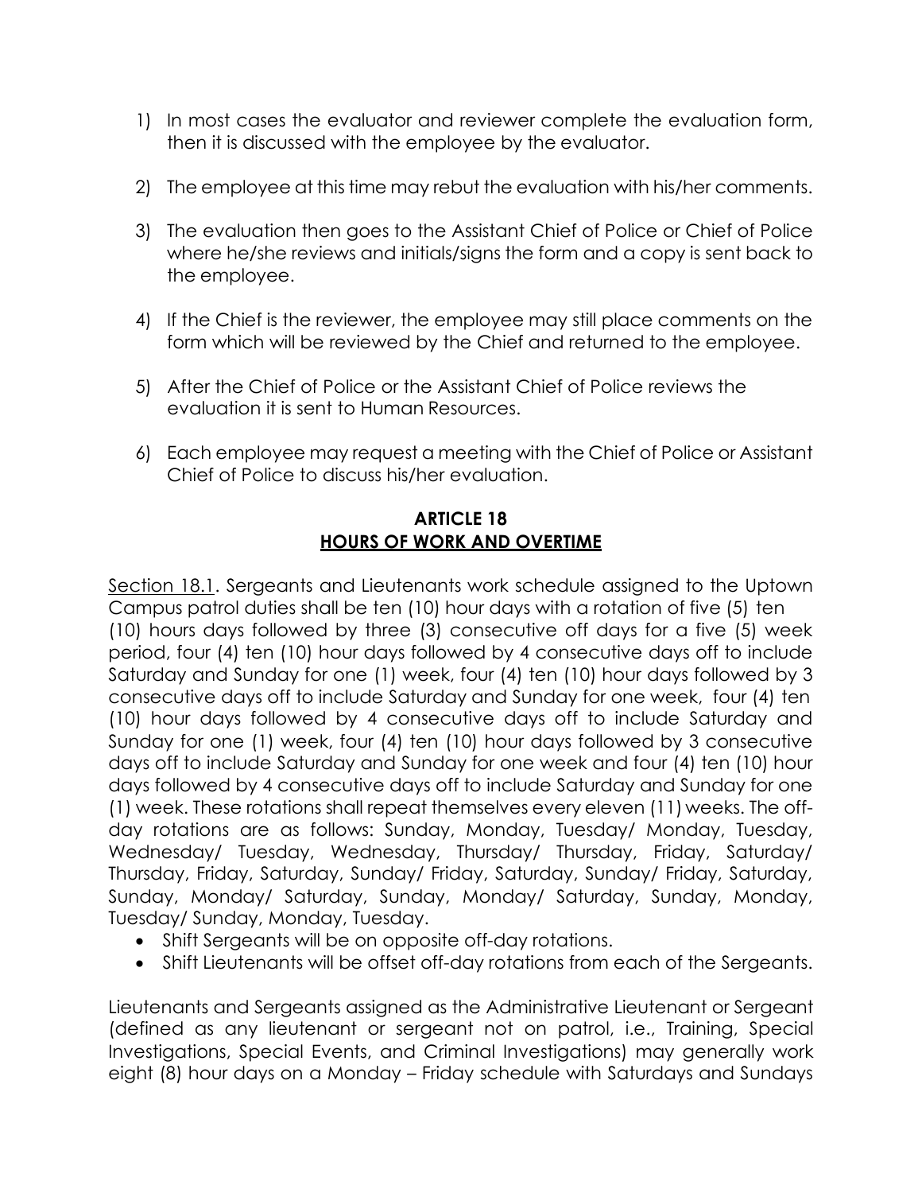1) In most cases the evaluator and reviewer complete the evaluation form, then it is discussed with the employee by the evaluator.

2) The employee at this time may rebut the evaluation with his/her comments.

3) The evaluation then goes to the Assistant Chief of Police or Chief of Police where he/she reviews and initials/signs the form and a copy is sent back to the employee.

4) If the Chief is the reviewer, the employee may still place comments on the form which will be reviewed by the Chief and returned to the employee.

5) After the Chief of Police or the Assistant Chief of Police reviews the evaluation it is sent to Human Resources.

6) Each employee may request a meeting with the Chief of Police or Assistant Chief of Police to discuss his/her evaluation.

## ARTICLE 18
## HOURS OF WORK AND OVERTIME

Section 18.1. Sergeants and Lieutenants work schedule assigned to the Uptown Campus patrol duties shall be ten (10) hour days with a rotation of five (5) ten (10) hours days followed by three (3) consecutive off days for a five (5) week period, four (4) ten (10) hour days followed by 4 consecutive days off to include Saturday and Sunday for one (1) week, four (4) ten (10) hour days followed by 3 consecutive days off to include Saturday and Sunday for one week, four (4) ten (10) hour days followed by 4 consecutive days off to include Saturday and Sunday for one (1) week, four (4) ten (10) hour days followed by 3 consecutive days off to include Saturday and Sunday for one week and four (4) ten (10) hour days followed by 4 consecutive days off to include Saturday and Sunday for one (1) week. These rotations shall repeat themselves every eleven (11) weeks. The off-day rotations are as follows: Sunday, Monday, Tuesday/ Monday, Tuesday, Wednesday/ Tuesday, Wednesday, Thursday/ Thursday, Friday, Saturday/ Thursday, Friday, Saturday, Sunday/ Friday, Saturday, Sunday/ Friday, Saturday, Sunday, Monday/ Saturday, Sunday, Monday/ Saturday, Sunday, Monday, Tuesday/ Sunday, Monday, Tuesday.

- Shift Sergeants will be on opposite off-day rotations.
- Shift Lieutenants will be offset off-day rotations from each of the Sergeants.

Lieutenants and Sergeants assigned as the Administrative Lieutenant or Sergeant (defined as any lieutenant or sergeant not on patrol, i.e., Training, Special Investigations, Special Events, and Criminal Investigations) may generally work eight (8) hour days on a Monday – Friday schedule with Saturdays and Sundays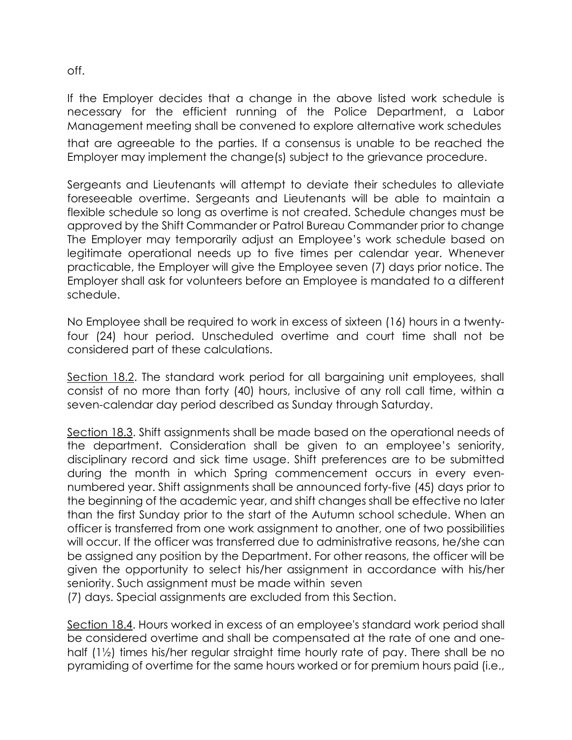off.

If the Employer decides that a change in the above listed work schedule is necessary for the efficient running of the Police Department, a Labor Management meeting shall be convened to explore alternative work schedules that are agreeable to the parties. If a consensus is unable to be reached the Employer may implement the change(s) subject to the grievance procedure.

Sergeants and Lieutenants will attempt to deviate their schedules to alleviate foreseeable overtime. Sergeants and Lieutenants will be able to maintain a flexible schedule so long as overtime is not created. Schedule changes must be approved by the Shift Commander or Patrol Bureau Commander prior to change The Employer may temporarily adjust an Employee's work schedule based on legitimate operational needs up to five times per calendar year. Whenever practicable, the Employer will give the Employee seven (7) days prior notice. The Employer shall ask for volunteers before an Employee is mandated to a different schedule.

No Employee shall be required to work in excess of sixteen (16) hours in a twenty-four (24) hour period. Unscheduled overtime and court time shall not be considered part of these calculations.

Section 18.2. The standard work period for all bargaining unit employees, shall consist of no more than forty (40) hours, inclusive of any roll call time, within a seven-calendar day period described as Sunday through Saturday.

Section 18.3. Shift assignments shall be made based on the operational needs of the department. Consideration shall be given to an employee's seniority, disciplinary record and sick time usage. Shift preferences are to be submitted during the month in which Spring commencement occurs in every even-numbered year. Shift assignments shall be announced forty-five (45) days prior to the beginning of the academic year, and shift changes shall be effective no later than the first Sunday prior to the start of the Autumn school schedule. When an officer is transferred from one work assignment to another, one of two possibilities will occur. If the officer was transferred due to administrative reasons, he/she can be assigned any position by the Department. For other reasons, the officer will be given the opportunity to select his/her assignment in accordance with his/her seniority. Such assignment must be made within seven (7) days. Special assignments are excluded from this Section.

Section 18.4. Hours worked in excess of an employee's standard work period shall be considered overtime and shall be compensated at the rate of one and one-half (1½) times his/her regular straight time hourly rate of pay. There shall be no pyramiding of overtime for the same hours worked or for premium hours paid (i.e.,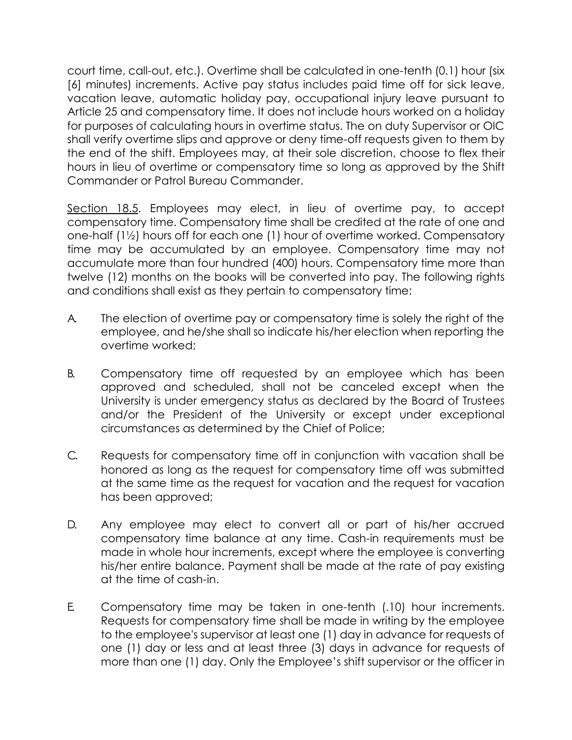court time, call-out, etc.). Overtime shall be calculated in one-tenth (0.1) hour (six [6] minutes) increments. Active pay status includes paid time off for sick leave, vacation leave, automatic holiday pay, occupational injury leave pursuant to Article 25 and compensatory time. It does not include hours worked on a holiday for purposes of calculating hours in overtime status. The on duty Supervisor or OIC shall verify overtime slips and approve or deny time-off requests given to them by the end of the shift. Employees may, at their sole discretion, choose to flex their hours in lieu of overtime or compensatory time so long as approved by the Shift Commander or Patrol Bureau Commander.

Section 18.5. Employees may elect, in lieu of overtime pay, to accept compensatory time. Compensatory time shall be credited at the rate of one and one-half (1½) hours off for each one (1) hour of overtime worked. Compensatory time may be accumulated by an employee. Compensatory time may not accumulate more than four hundred (400) hours. Compensatory time more than twelve (12) months on the books will be converted into pay. The following rights and conditions shall exist as they pertain to compensatory time:

A. The election of overtime pay or compensatory time is solely the right of the employee, and he/she shall so indicate his/her election when reporting the overtime worked;

B. Compensatory time off requested by an employee which has been approved and scheduled, shall not be canceled except when the University is under emergency status as declared by the Board of Trustees and/or the President of the University or except under exceptional circumstances as determined by the Chief of Police;

C. Requests for compensatory time off in conjunction with vacation shall be honored as long as the request for compensatory time off was submitted at the same time as the request for vacation and the request for vacation has been approved;

D. Any employee may elect to convert all or part of his/her accrued compensatory time balance at any time. Cash-in requirements must be made in whole hour increments, except where the employee is converting his/her entire balance. Payment shall be made at the rate of pay existing at the time of cash-in.

E. Compensatory time may be taken in one-tenth (.10) hour increments. Requests for compensatory time shall be made in writing by the employee to the employee's supervisor at least one (1) day in advance for requests of one (1) day or less and at least three (3) days in advance for requests of more than one (1) day. Only the Employee's shift supervisor or the officer in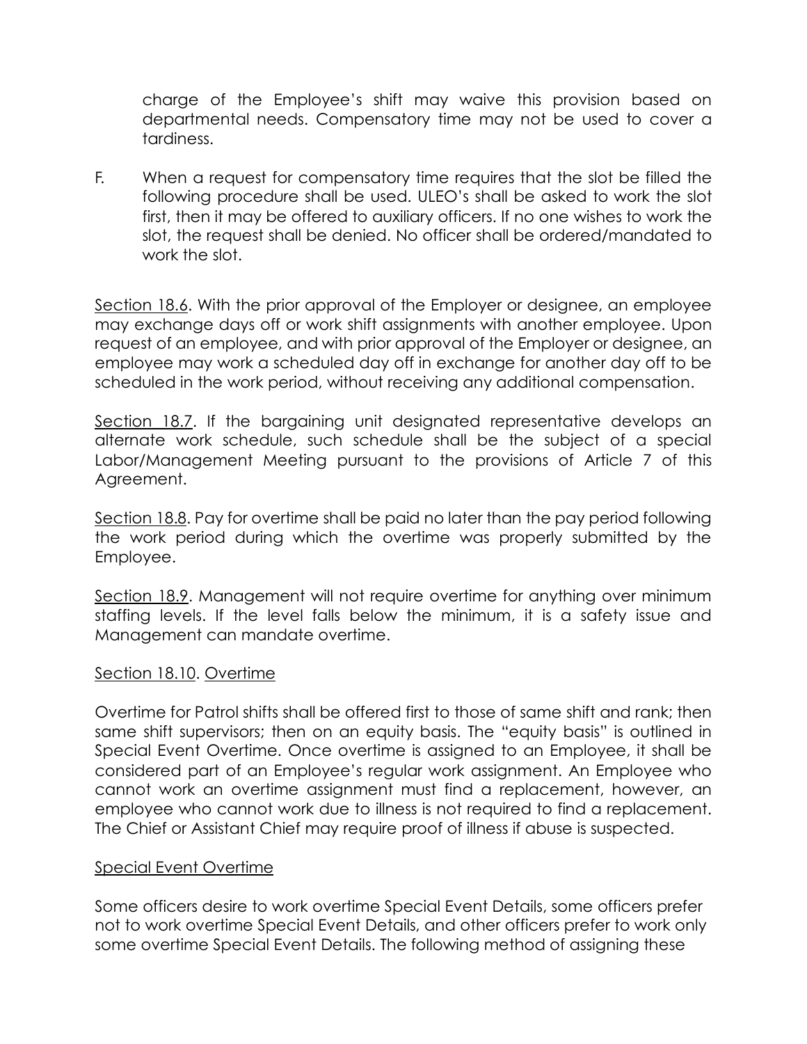charge of the Employee's shift may waive this provision based on departmental needs. Compensatory time may not be used to cover a tardiness.

F. When a request for compensatory time requires that the slot be filled the following procedure shall be used. ULEO's shall be asked to work the slot first, then it may be offered to auxiliary officers. If no one wishes to work the slot, the request shall be denied. No officer shall be ordered/mandated to work the slot.

Section 18.6. With the prior approval of the Employer or designee, an employee may exchange days off or work shift assignments with another employee. Upon request of an employee, and with prior approval of the Employer or designee, an employee may work a scheduled day off in exchange for another day off to be scheduled in the work period, without receiving any additional compensation.

Section 18.7. If the bargaining unit designated representative develops an alternate work schedule, such schedule shall be the subject of a special Labor/Management Meeting pursuant to the provisions of Article 7 of this Agreement.

Section 18.8. Pay for overtime shall be paid no later than the pay period following the work period during which the overtime was properly submitted by the Employee.

Section 18.9. Management will not require overtime for anything over minimum staffing levels. If the level falls below the minimum, it is a safety issue and Management can mandate overtime.

Section 18.10. Overtime

Overtime for Patrol shifts shall be offered first to those of same shift and rank; then same shift supervisors; then on an equity basis. The "equity basis" is outlined in Special Event Overtime. Once overtime is assigned to an Employee, it shall be considered part of an Employee's regular work assignment. An Employee who cannot work an overtime assignment must find a replacement, however, an employee who cannot work due to illness is not required to find a replacement. The Chief or Assistant Chief may require proof of illness if abuse is suspected.

Special Event Overtime

Some officers desire to work overtime Special Event Details, some officers prefer not to work overtime Special Event Details, and other officers prefer to work only some overtime Special Event Details. The following method of assigning these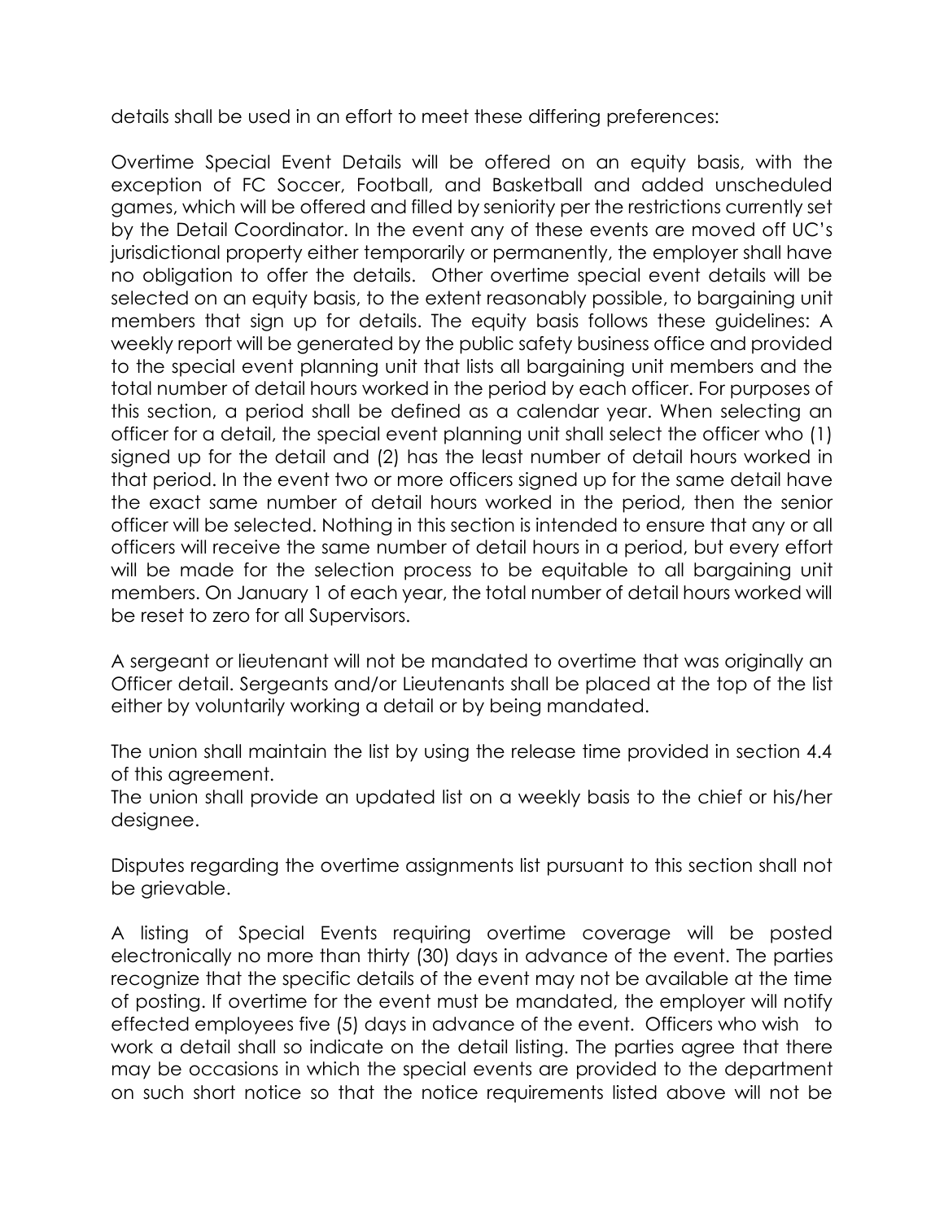details shall be used in an effort to meet these differing preferences:

Overtime Special Event Details will be offered on an equity basis, with the exception of FC Soccer, Football, and Basketball and added unscheduled games, which will be offered and filled by seniority per the restrictions currently set by the Detail Coordinator. In the event any of these events are moved off UC's jurisdictional property either temporarily or permanently, the employer shall have no obligation to offer the details. Other overtime special event details will be selected on an equity basis, to the extent reasonably possible, to bargaining unit members that sign up for details. The equity basis follows these guidelines: A weekly report will be generated by the public safety business office and provided to the special event planning unit that lists all bargaining unit members and the total number of detail hours worked in the period by each officer. For purposes of this section, a period shall be defined as a calendar year. When selecting an officer for a detail, the special event planning unit shall select the officer who (1) signed up for the detail and (2) has the least number of detail hours worked in that period. In the event two or more officers signed up for the same detail have the exact same number of detail hours worked in the period, then the senior officer will be selected. Nothing in this section is intended to ensure that any or all officers will receive the same number of detail hours in a period, but every effort will be made for the selection process to be equitable to all bargaining unit members. On January 1 of each year, the total number of detail hours worked will be reset to zero for all Supervisors.

A sergeant or lieutenant will not be mandated to overtime that was originally an Officer detail. Sergeants and/or Lieutenants shall be placed at the top of the list either by voluntarily working a detail or by being mandated.

The union shall maintain the list by using the release time provided in section 4.4 of this agreement.

The union shall provide an updated list on a weekly basis to the chief or his/her designee.

Disputes regarding the overtime assignments list pursuant to this section shall not be grievable.

A listing of Special Events requiring overtime coverage will be posted electronically no more than thirty (30) days in advance of the event. The parties recognize that the specific details of the event may not be available at the time of posting. If overtime for the event must be mandated, the employer will notify effected employees five (5) days in advance of the event. Officers who wish to work a detail shall so indicate on the detail listing. The parties agree that there may be occasions in which the special events are provided to the department on such short notice so that the notice requirements listed above will not be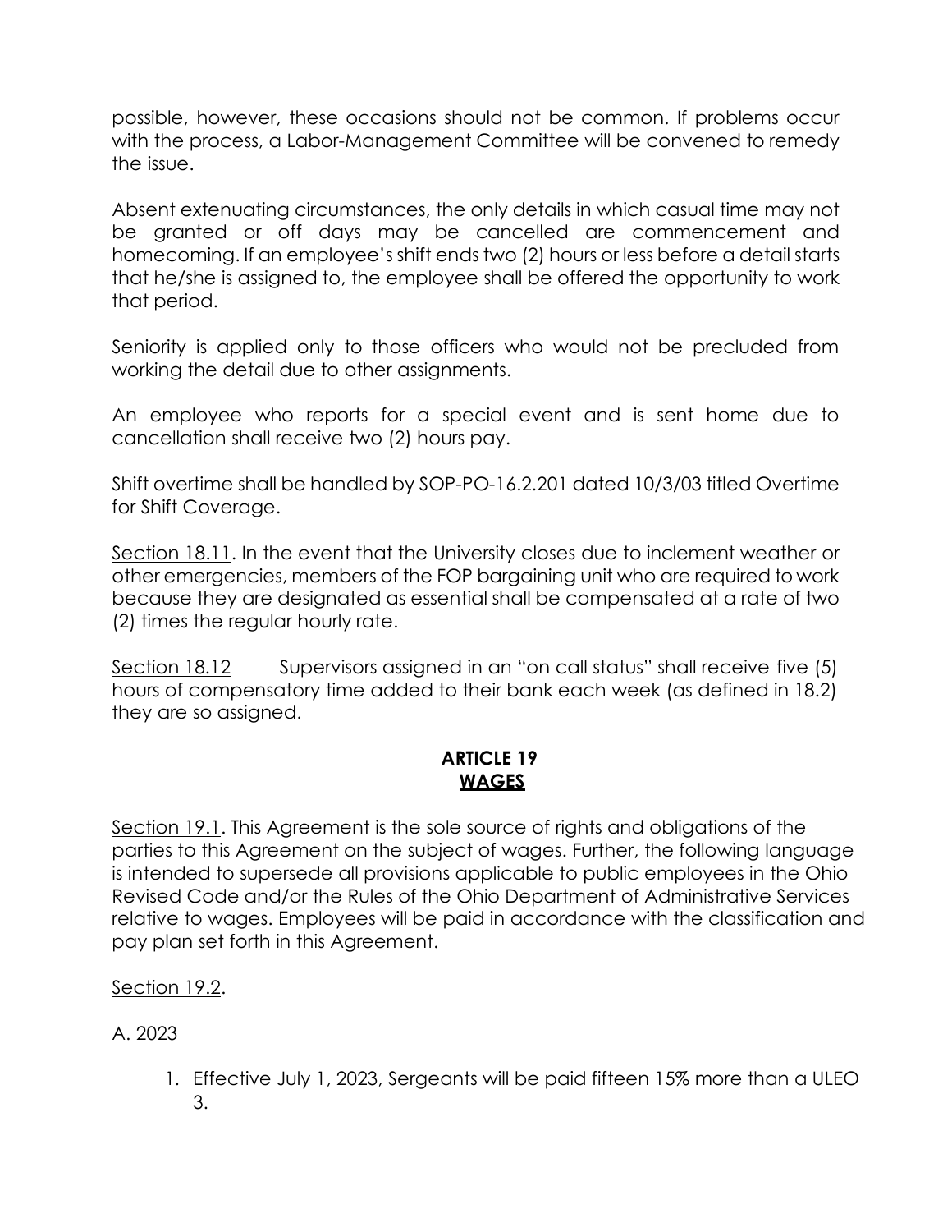possible, however, these occasions should not be common. If problems occur with the process, a Labor-Management Committee will be convened to remedy the issue.

Absent extenuating circumstances, the only details in which casual time may not be granted or off days may be cancelled are commencement and homecoming. If an employee's shift ends two (2) hours or less before a detail starts that he/she is assigned to, the employee shall be offered the opportunity to work that period.

Seniority is applied only to those officers who would not be precluded from working the detail due to other assignments.

An employee who reports for a special event and is sent home due to cancellation shall receive two (2) hours pay.

Shift overtime shall be handled by SOP-PO-16.2.201 dated 10/3/03 titled Overtime for Shift Coverage.

<u>Section 18.11</u>. In the event that the University closes due to inclement weather or other emergencies, members of the FOP bargaining unit who are required to work because they are designated as essential shall be compensated at a rate of two (2) times the regular hourly rate.

<u>Section 18.12</u> Supervisors assigned in an "on call status" shall receive five (5) hours of compensatory time added to their bank each week (as defined in 18.2) they are so assigned.

## ARTICLE 19
## WAGES

<u>Section 19.1</u>. This Agreement is the sole source of rights and obligations of the parties to this Agreement on the subject of wages. Further, the following language is intended to supersede all provisions applicable to public employees in the Ohio Revised Code and/or the Rules of the Ohio Department of Administrative Services relative to wages. Employees will be paid in accordance with the classification and pay plan set forth in this Agreement.

<u>Section 19.2</u>.

A. 2023

1. Effective July 1, 2023, Sergeants will be paid fifteen 15% more than a ULEO 3.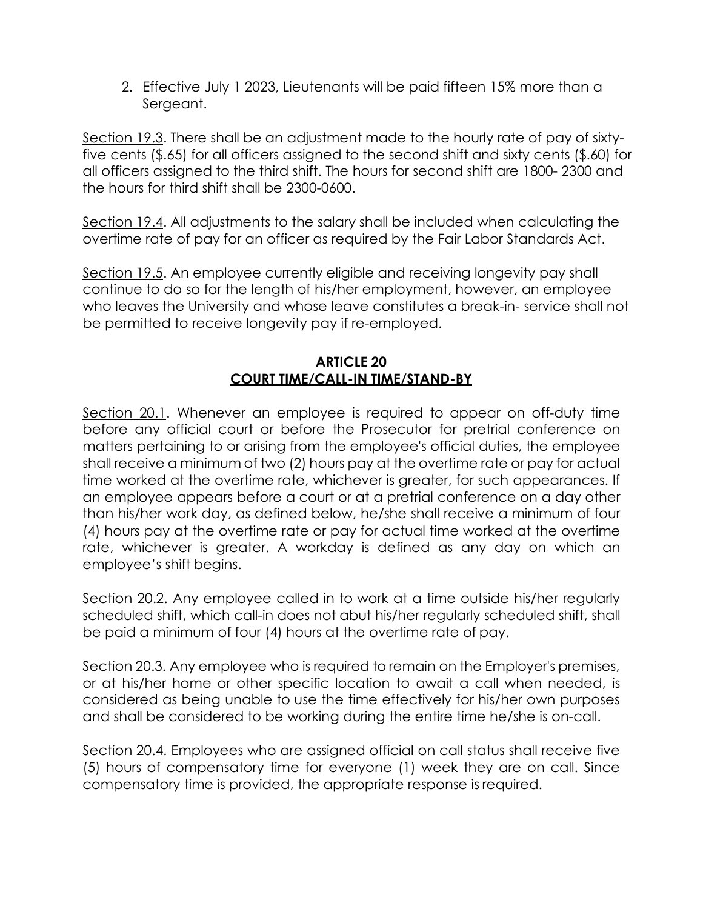2. Effective July 1 2023, Lieutenants will be paid fifteen 15% more than a Sergeant.

Section 19.3. There shall be an adjustment made to the hourly rate of pay of sixty-five cents ($.65) for all officers assigned to the second shift and sixty cents ($.60) for all officers assigned to the third shift. The hours for second shift are 1800- 2300 and the hours for third shift shall be 2300-0600.

Section 19.4. All adjustments to the salary shall be included when calculating the overtime rate of pay for an officer as required by the Fair Labor Standards Act.

Section 19.5. An employee currently eligible and receiving longevity pay shall continue to do so for the length of his/her employment, however, an employee who leaves the University and whose leave constitutes a break-in- service shall not be permitted to receive longevity pay if re-employed.

## ARTICLE 20
## COURT TIME/CALL-IN TIME/STAND-BY

Section 20.1. Whenever an employee is required to appear on off-duty time before any official court or before the Prosecutor for pretrial conference on matters pertaining to or arising from the employee's official duties, the employee shall receive a minimum of two (2) hours pay at the overtime rate or pay for actual time worked at the overtime rate, whichever is greater, for such appearances. If an employee appears before a court or at a pretrial conference on a day other than his/her work day, as defined below, he/she shall receive a minimum of four (4) hours pay at the overtime rate or pay for actual time worked at the overtime rate, whichever is greater. A workday is defined as any day on which an employee's shift begins.

Section 20.2. Any employee called in to work at a time outside his/her regularly scheduled shift, which call-in does not abut his/her regularly scheduled shift, shall be paid a minimum of four (4) hours at the overtime rate of pay.

Section 20.3. Any employee who is required to remain on the Employer's premises, or at his/her home or other specific location to await a call when needed, is considered as being unable to use the time effectively for his/her own purposes and shall be considered to be working during the entire time he/she is on-call.

Section 20.4. Employees who are assigned official on call status shall receive five (5) hours of compensatory time for everyone (1) week they are on call. Since compensatory time is provided, the appropriate response is required.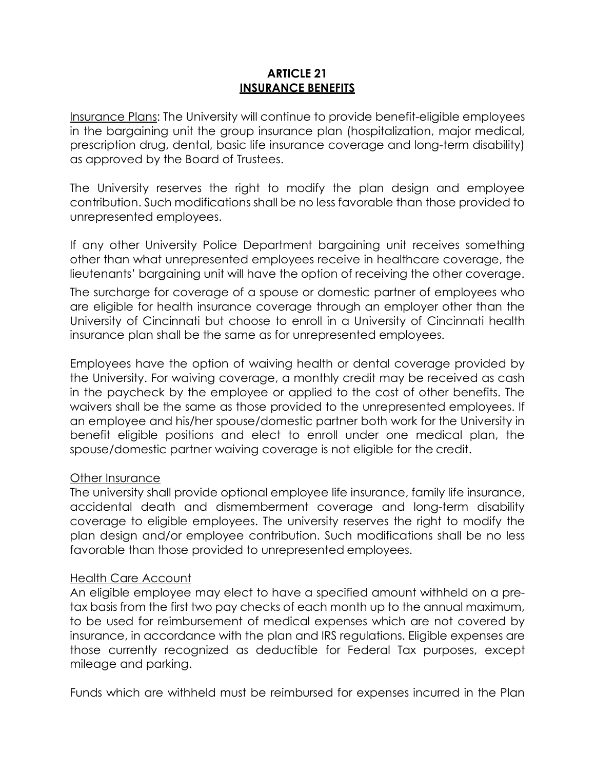# ARTICLE 21
## INSURANCE BENEFITS

Insurance Plans: The University will continue to provide benefit-eligible employees in the bargaining unit the group insurance plan (hospitalization, major medical, prescription drug, dental, basic life insurance coverage and long-term disability) as approved by the Board of Trustees.

The University reserves the right to modify the plan design and employee contribution. Such modifications shall be no less favorable than those provided to unrepresented employees.

If any other University Police Department bargaining unit receives something other than what unrepresented employees receive in healthcare coverage, the lieutenants' bargaining unit will have the option of receiving the other coverage.

The surcharge for coverage of a spouse or domestic partner of employees who are eligible for health insurance coverage through an employer other than the University of Cincinnati but choose to enroll in a University of Cincinnati health insurance plan shall be the same as for unrepresented employees.

Employees have the option of waiving health or dental coverage provided by the University. For waiving coverage, a monthly credit may be received as cash in the paycheck by the employee or applied to the cost of other benefits. The waivers shall be the same as those provided to the unrepresented employees. If an employee and his/her spouse/domestic partner both work for the University in benefit eligible positions and elect to enroll under one medical plan, the spouse/domestic partner waiving coverage is not eligible for the credit.

Other Insurance

The university shall provide optional employee life insurance, family life insurance, accidental death and dismemberment coverage and long-term disability coverage to eligible employees. The university reserves the right to modify the plan design and/or employee contribution. Such modifications shall be no less favorable than those provided to unrepresented employees.

Health Care Account

An eligible employee may elect to have a specified amount withheld on a pre-tax basis from the first two pay checks of each month up to the annual maximum, to be used for reimbursement of medical expenses which are not covered by insurance, in accordance with the plan and IRS regulations. Eligible expenses are those currently recognized as deductible for Federal Tax purposes, except mileage and parking.

Funds which are withheld must be reimbursed for expenses incurred in the Plan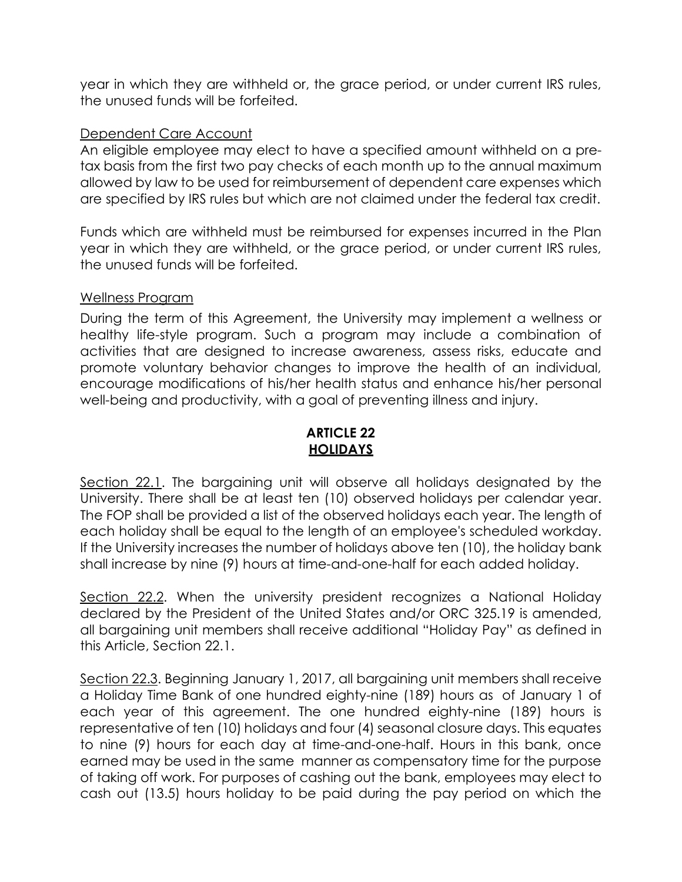year in which they are withheld or, the grace period, or under current IRS rules, the unused funds will be forfeited.

Dependent Care Account

An eligible employee may elect to have a specified amount withheld on a pre-tax basis from the first two pay checks of each month up to the annual maximum allowed by law to be used for reimbursement of dependent care expenses which are specified by IRS rules but which are not claimed under the federal tax credit.

Funds which are withheld must be reimbursed for expenses incurred in the Plan year in which they are withheld, or the grace period, or under current IRS rules, the unused funds will be forfeited.

Wellness Program

During the term of this Agreement, the University may implement a wellness or healthy life-style program. Such a program may include a combination of activities that are designed to increase awareness, assess risks, educate and promote voluntary behavior changes to improve the health of an individual, encourage modifications of his/her health status and enhance his/her personal well-being and productivity, with a goal of preventing illness and injury.

## ARTICLE 22
## HOLIDAYS

Section 22.1. The bargaining unit will observe all holidays designated by the University. There shall be at least ten (10) observed holidays per calendar year. The FOP shall be provided a list of the observed holidays each year. The length of each holiday shall be equal to the length of an employee's scheduled workday. If the University increases the number of holidays above ten (10), the holiday bank shall increase by nine (9) hours at time-and-one-half for each added holiday.

Section 22.2. When the university president recognizes a National Holiday declared by the President of the United States and/or ORC 325.19 is amended, all bargaining unit members shall receive additional "Holiday Pay" as defined in this Article, Section 22.1.

Section 22.3. Beginning January 1, 2017, all bargaining unit members shall receive a Holiday Time Bank of one hundred eighty-nine (189) hours as of January 1 of each year of this agreement. The one hundred eighty-nine (189) hours is representative of ten (10) holidays and four (4) seasonal closure days. This equates to nine (9) hours for each day at time-and-one-half. Hours in this bank, once earned may be used in the same manner as compensatory time for the purpose of taking off work. For purposes of cashing out the bank, employees may elect to cash out (13.5) hours holiday to be paid during the pay period on which the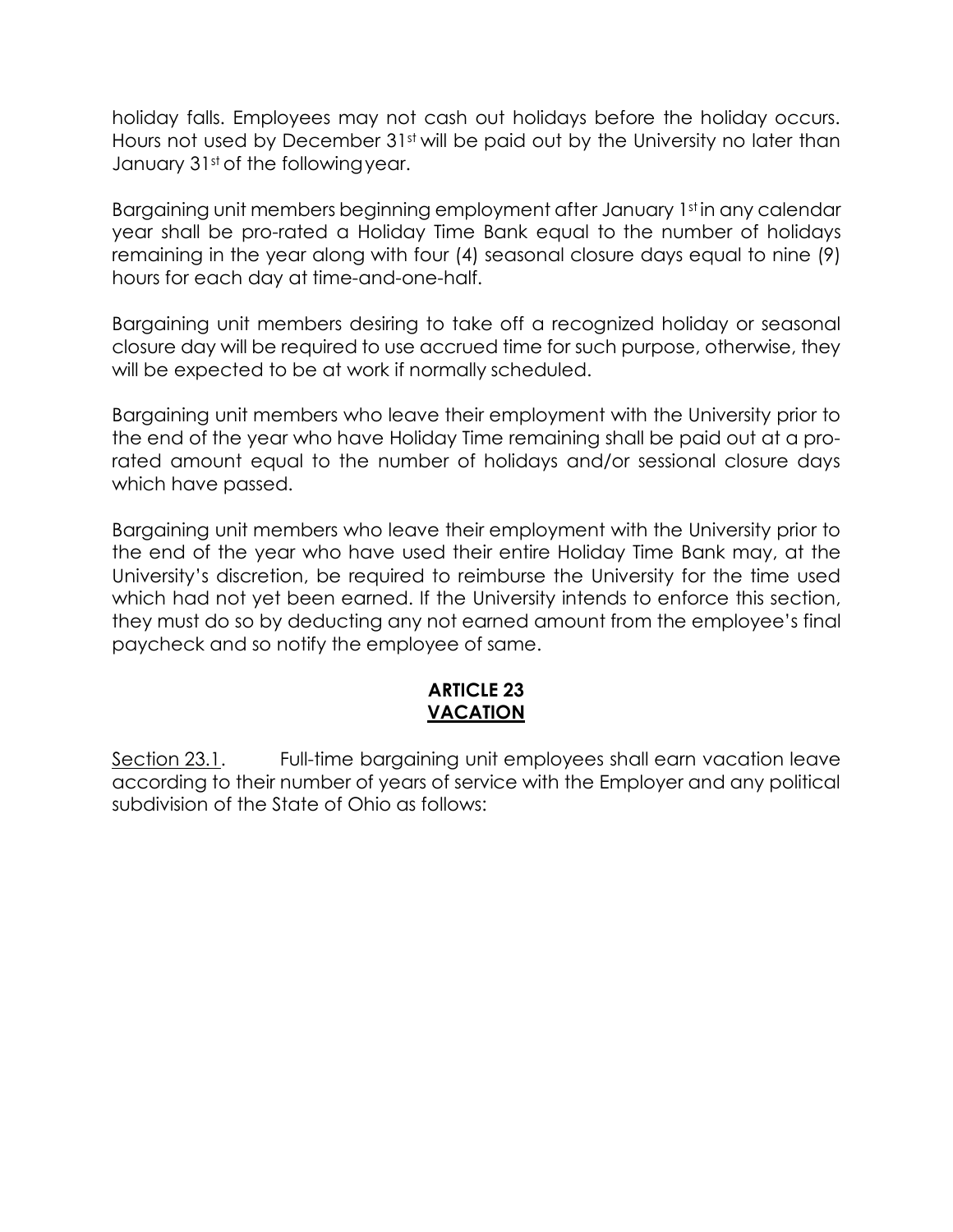holiday falls. Employees may not cash out holidays before the holiday occurs. Hours not used by December 31st will be paid out by the University no later than January 31st of the following year.

Bargaining unit members beginning employment after January 1st in any calendar year shall be pro-rated a Holiday Time Bank equal to the number of holidays remaining in the year along with four (4) seasonal closure days equal to nine (9) hours for each day at time-and-one-half.

Bargaining unit members desiring to take off a recognized holiday or seasonal closure day will be required to use accrued time for such purpose, otherwise, they will be expected to be at work if normally scheduled.

Bargaining unit members who leave their employment with the University prior to the end of the year who have Holiday Time remaining shall be paid out at a pro-rated amount equal to the number of holidays and/or sessional closure days which have passed.

Bargaining unit members who leave their employment with the University prior to the end of the year who have used their entire Holiday Time Bank may, at the University's discretion, be required to reimburse the University for the time used which had not yet been earned. If the University intends to enforce this section, they must do so by deducting any not earned amount from the employee's final paycheck and so notify the employee of same.

## ARTICLE 23
## VACATION

Section 23.1. Full-time bargaining unit employees shall earn vacation leave according to their number of years of service with the Employer and any political subdivision of the State of Ohio as follows: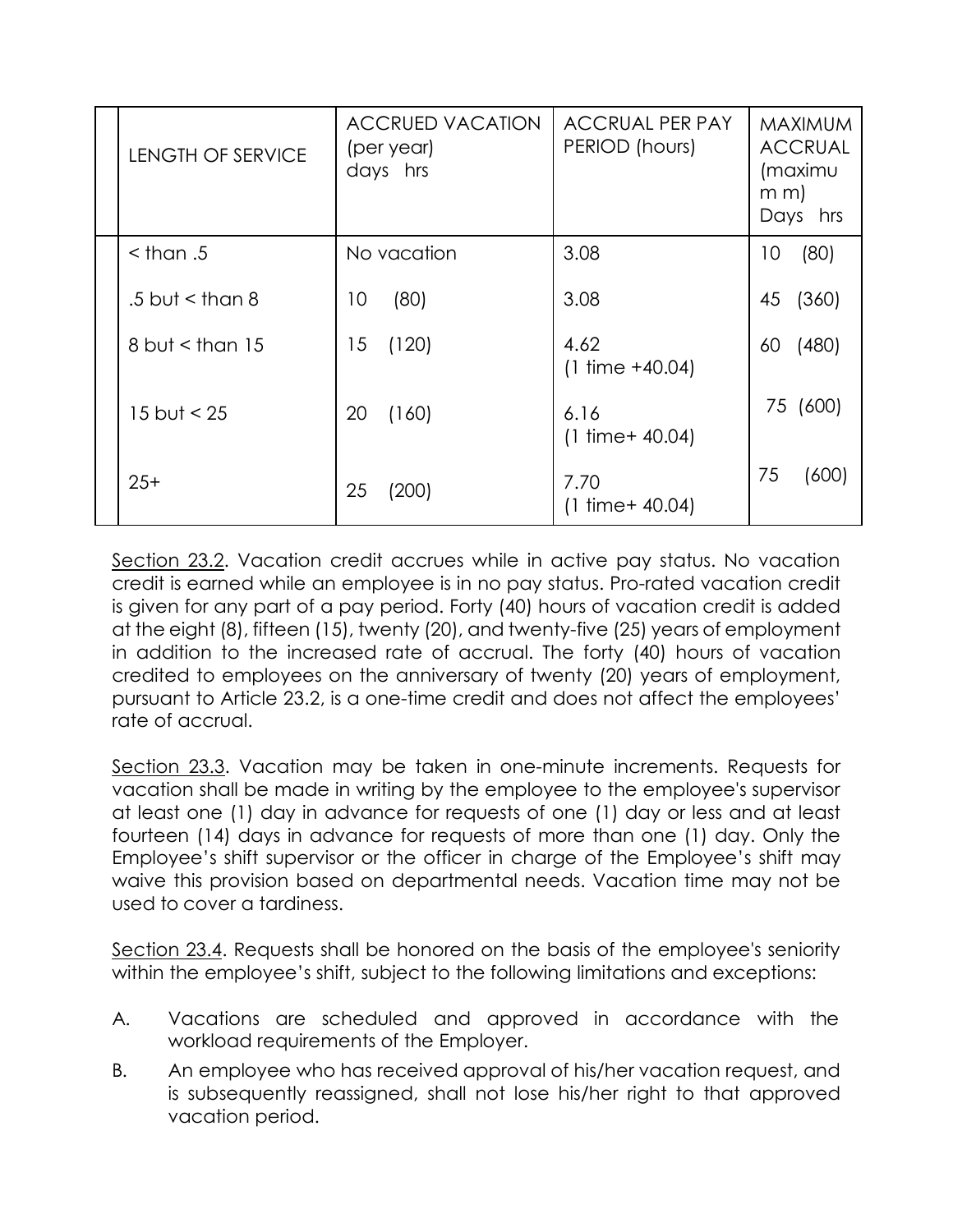| LENGTH OF SERVICE | ACCRUED VACATION (per year) days hrs | ACCRUAL PER PAY PERIOD (hours) | MAXIMUM ACCRUAL (maximu m m) Days hrs |
|---|---|---|---|
| < than .5 | No vacation | 3.08 | 10 (80) |
| .5 but < than 8 | 10 (80) | 3.08 | 45 (360) |
| 8 but < than 15 | 15 (120) | 4.62 (1 time +40.04) | 60 (480) |
| 15 but < 25 | 20 (160) | 6.16 (1 time+ 40.04) | 75 (600) |
| 25+ | 25 (200) | 7.70 (1 time+ 40.04) | 75 (600) |

Section 23.2. Vacation credit accrues while in active pay status. No vacation credit is earned while an employee is in no pay status. Pro-rated vacation credit is given for any part of a pay period. Forty (40) hours of vacation credit is added at the eight (8), fifteen (15), twenty (20), and twenty-five (25) years of employment in addition to the increased rate of accrual. The forty (40) hours of vacation credited to employees on the anniversary of twenty (20) years of employment, pursuant to Article 23.2, is a one-time credit and does not affect the employees' rate of accrual.

Section 23.3. Vacation may be taken in one-minute increments. Requests for vacation shall be made in writing by the employee to the employee's supervisor at least one (1) day in advance for requests of one (1) day or less and at least fourteen (14) days in advance for requests of more than one (1) day. Only the Employee's shift supervisor or the officer in charge of the Employee's shift may waive this provision based on departmental needs. Vacation time may not be used to cover a tardiness.

Section 23.4. Requests shall be honored on the basis of the employee's seniority within the employee's shift, subject to the following limitations and exceptions:

A. Vacations are scheduled and approved in accordance with the workload requirements of the Employer.

B. An employee who has received approval of his/her vacation request, and is subsequently reassigned, shall not lose his/her right to that approved vacation period.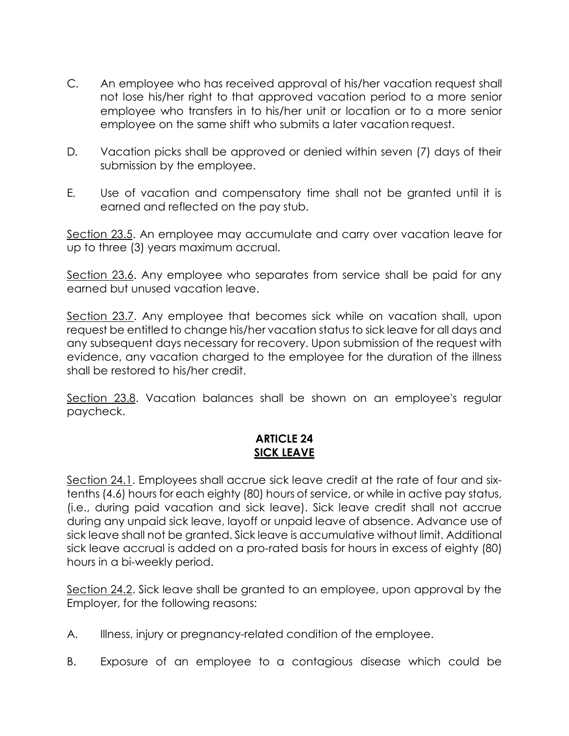C. An employee who has received approval of his/her vacation request shall not lose his/her right to that approved vacation period to a more senior employee who transfers in to his/her unit or location or to a more senior employee on the same shift who submits a later vacation request.

D. Vacation picks shall be approved or denied within seven (7) days of their submission by the employee.

E. Use of vacation and compensatory time shall not be granted until it is earned and reflected on the pay stub.

Section 23.5. An employee may accumulate and carry over vacation leave for up to three (3) years maximum accrual.

Section 23.6. Any employee who separates from service shall be paid for any earned but unused vacation leave.

Section 23.7. Any employee that becomes sick while on vacation shall, upon request be entitled to change his/her vacation status to sick leave for all days and any subsequent days necessary for recovery. Upon submission of the request with evidence, any vacation charged to the employee for the duration of the illness shall be restored to his/her credit.

Section 23.8. Vacation balances shall be shown on an employee's regular paycheck.

## ARTICLE 24
## SICK LEAVE

Section 24.1. Employees shall accrue sick leave credit at the rate of four and six-tenths (4.6) hours for each eighty (80) hours of service, or while in active pay status, (i.e., during paid vacation and sick leave). Sick leave credit shall not accrue during any unpaid sick leave, layoff or unpaid leave of absence. Advance use of sick leave shall not be granted. Sick leave is accumulative without limit. Additional sick leave accrual is added on a pro-rated basis for hours in excess of eighty (80) hours in a bi-weekly period.

Section 24.2. Sick leave shall be granted to an employee, upon approval by the Employer, for the following reasons:

A. Illness, injury or pregnancy-related condition of the employee.

B. Exposure of an employee to a contagious disease which could be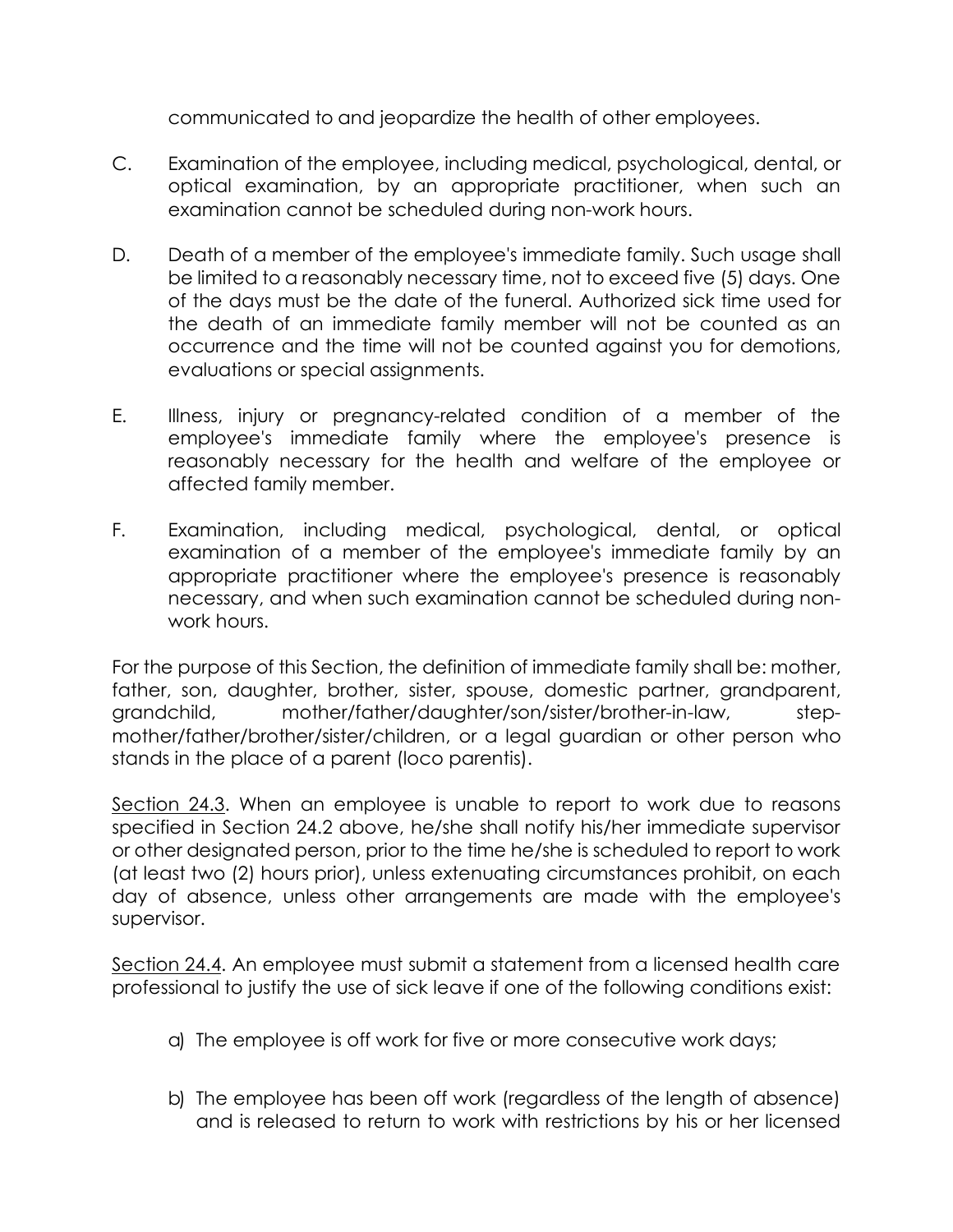communicated to and jeopardize the health of other employees.

C. Examination of the employee, including medical, psychological, dental, or optical examination, by an appropriate practitioner, when such an examination cannot be scheduled during non-work hours.

D. Death of a member of the employee's immediate family. Such usage shall be limited to a reasonably necessary time, not to exceed five (5) days. One of the days must be the date of the funeral. Authorized sick time used for the death of an immediate family member will not be counted as an occurrence and the time will not be counted against you for demotions, evaluations or special assignments.

E. Illness, injury or pregnancy-related condition of a member of the employee's immediate family where the employee's presence is reasonably necessary for the health and welfare of the employee or affected family member.

F. Examination, including medical, psychological, dental, or optical examination of a member of the employee's immediate family by an appropriate practitioner where the employee's presence is reasonably necessary, and when such examination cannot be scheduled during non-work hours.

For the purpose of this Section, the definition of immediate family shall be: mother, father, son, daughter, brother, sister, spouse, domestic partner, grandparent, grandchild, mother/father/daughter/son/sister/brother-in-law, step-mother/father/brother/sister/children, or a legal guardian or other person who stands in the place of a parent (loco parentis).

<u>Section 24.3</u>. When an employee is unable to report to work due to reasons specified in Section 24.2 above, he/she shall notify his/her immediate supervisor or other designated person, prior to the time he/she is scheduled to report to work (at least two (2) hours prior), unless extenuating circumstances prohibit, on each day of absence, unless other arrangements are made with the employee's supervisor.

<u>Section 24.4</u>. An employee must submit a statement from a licensed health care professional to justify the use of sick leave if one of the following conditions exist:

a) The employee is off work for five or more consecutive work days;

b) The employee has been off work (regardless of the length of absence) and is released to return to work with restrictions by his or her licensed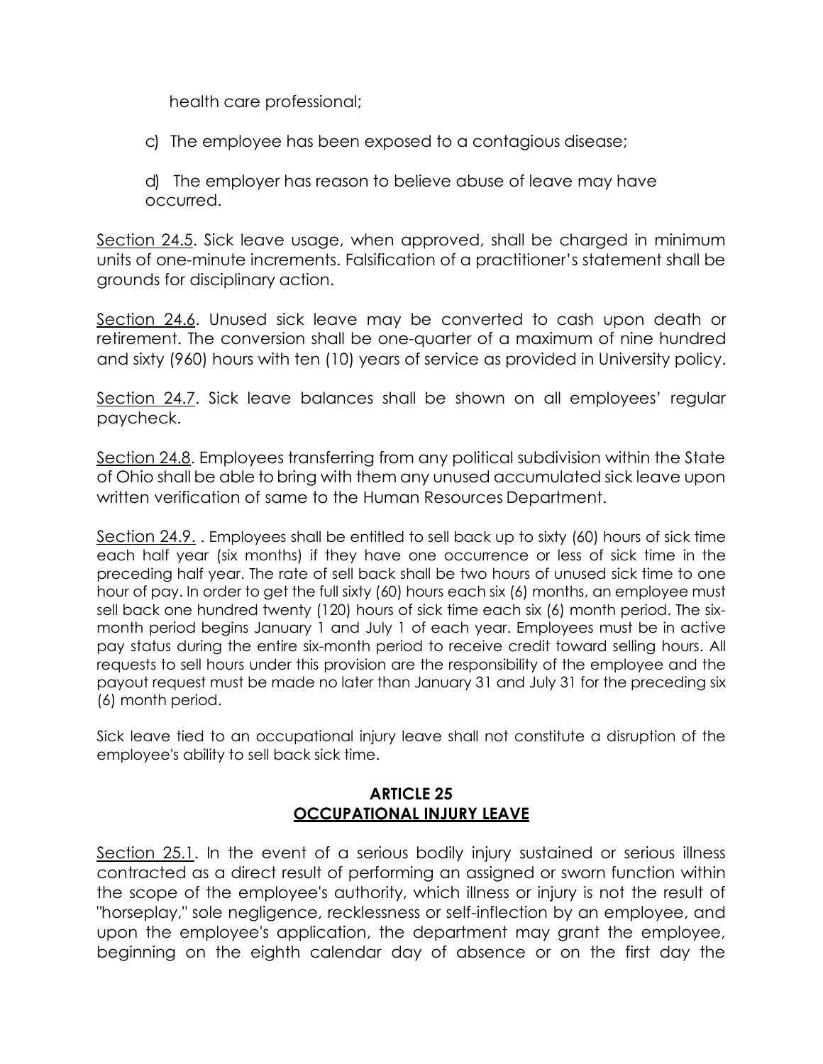health care professional;

c) The employee has been exposed to a contagious disease;

d) The employer has reason to believe abuse of leave may have occurred.

Section 24.5. Sick leave usage, when approved, shall be charged in minimum units of one-minute increments. Falsification of a practitioner's statement shall be grounds for disciplinary action.

Section 24.6. Unused sick leave may be converted to cash upon death or retirement. The conversion shall be one-quarter of a maximum of nine hundred and sixty (960) hours with ten (10) years of service as provided in University policy.

Section 24.7. Sick leave balances shall be shown on all employees' regular paycheck.

Section 24.8. Employees transferring from any political subdivision within the State of Ohio shall be able to bring with them any unused accumulated sick leave upon written verification of same to the Human Resources Department.

Section 24.9. . Employees shall be entitled to sell back up to sixty (60) hours of sick time each half year (six months) if they have one occurrence or less of sick time in the preceding half year. The rate of sell back shall be two hours of unused sick time to one hour of pay. In order to get the full sixty (60) hours each six (6) months, an employee must sell back one hundred twenty (120) hours of sick time each six (6) month period. The six-month period begins January 1 and July 1 of each year. Employees must be in active pay status during the entire six-month period to receive credit toward selling hours. All requests to sell hours under this provision are the responsibility of the employee and the payout request must be made no later than January 31 and July 31 for the preceding six (6) month period.

Sick leave tied to an occupational injury leave shall not constitute a disruption of the employee's ability to sell back sick time.

## ARTICLE 25
## OCCUPATIONAL INJURY LEAVE

Section 25.1. In the event of a serious bodily injury sustained or serious illness contracted as a direct result of performing an assigned or sworn function within the scope of the employee's authority, which illness or injury is not the result of "horseplay," sole negligence, recklessness or self-inflection by an employee, and upon the employee's application, the department may grant the employee, beginning on the eighth calendar day of absence or on the first day the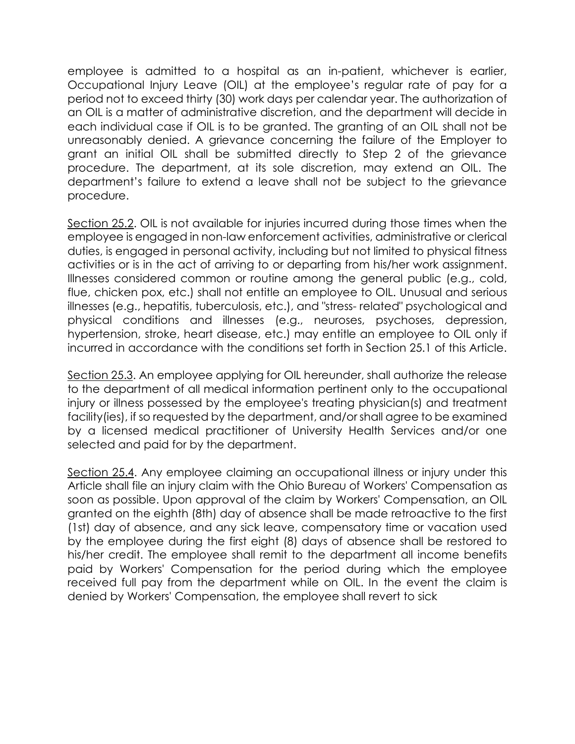employee is admitted to a hospital as an in-patient, whichever is earlier, Occupational Injury Leave (OIL) at the employee's regular rate of pay for a period not to exceed thirty (30) work days per calendar year. The authorization of an OIL is a matter of administrative discretion, and the department will decide in each individual case if OIL is to be granted. The granting of an OIL shall not be unreasonably denied. A grievance concerning the failure of the Employer to grant an initial OIL shall be submitted directly to Step 2 of the grievance procedure. The department, at its sole discretion, may extend an OIL. The department's failure to extend a leave shall not be subject to the grievance procedure.

<u>Section 25.2</u>. OIL is not available for injuries incurred during those times when the employee is engaged in non-law enforcement activities, administrative or clerical duties, is engaged in personal activity, including but not limited to physical fitness activities or is in the act of arriving to or departing from his/her work assignment. Illnesses considered common or routine among the general public (e.g., cold, flue, chicken pox, etc.) shall not entitle an employee to OIL. Unusual and serious illnesses (e.g., hepatitis, tuberculosis, etc.), and "stress- related" psychological and physical conditions and illnesses (e.g., neuroses, psychoses, depression, hypertension, stroke, heart disease, etc.) may entitle an employee to OIL only if incurred in accordance with the conditions set forth in Section 25.1 of this Article.

<u>Section 25.3</u>. An employee applying for OIL hereunder, shall authorize the release to the department of all medical information pertinent only to the occupational injury or illness possessed by the employee's treating physician(s) and treatment facility(ies), if so requested by the department, and/or shall agree to be examined by a licensed medical practitioner of University Health Services and/or one selected and paid for by the department.

<u>Section 25.4</u>. Any employee claiming an occupational illness or injury under this Article shall file an injury claim with the Ohio Bureau of Workers' Compensation as soon as possible. Upon approval of the claim by Workers' Compensation, an OIL granted on the eighth (8th) day of absence shall be made retroactive to the first (1st) day of absence, and any sick leave, compensatory time or vacation used by the employee during the first eight (8) days of absence shall be restored to his/her credit. The employee shall remit to the department all income benefits paid by Workers' Compensation for the period during which the employee received full pay from the department while on OIL. In the event the claim is denied by Workers' Compensation, the employee shall revert to sick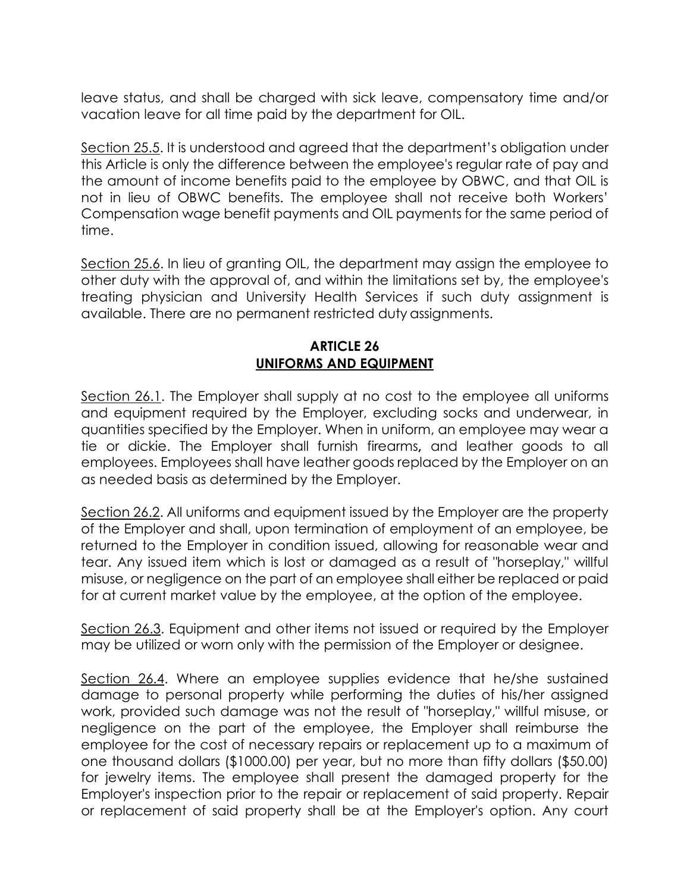leave status, and shall be charged with sick leave, compensatory time and/or vacation leave for all time paid by the department for OIL.

Section 25.5. It is understood and agreed that the department's obligation under this Article is only the difference between the employee's regular rate of pay and the amount of income benefits paid to the employee by OBWC, and that OIL is not in lieu of OBWC benefits. The employee shall not receive both Workers' Compensation wage benefit payments and OIL payments for the same period of time.

Section 25.6. In lieu of granting OIL, the department may assign the employee to other duty with the approval of, and within the limitations set by, the employee's treating physician and University Health Services if such duty assignment is available. There are no permanent restricted duty assignments.

## ARTICLE 26
## UNIFORMS AND EQUIPMENT

Section 26.1. The Employer shall supply at no cost to the employee all uniforms and equipment required by the Employer, excluding socks and underwear, in quantities specified by the Employer. When in uniform, an employee may wear a tie or dickie. The Employer shall furnish firearms**,** and leather goods to all employees. Employees shall have leather goods replaced by the Employer on an as needed basis as determined by the Employer.

Section 26.2. All uniforms and equipment issued by the Employer are the property of the Employer and shall, upon termination of employment of an employee, be returned to the Employer in condition issued, allowing for reasonable wear and tear. Any issued item which is lost or damaged as a result of "horseplay," willful misuse, or negligence on the part of an employee shall either be replaced or paid for at current market value by the employee, at the option of the employee.

Section 26.3. Equipment and other items not issued or required by the Employer may be utilized or worn only with the permission of the Employer or designee.

Section 26.4. Where an employee supplies evidence that he/she sustained damage to personal property while performing the duties of his/her assigned work, provided such damage was not the result of "horseplay," willful misuse, or negligence on the part of the employee, the Employer shall reimburse the employee for the cost of necessary repairs or replacement up to a maximum of one thousand dollars ($1000.00) per year, but no more than fifty dollars ($50.00) for jewelry items. The employee shall present the damaged property for the Employer's inspection prior to the repair or replacement of said property. Repair or replacement of said property shall be at the Employer's option. Any court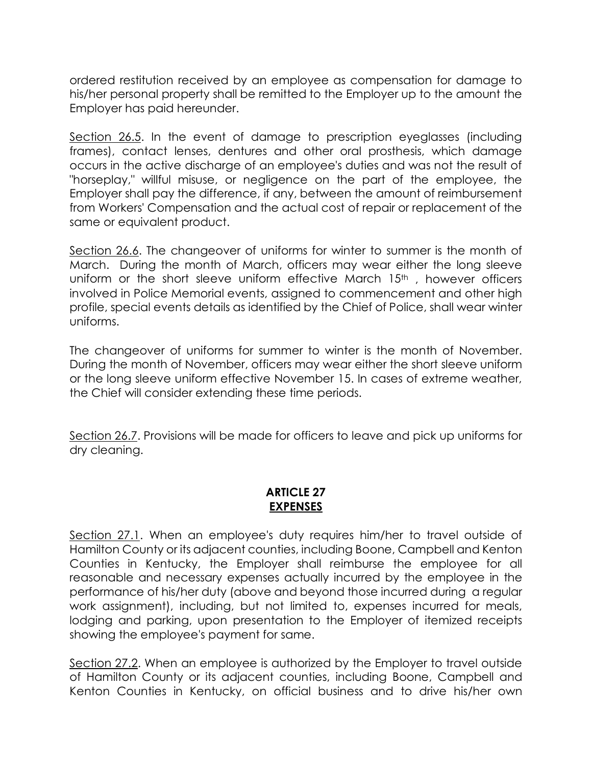ordered restitution received by an employee as compensation for damage to his/her personal property shall be remitted to the Employer up to the amount the Employer has paid hereunder.

Section 26.5. In the event of damage to prescription eyeglasses (including frames), contact lenses, dentures and other oral prosthesis, which damage occurs in the active discharge of an employee's duties and was not the result of "horseplay," willful misuse, or negligence on the part of the employee, the Employer shall pay the difference, if any, between the amount of reimbursement from Workers' Compensation and the actual cost of repair or replacement of the same or equivalent product.

Section 26.6. The changeover of uniforms for winter to summer is the month of March. During the month of March, officers may wear either the long sleeve uniform or the short sleeve uniform effective March 15th , however officers involved in Police Memorial events, assigned to commencement and other high profile, special events details as identified by the Chief of Police, shall wear winter uniforms.

The changeover of uniforms for summer to winter is the month of November. During the month of November, officers may wear either the short sleeve uniform or the long sleeve uniform effective November 15. In cases of extreme weather, the Chief will consider extending these time periods.

Section 26.7. Provisions will be made for officers to leave and pick up uniforms for dry cleaning.

## ARTICLE 27
## EXPENSES

Section 27.1. When an employee's duty requires him/her to travel outside of Hamilton County or its adjacent counties, including Boone, Campbell and Kenton Counties in Kentucky, the Employer shall reimburse the employee for all reasonable and necessary expenses actually incurred by the employee in the performance of his/her duty (above and beyond those incurred during a regular work assignment), including, but not limited to, expenses incurred for meals, lodging and parking, upon presentation to the Employer of itemized receipts showing the employee's payment for same.

Section 27.2. When an employee is authorized by the Employer to travel outside of Hamilton County or its adjacent counties, including Boone, Campbell and Kenton Counties in Kentucky, on official business and to drive his/her own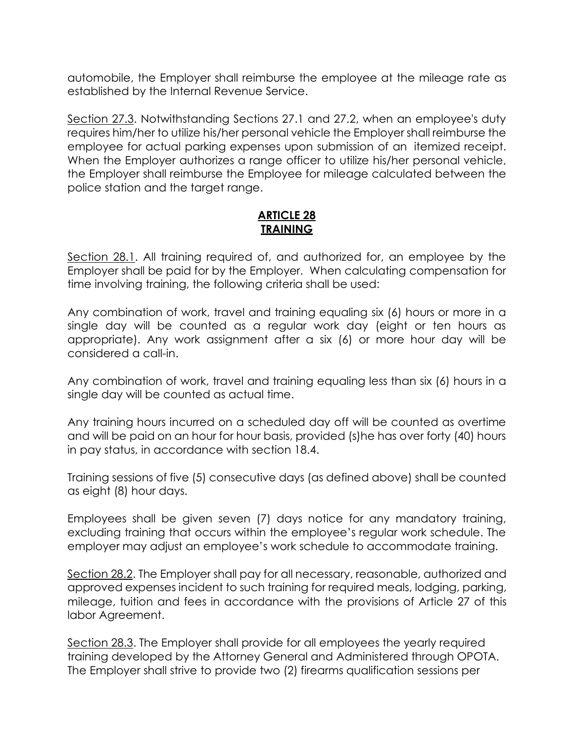automobile, the Employer shall reimburse the employee at the mileage rate as established by the Internal Revenue Service.

Section 27.3. Notwithstanding Sections 27.1 and 27.2, when an employee's duty requires him/her to utilize his/her personal vehicle the Employer shall reimburse the employee for actual parking expenses upon submission of an itemized receipt. When the Employer authorizes a range officer to utilize his/her personal vehicle, the Employer shall reimburse the Employee for mileage calculated between the police station and the target range.

## ARTICLE 28
## TRAINING

Section 28.1. All training required of, and authorized for, an employee by the Employer shall be paid for by the Employer. When calculating compensation for time involving training, the following criteria shall be used:

Any combination of work, travel and training equaling six (6) hours or more in a single day will be counted as a regular work day (eight or ten hours as appropriate). Any work assignment after a six (6) or more hour day will be considered a call-in.

Any combination of work, travel and training equaling less than six (6) hours in a single day will be counted as actual time.

Any training hours incurred on a scheduled day off will be counted as overtime and will be paid on an hour for hour basis, provided (s)he has over forty (40) hours in pay status, in accordance with section 18.4.

Training sessions of five (5) consecutive days (as defined above) shall be counted as eight (8) hour days.

Employees shall be given seven (7) days notice for any mandatory training, excluding training that occurs within the employee's regular work schedule. The employer may adjust an employee's work schedule to accommodate training.

Section 28.2. The Employer shall pay for all necessary, reasonable, authorized and approved expenses incident to such training for required meals, lodging, parking, mileage, tuition and fees in accordance with the provisions of Article 27 of this labor Agreement.

Section 28.3. The Employer shall provide for all employees the yearly required training developed by the Attorney General and Administered through OPOTA. The Employer shall strive to provide two (2) firearms qualification sessions per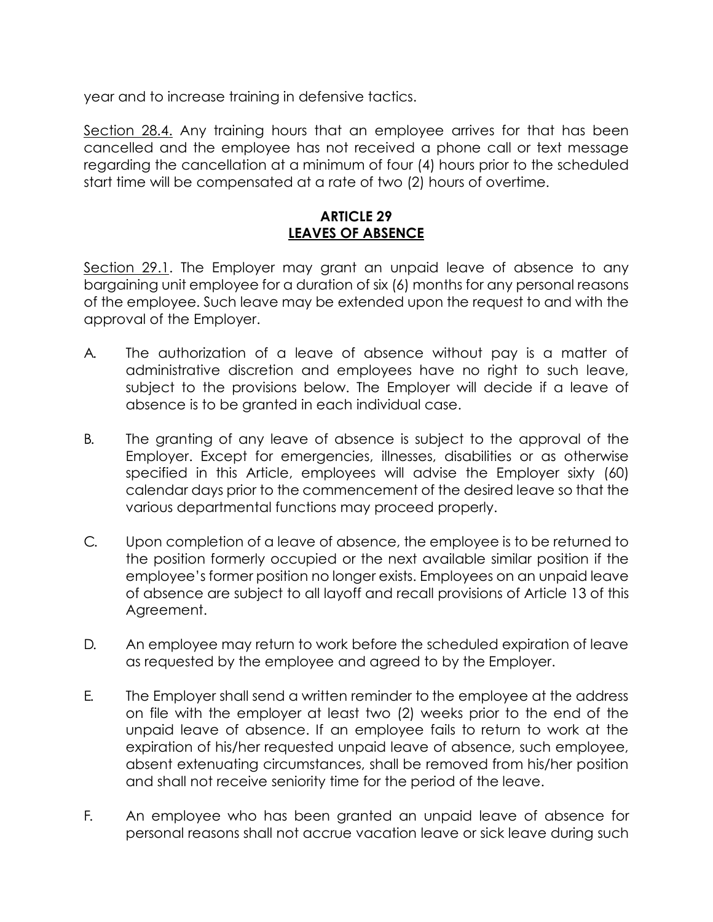year and to increase training in defensive tactics.

Section 28.4. Any training hours that an employee arrives for that has been cancelled and the employee has not received a phone call or text message regarding the cancellation at a minimum of four (4) hours prior to the scheduled start time will be compensated at a rate of two (2) hours of overtime.

## ARTICLE 29
## LEAVES OF ABSENCE

Section 29.1. The Employer may grant an unpaid leave of absence to any bargaining unit employee for a duration of six (6) months for any personal reasons of the employee. Such leave may be extended upon the request to and with the approval of the Employer.

A. The authorization of a leave of absence without pay is a matter of administrative discretion and employees have no right to such leave, subject to the provisions below. The Employer will decide if a leave of absence is to be granted in each individual case.

B. The granting of any leave of absence is subject to the approval of the Employer. Except for emergencies, illnesses, disabilities or as otherwise specified in this Article, employees will advise the Employer sixty (60) calendar days prior to the commencement of the desired leave so that the various departmental functions may proceed properly.

C. Upon completion of a leave of absence, the employee is to be returned to the position formerly occupied or the next available similar position if the employee's former position no longer exists. Employees on an unpaid leave of absence are subject to all layoff and recall provisions of Article 13 of this Agreement.

D. An employee may return to work before the scheduled expiration of leave as requested by the employee and agreed to by the Employer.

E. The Employer shall send a written reminder to the employee at the address on file with the employer at least two (2) weeks prior to the end of the unpaid leave of absence. If an employee fails to return to work at the expiration of his/her requested unpaid leave of absence, such employee, absent extenuating circumstances, shall be removed from his/her position and shall not receive seniority time for the period of the leave.

F. An employee who has been granted an unpaid leave of absence for personal reasons shall not accrue vacation leave or sick leave during such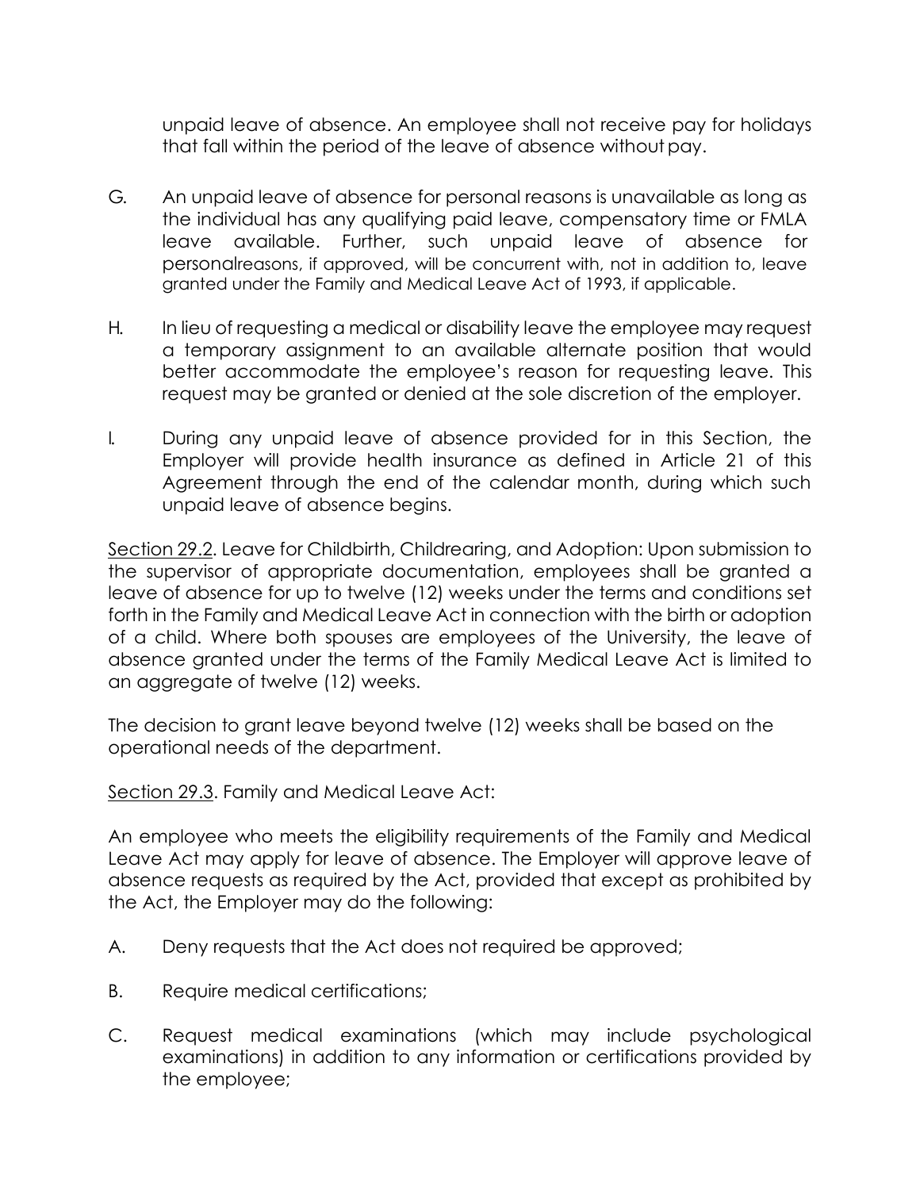unpaid leave of absence. An employee shall not receive pay for holidays that fall within the period of the leave of absence without pay.

G. An unpaid leave of absence for personal reasons is unavailable as long as the individual has any qualifying paid leave, compensatory time or FMLA leave available. Further, such unpaid leave of absence for personalreasons, if approved, will be concurrent with, not in addition to, leave granted under the Family and Medical Leave Act of 1993, if applicable.

H. In lieu of requesting a medical or disability leave the employee may request a temporary assignment to an available alternate position that would better accommodate the employee's reason for requesting leave. This request may be granted or denied at the sole discretion of the employer.

I. During any unpaid leave of absence provided for in this Section, the Employer will provide health insurance as defined in Article 21 of this Agreement through the end of the calendar month, during which such unpaid leave of absence begins.

<u>Section 29.2</u>. Leave for Childbirth, Childrearing, and Adoption: Upon submission to the supervisor of appropriate documentation, employees shall be granted a leave of absence for up to twelve (12) weeks under the terms and conditions set forth in the Family and Medical Leave Act in connection with the birth or adoption of a child. Where both spouses are employees of the University, the leave of absence granted under the terms of the Family Medical Leave Act is limited to an aggregate of twelve (12) weeks.

The decision to grant leave beyond twelve (12) weeks shall be based on the operational needs of the department.

<u>Section 29.3</u>. Family and Medical Leave Act:

An employee who meets the eligibility requirements of the Family and Medical Leave Act may apply for leave of absence. The Employer will approve leave of absence requests as required by the Act, provided that except as prohibited by the Act, the Employer may do the following:

A. Deny requests that the Act does not required be approved;

B. Require medical certifications;

C. Request medical examinations (which may include psychological examinations) in addition to any information or certifications provided by the employee;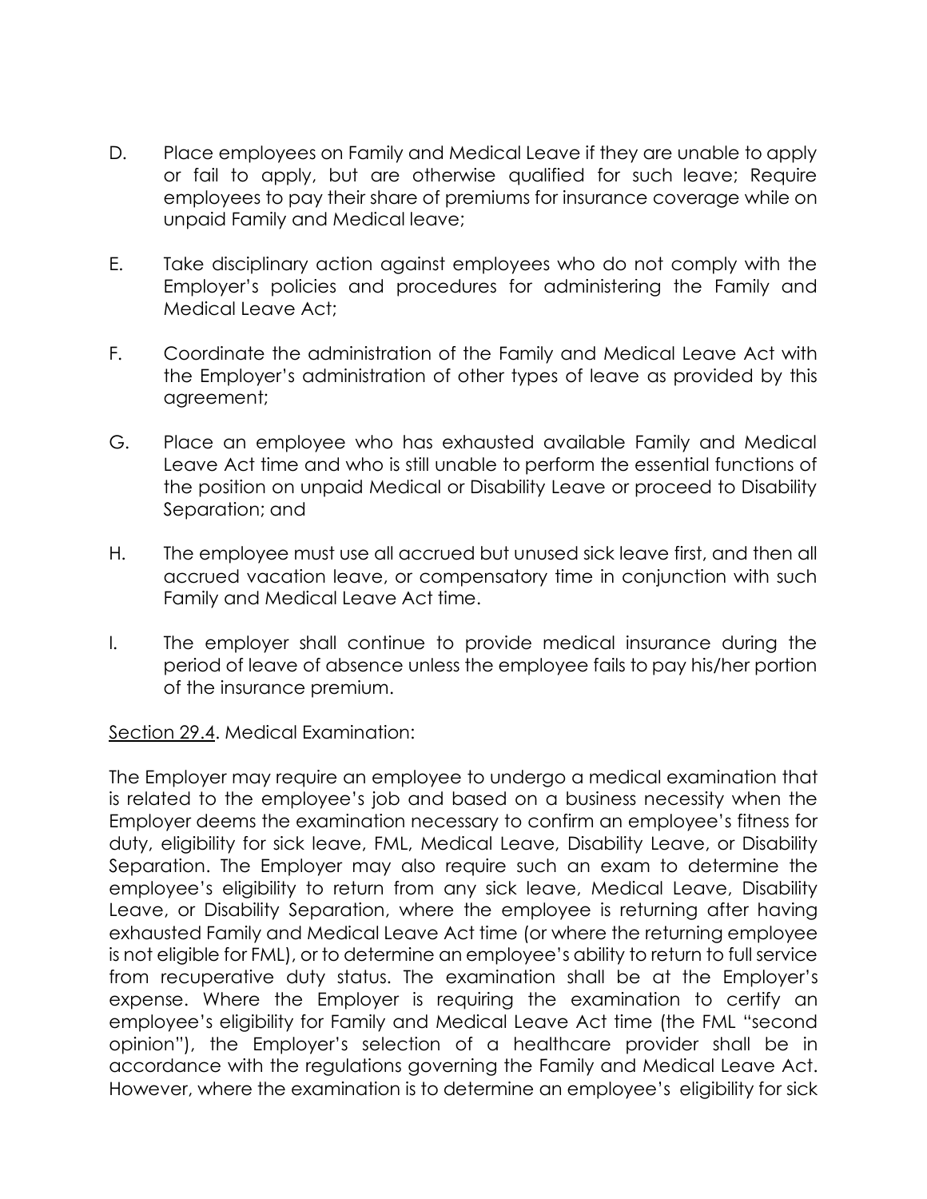D. Place employees on Family and Medical Leave if they are unable to apply or fail to apply, but are otherwise qualified for such leave; Require employees to pay their share of premiums for insurance coverage while on unpaid Family and Medical leave;

E. Take disciplinary action against employees who do not comply with the Employer's policies and procedures for administering the Family and Medical Leave Act;

F. Coordinate the administration of the Family and Medical Leave Act with the Employer's administration of other types of leave as provided by this agreement;

G. Place an employee who has exhausted available Family and Medical Leave Act time and who is still unable to perform the essential functions of the position on unpaid Medical or Disability Leave or proceed to Disability Separation; and

H. The employee must use all accrued but unused sick leave first, and then all accrued vacation leave, or compensatory time in conjunction with such Family and Medical Leave Act time.

I. The employer shall continue to provide medical insurance during the period of leave of absence unless the employee fails to pay his/her portion of the insurance premium.

<u>Section 29.4</u>. Medical Examination:

The Employer may require an employee to undergo a medical examination that is related to the employee's job and based on a business necessity when the Employer deems the examination necessary to confirm an employee's fitness for duty, eligibility for sick leave, FML, Medical Leave, Disability Leave, or Disability Separation. The Employer may also require such an exam to determine the employee's eligibility to return from any sick leave, Medical Leave, Disability Leave, or Disability Separation, where the employee is returning after having exhausted Family and Medical Leave Act time (or where the returning employee is not eligible for FML), or to determine an employee's ability to return to full service from recuperative duty status. The examination shall be at the Employer's expense. Where the Employer is requiring the examination to certify an employee's eligibility for Family and Medical Leave Act time (the FML "second opinion"), the Employer's selection of a healthcare provider shall be in accordance with the regulations governing the Family and Medical Leave Act. However, where the examination is to determine an employee's eligibility for sick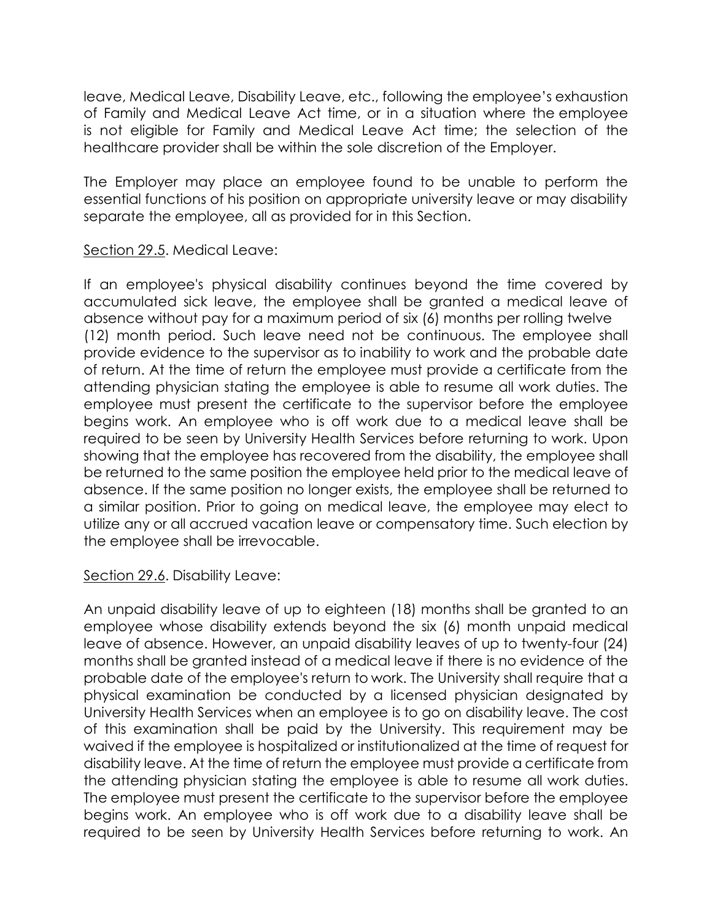leave, Medical Leave, Disability Leave, etc., following the employee's exhaustion of Family and Medical Leave Act time, or in a situation where the employee is not eligible for Family and Medical Leave Act time; the selection of the healthcare provider shall be within the sole discretion of the Employer.

The Employer may place an employee found to be unable to perform the essential functions of his position on appropriate university leave or may disability separate the employee, all as provided for in this Section.

<u>Section 29.5</u>. Medical Leave:

If an employee's physical disability continues beyond the time covered by accumulated sick leave, the employee shall be granted a medical leave of absence without pay for a maximum period of six (6) months per rolling twelve (12) month period. Such leave need not be continuous. The employee shall provide evidence to the supervisor as to inability to work and the probable date of return. At the time of return the employee must provide a certificate from the attending physician stating the employee is able to resume all work duties. The employee must present the certificate to the supervisor before the employee begins work. An employee who is off work due to a medical leave shall be required to be seen by University Health Services before returning to work. Upon showing that the employee has recovered from the disability, the employee shall be returned to the same position the employee held prior to the medical leave of absence. If the same position no longer exists, the employee shall be returned to a similar position. Prior to going on medical leave, the employee may elect to utilize any or all accrued vacation leave or compensatory time. Such election by the employee shall be irrevocable.

<u>Section 29.6</u>. Disability Leave:

An unpaid disability leave of up to eighteen (18) months shall be granted to an employee whose disability extends beyond the six (6) month unpaid medical leave of absence. However, an unpaid disability leaves of up to twenty-four (24) months shall be granted instead of a medical leave if there is no evidence of the probable date of the employee's return to work. The University shall require that a physical examination be conducted by a licensed physician designated by University Health Services when an employee is to go on disability leave. The cost of this examination shall be paid by the University. This requirement may be waived if the employee is hospitalized or institutionalized at the time of request for disability leave. At the time of return the employee must provide a certificate from the attending physician stating the employee is able to resume all work duties. The employee must present the certificate to the supervisor before the employee begins work. An employee who is off work due to a disability leave shall be required to be seen by University Health Services before returning to work. An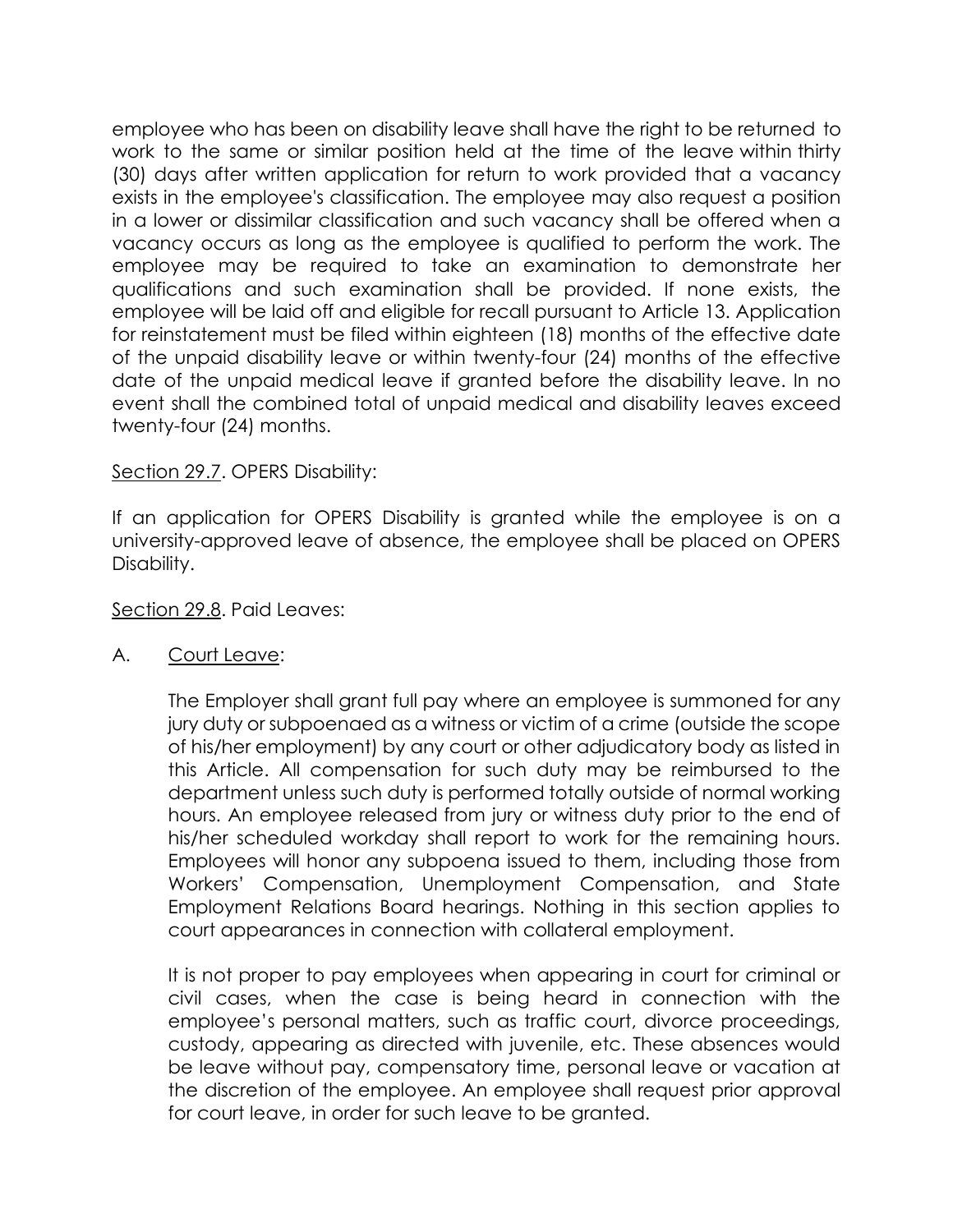employee who has been on disability leave shall have the right to be returned to work to the same or similar position held at the time of the leave within thirty (30) days after written application for return to work provided that a vacancy exists in the employee's classification. The employee may also request a position in a lower or dissimilar classification and such vacancy shall be offered when a vacancy occurs as long as the employee is qualified to perform the work. The employee may be required to take an examination to demonstrate her qualifications and such examination shall be provided. If none exists, the employee will be laid off and eligible for recall pursuant to Article 13. Application for reinstatement must be filed within eighteen (18) months of the effective date of the unpaid disability leave or within twenty-four (24) months of the effective date of the unpaid medical leave if granted before the disability leave. In no event shall the combined total of unpaid medical and disability leaves exceed twenty-four (24) months.

Section 29.7. OPERS Disability:

If an application for OPERS Disability is granted while the employee is on a university-approved leave of absence, the employee shall be placed on OPERS Disability.

Section 29.8. Paid Leaves:

A. Court Leave:

The Employer shall grant full pay where an employee is summoned for any jury duty or subpoenaed as a witness or victim of a crime (outside the scope of his/her employment) by any court or other adjudicatory body as listed in this Article. All compensation for such duty may be reimbursed to the department unless such duty is performed totally outside of normal working hours. An employee released from jury or witness duty prior to the end of his/her scheduled workday shall report to work for the remaining hours. Employees will honor any subpoena issued to them, including those from Workers' Compensation, Unemployment Compensation, and State Employment Relations Board hearings. Nothing in this section applies to court appearances in connection with collateral employment.

It is not proper to pay employees when appearing in court for criminal or civil cases, when the case is being heard in connection with the employee's personal matters, such as traffic court, divorce proceedings, custody, appearing as directed with juvenile, etc. These absences would be leave without pay, compensatory time, personal leave or vacation at the discretion of the employee. An employee shall request prior approval for court leave, in order for such leave to be granted.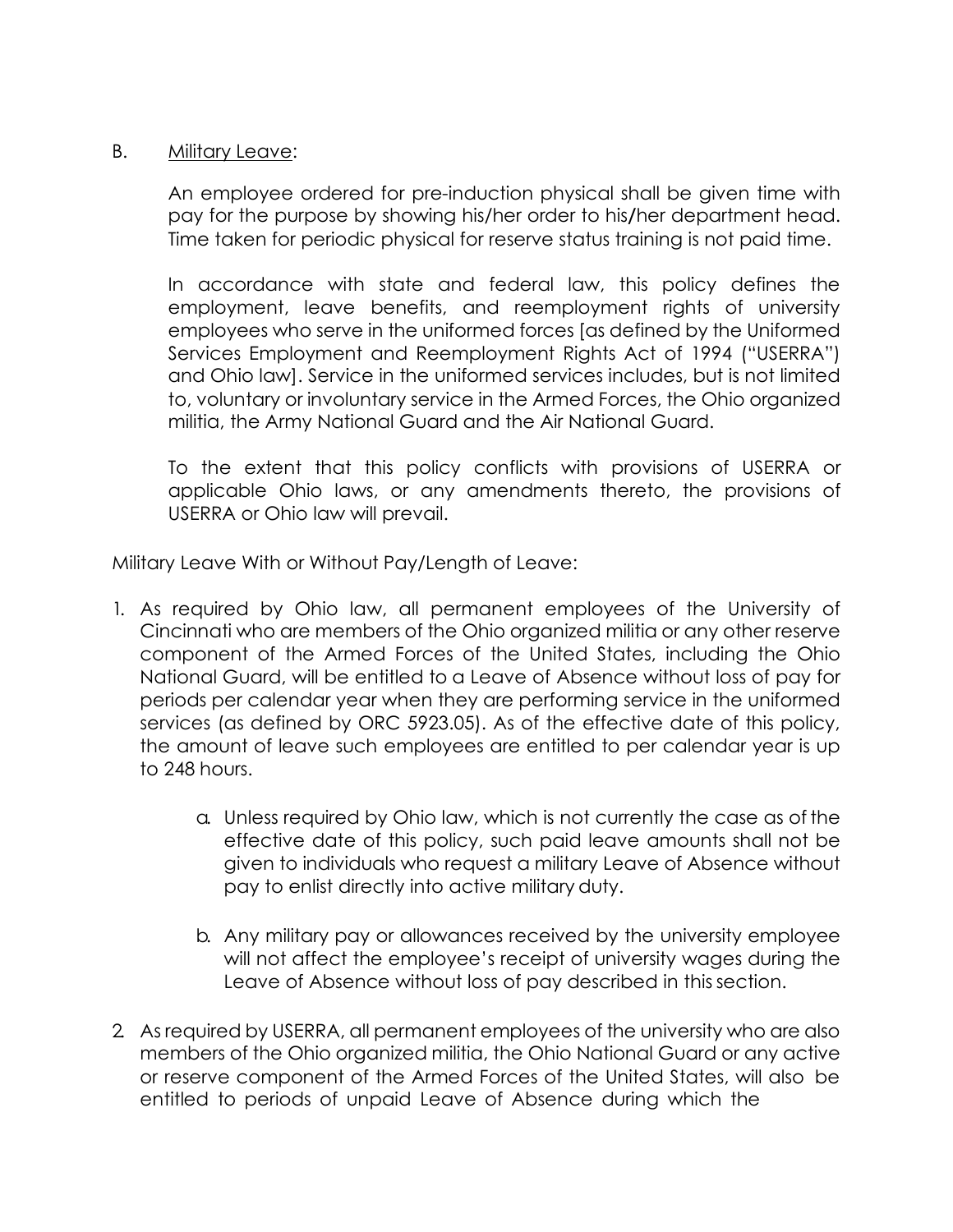B. Military Leave:

An employee ordered for pre-induction physical shall be given time with pay for the purpose by showing his/her order to his/her department head. Time taken for periodic physical for reserve status training is not paid time.

In accordance with state and federal law, this policy defines the employment, leave benefits, and reemployment rights of university employees who serve in the uniformed forces [as defined by the Uniformed Services Employment and Reemployment Rights Act of 1994 ("USERRA") and Ohio law]. Service in the uniformed services includes, but is not limited to, voluntary or involuntary service in the Armed Forces, the Ohio organized militia, the Army National Guard and the Air National Guard.

To the extent that this policy conflicts with provisions of USERRA or applicable Ohio laws, or any amendments thereto, the provisions of USERRA or Ohio law will prevail.

Military Leave With or Without Pay/Length of Leave:

1. As required by Ohio law, all permanent employees of the University of Cincinnati who are members of the Ohio organized militia or any other reserve component of the Armed Forces of the United States, including the Ohio National Guard, will be entitled to a Leave of Absence without loss of pay for periods per calendar year when they are performing service in the uniformed services (as defined by ORC 5923.05). As of the effective date of this policy, the amount of leave such employees are entitled to per calendar year is up to 248 hours.

   a. Unless required by Ohio law, which is not currently the case as of the effective date of this policy, such paid leave amounts shall not be given to individuals who request a military Leave of Absence without pay to enlist directly into active military duty.

   b. Any military pay or allowances received by the university employee will not affect the employee's receipt of university wages during the Leave of Absence without loss of pay described in this section.

2. As required by USERRA, all permanent employees of the university who are also members of the Ohio organized militia, the Ohio National Guard or any active or reserve component of the Armed Forces of the United States, will also be entitled to periods of unpaid Leave of Absence during which the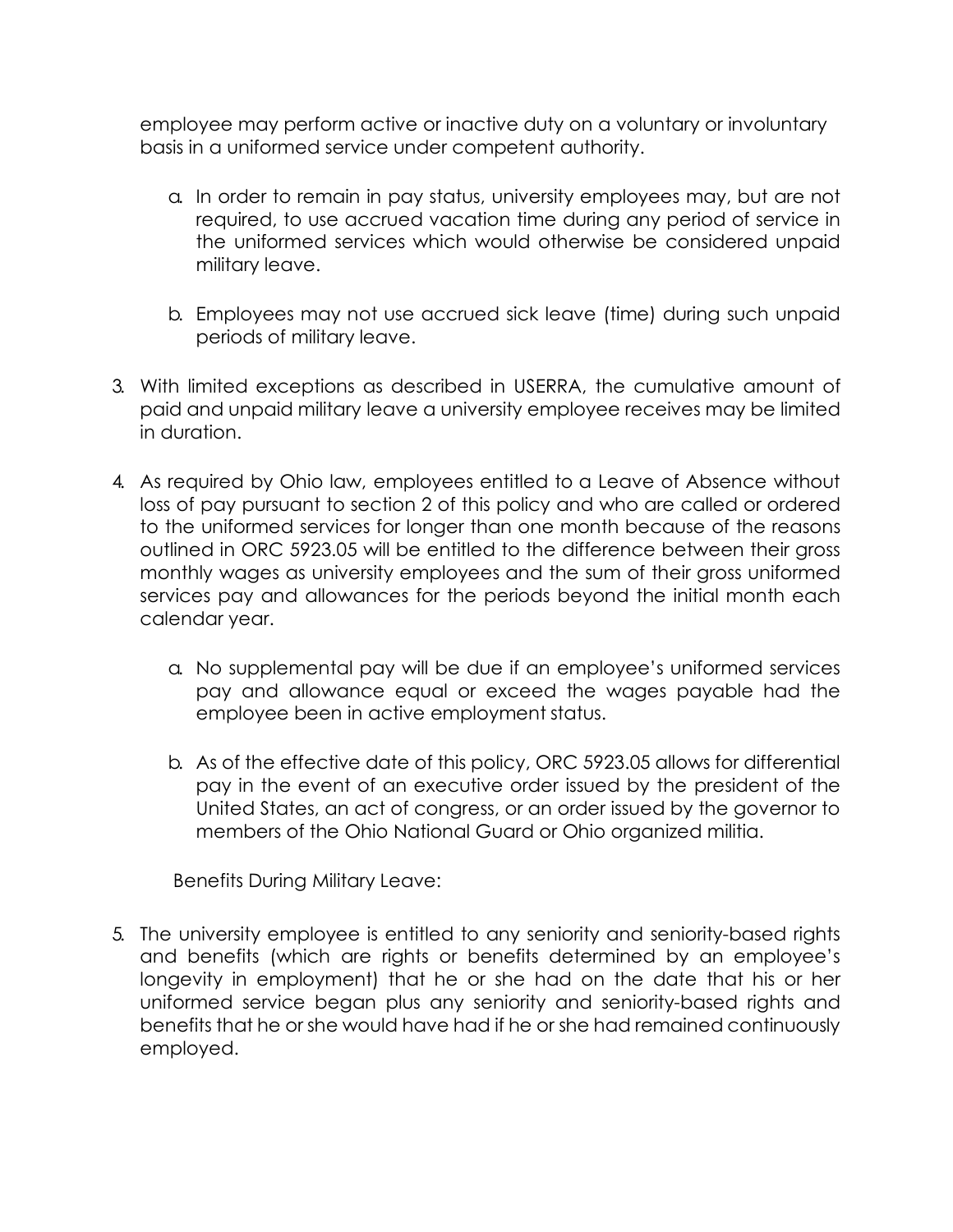employee may perform active or inactive duty on a voluntary or involuntary basis in a uniformed service under competent authority.

   a. In order to remain in pay status, university employees may, but are not required, to use accrued vacation time during any period of service in the uniformed services which would otherwise be considered unpaid military leave.

   b. Employees may not use accrued sick leave (time) during such unpaid periods of military leave.

3. With limited exceptions as described in USERRA, the cumulative amount of paid and unpaid military leave a university employee receives may be limited in duration.

4. As required by Ohio law, employees entitled to a Leave of Absence without loss of pay pursuant to section 2 of this policy and who are called or ordered to the uniformed services for longer than one month because of the reasons outlined in ORC 5923.05 will be entitled to the difference between their gross monthly wages as university employees and the sum of their gross uniformed services pay and allowances for the periods beyond the initial month each calendar year.

   a. No supplemental pay will be due if an employee's uniformed services pay and allowance equal or exceed the wages payable had the employee been in active employment status.

   b. As of the effective date of this policy, ORC 5923.05 allows for differential pay in the event of an executive order issued by the president of the United States, an act of congress, or an order issued by the governor to members of the Ohio National Guard or Ohio organized militia.

Benefits During Military Leave:

5. The university employee is entitled to any seniority and seniority-based rights and benefits (which are rights or benefits determined by an employee's longevity in employment) that he or she had on the date that his or her uniformed service began plus any seniority and seniority-based rights and benefits that he or she would have had if he or she had remained continuously employed.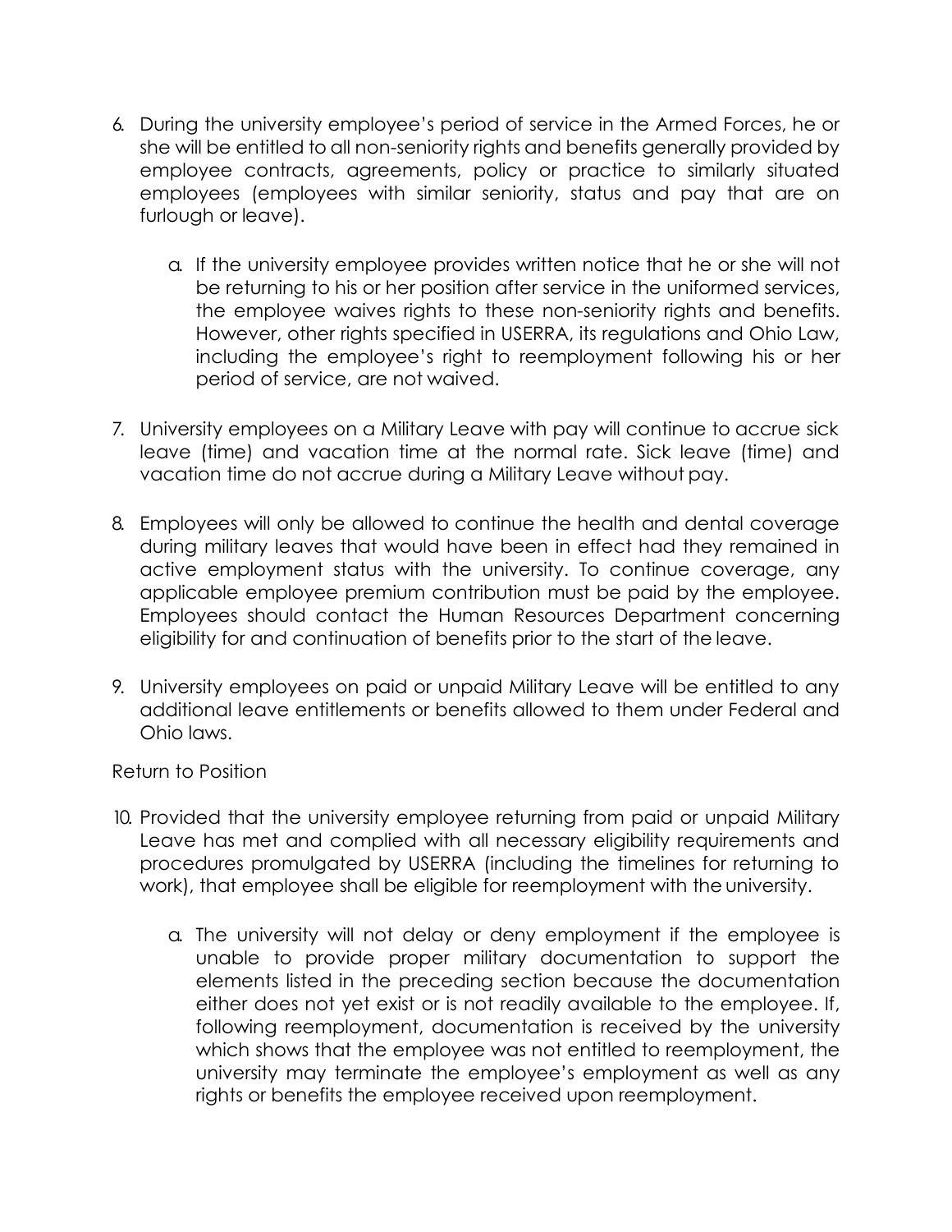6. During the university employee's period of service in the Armed Forces, he or she will be entitled to all non-seniority rights and benefits generally provided by employee contracts, agreements, policy or practice to similarly situated employees (employees with similar seniority, status and pay that are on furlough or leave).

    a. If the university employee provides written notice that he or she will not be returning to his or her position after service in the uniformed services, the employee waives rights to these non-seniority rights and benefits. However, other rights specified in USERRA, its regulations and Ohio Law, including the employee's right to reemployment following his or her period of service, are not waived.

7. University employees on a Military Leave with pay will continue to accrue sick leave (time) and vacation time at the normal rate. Sick leave (time) and vacation time do not accrue during a Military Leave without pay.

8. Employees will only be allowed to continue the health and dental coverage during military leaves that would have been in effect had they remained in active employment status with the university. To continue coverage, any applicable employee premium contribution must be paid by the employee. Employees should contact the Human Resources Department concerning eligibility for and continuation of benefits prior to the start of the leave.

9. University employees on paid or unpaid Military Leave will be entitled to any additional leave entitlements or benefits allowed to them under Federal and Ohio laws.

Return to Position

10. Provided that the university employee returning from paid or unpaid Military Leave has met and complied with all necessary eligibility requirements and procedures promulgated by USERRA (including the timelines for returning to work), that employee shall be eligible for reemployment with the university.

    a. The university will not delay or deny employment if the employee is unable to provide proper military documentation to support the elements listed in the preceding section because the documentation either does not yet exist or is not readily available to the employee. If, following reemployment, documentation is received by the university which shows that the employee was not entitled to reemployment, the university may terminate the employee's employment as well as any rights or benefits the employee received upon reemployment.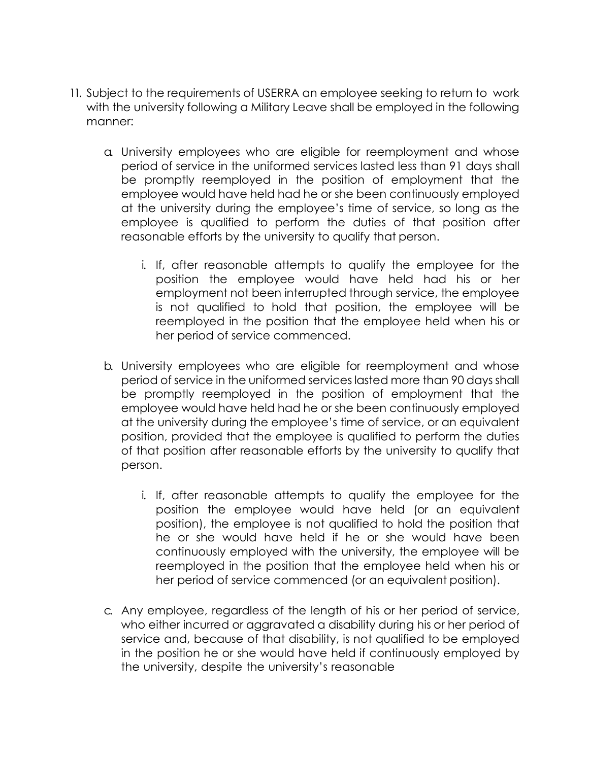11. Subject to the requirements of USERRA an employee seeking to return to work with the university following a Military Leave shall be employed in the following manner:

    a. University employees who are eligible for reemployment and whose period of service in the uniformed services lasted less than 91 days shall be promptly reemployed in the position of employment that the employee would have held had he or she been continuously employed at the university during the employee's time of service, so long as the employee is qualified to perform the duties of that position after reasonable efforts by the university to qualify that person.

        i. If, after reasonable attempts to qualify the employee for the position the employee would have held had his or her employment not been interrupted through service, the employee is not qualified to hold that position, the employee will be reemployed in the position that the employee held when his or her period of service commenced.

    b. University employees who are eligible for reemployment and whose period of service in the uniformed services lasted more than 90 days shall be promptly reemployed in the position of employment that the employee would have held had he or she been continuously employed at the university during the employee's time of service, or an equivalent position, provided that the employee is qualified to perform the duties of that position after reasonable efforts by the university to qualify that person.

        i. If, after reasonable attempts to qualify the employee for the position the employee would have held (or an equivalent position), the employee is not qualified to hold the position that he or she would have held if he or she would have been continuously employed with the university, the employee will be reemployed in the position that the employee held when his or her period of service commenced (or an equivalent position).

    c. Any employee, regardless of the length of his or her period of service, who either incurred or aggravated a disability during his or her period of service and, because of that disability, is not qualified to be employed in the position he or she would have held if continuously employed by the university, despite the university's reasonable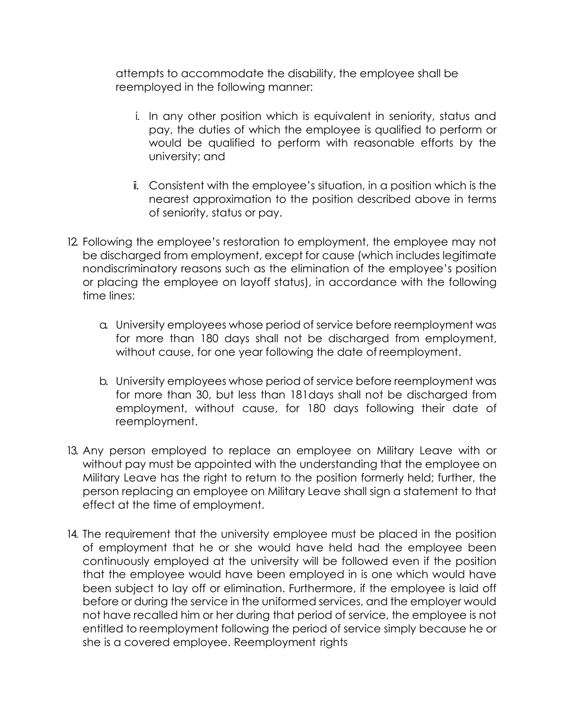attempts to accommodate the disability, the employee shall be reemployed in the following manner:

   i. In any other position which is equivalent in seniority, status and pay, the duties of which the employee is qualified to perform or would be qualified to perform with reasonable efforts by the university; and

   ii. Consistent with the employee's situation, in a position which is the nearest approximation to the position described above in terms of seniority, status or pay.

12. Following the employee's restoration to employment, the employee may not be discharged from employment, except for cause (which includes legitimate nondiscriminatory reasons such as the elimination of the employee's position or placing the employee on layoff status), in accordance with the following time lines:

    a. University employees whose period of service before reemployment was for more than 180 days shall not be discharged from employment, without cause, for one year following the date of reemployment.

    b. University employees whose period of service before reemployment was for more than 30, but less than 181days shall not be discharged from employment, without cause, for 180 days following their date of reemployment.

13. Any person employed to replace an employee on Military Leave with or without pay must be appointed with the understanding that the employee on Military Leave has the right to return to the position formerly held; further, the person replacing an employee on Military Leave shall sign a statement to that effect at the time of employment.

14. The requirement that the university employee must be placed in the position of employment that he or she would have held had the employee been continuously employed at the university will be followed even if the position that the employee would have been employed in is one which would have been subject to lay off or elimination. Furthermore, if the employee is laid off before or during the service in the uniformed services, and the employer would not have recalled him or her during that period of service, the employee is not entitled to reemployment following the period of service simply because he or she is a covered employee. Reemployment rights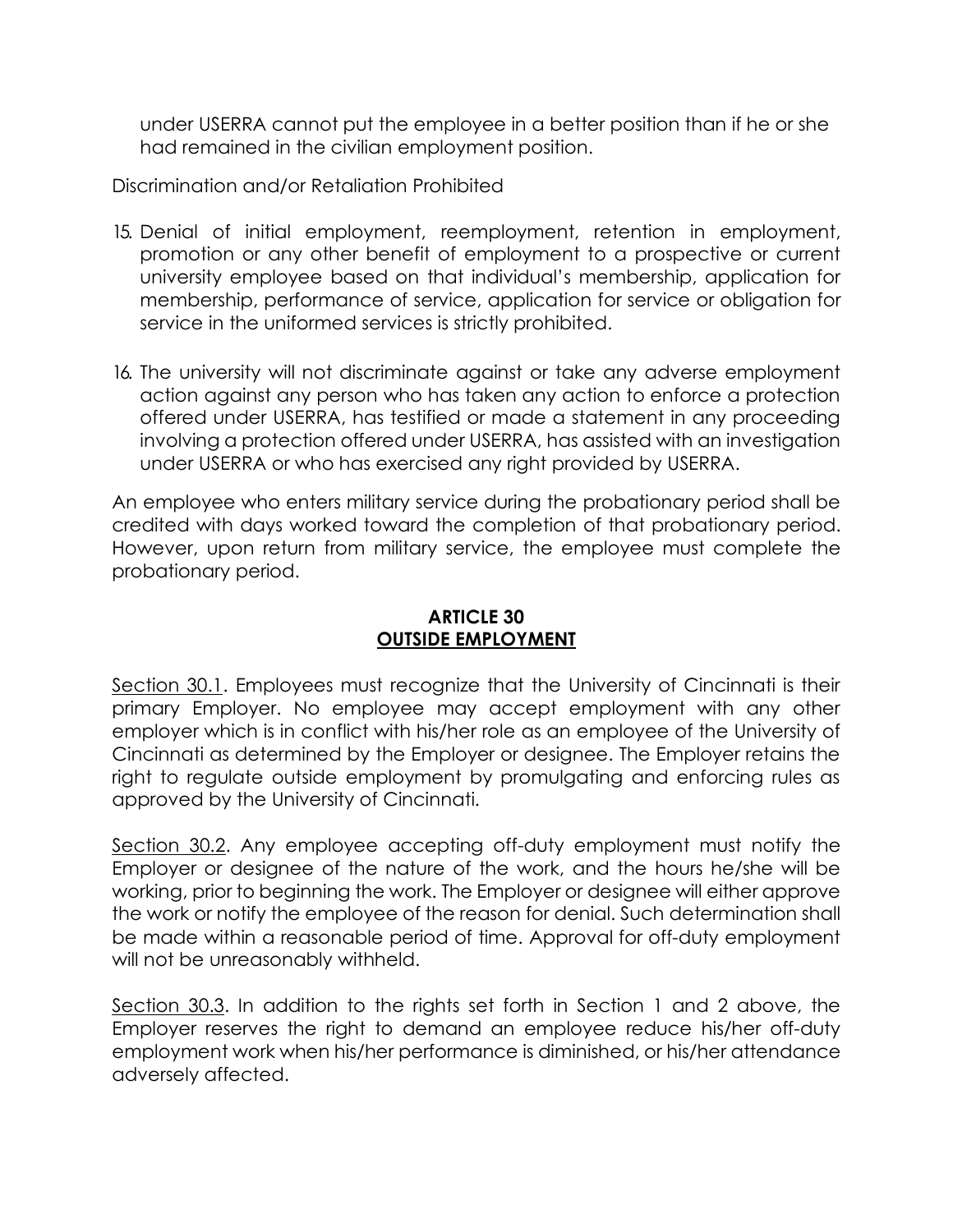under USERRA cannot put the employee in a better position than if he or she had remained in the civilian employment position.

Discrimination and/or Retaliation Prohibited

15. Denial of initial employment, reemployment, retention in employment, promotion or any other benefit of employment to a prospective or current university employee based on that individual's membership, application for membership, performance of service, application for service or obligation for service in the uniformed services is strictly prohibited.

16. The university will not discriminate against or take any adverse employment action against any person who has taken any action to enforce a protection offered under USERRA, has testified or made a statement in any proceeding involving a protection offered under USERRA, has assisted with an investigation under USERRA or who has exercised any right provided by USERRA.

An employee who enters military service during the probationary period shall be credited with days worked toward the completion of that probationary period. However, upon return from military service, the employee must complete the probationary period.

## ARTICLE 30
## OUTSIDE EMPLOYMENT

Section 30.1. Employees must recognize that the University of Cincinnati is their primary Employer. No employee may accept employment with any other employer which is in conflict with his/her role as an employee of the University of Cincinnati as determined by the Employer or designee. The Employer retains the right to regulate outside employment by promulgating and enforcing rules as approved by the University of Cincinnati.

Section 30.2. Any employee accepting off-duty employment must notify the Employer or designee of the nature of the work, and the hours he/she will be working, prior to beginning the work. The Employer or designee will either approve the work or notify the employee of the reason for denial. Such determination shall be made within a reasonable period of time. Approval for off-duty employment will not be unreasonably withheld.

Section 30.3. In addition to the rights set forth in Section 1 and 2 above, the Employer reserves the right to demand an employee reduce his/her off-duty employment work when his/her performance is diminished, or his/her attendance adversely affected.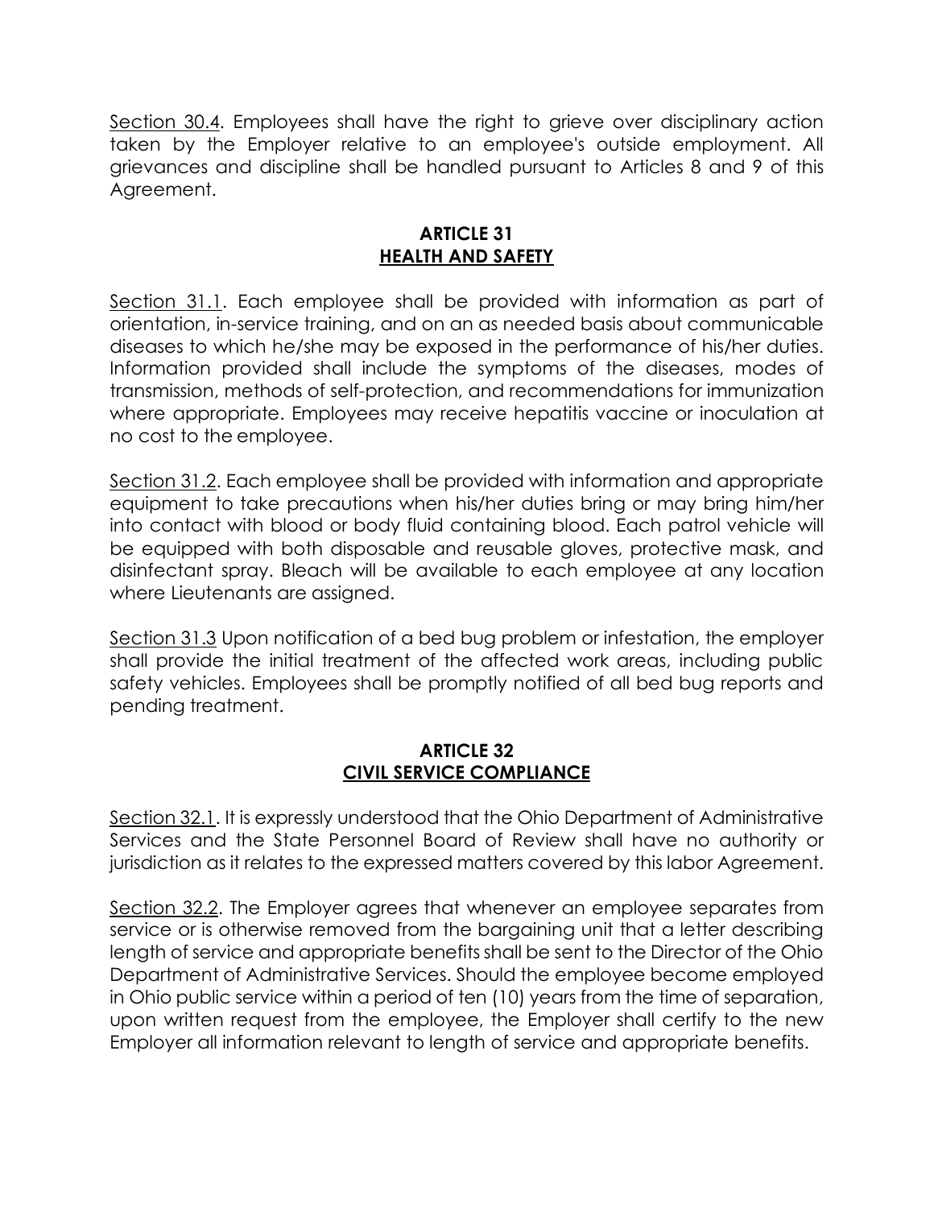Section 30.4. Employees shall have the right to grieve over disciplinary action taken by the Employer relative to an employee's outside employment. All grievances and discipline shall be handled pursuant to Articles 8 and 9 of this Agreement.

## ARTICLE 31
## HEALTH AND SAFETY

Section 31.1. Each employee shall be provided with information as part of orientation, in-service training, and on an as needed basis about communicable diseases to which he/she may be exposed in the performance of his/her duties. Information provided shall include the symptoms of the diseases, modes of transmission, methods of self-protection, and recommendations for immunization where appropriate. Employees may receive hepatitis vaccine or inoculation at no cost to the employee.

Section 31.2. Each employee shall be provided with information and appropriate equipment to take precautions when his/her duties bring or may bring him/her into contact with blood or body fluid containing blood. Each patrol vehicle will be equipped with both disposable and reusable gloves, protective mask, and disinfectant spray. Bleach will be available to each employee at any location where Lieutenants are assigned.

Section 31.3 Upon notification of a bed bug problem or infestation, the employer shall provide the initial treatment of the affected work areas, including public safety vehicles. Employees shall be promptly notified of all bed bug reports and pending treatment.

## ARTICLE 32
## CIVIL SERVICE COMPLIANCE

Section 32.1. It is expressly understood that the Ohio Department of Administrative Services and the State Personnel Board of Review shall have no authority or jurisdiction as it relates to the expressed matters covered by this labor Agreement.

Section 32.2. The Employer agrees that whenever an employee separates from service or is otherwise removed from the bargaining unit that a letter describing length of service and appropriate benefits shall be sent to the Director of the Ohio Department of Administrative Services. Should the employee become employed in Ohio public service within a period of ten (10) years from the time of separation, upon written request from the employee, the Employer shall certify to the new Employer all information relevant to length of service and appropriate benefits.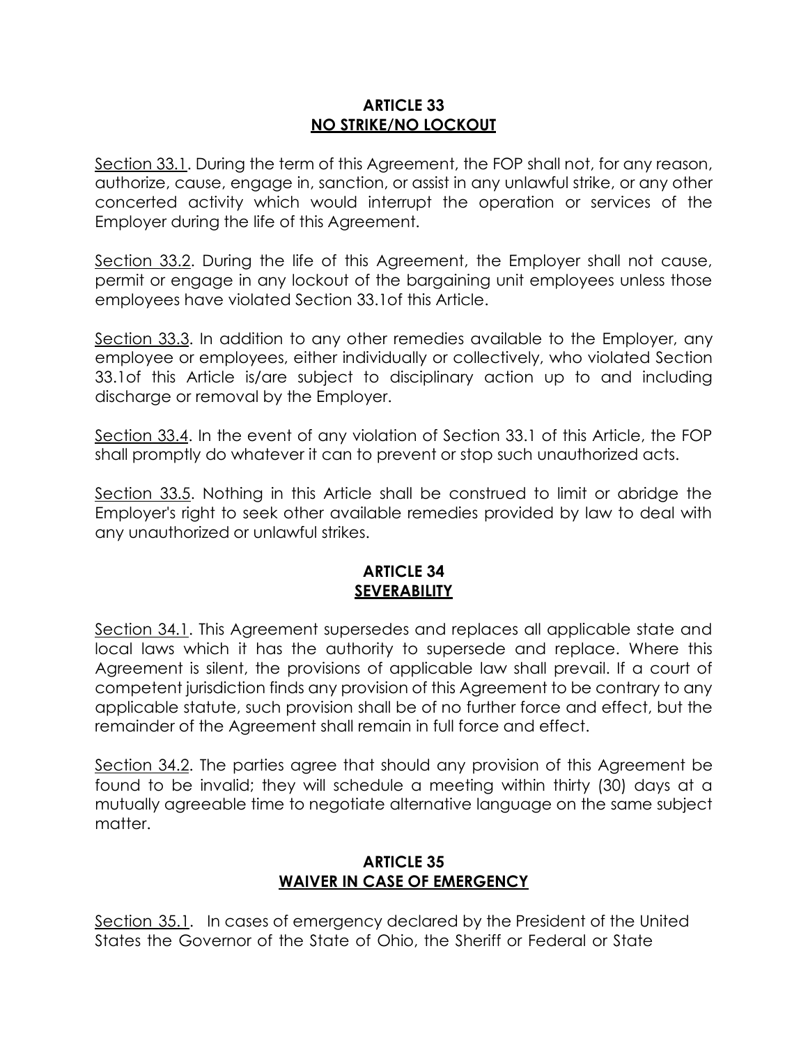## ARTICLE 33
## NO STRIKE/NO LOCKOUT

Section 33.1. During the term of this Agreement, the FOP shall not, for any reason, authorize, cause, engage in, sanction, or assist in any unlawful strike, or any other concerted activity which would interrupt the operation or services of the Employer during the life of this Agreement.

Section 33.2. During the life of this Agreement, the Employer shall not cause, permit or engage in any lockout of the bargaining unit employees unless those employees have violated Section 33.1of this Article.

Section 33.3. In addition to any other remedies available to the Employer, any employee or employees, either individually or collectively, who violated Section 33.1of this Article is/are subject to disciplinary action up to and including discharge or removal by the Employer.

Section 33.4. In the event of any violation of Section 33.1 of this Article, the FOP shall promptly do whatever it can to prevent or stop such unauthorized acts.

Section 33.5. Nothing in this Article shall be construed to limit or abridge the Employer's right to seek other available remedies provided by law to deal with any unauthorized or unlawful strikes.

## ARTICLE 34
## SEVERABILITY

Section 34.1. This Agreement supersedes and replaces all applicable state and local laws which it has the authority to supersede and replace. Where this Agreement is silent, the provisions of applicable law shall prevail. If a court of competent jurisdiction finds any provision of this Agreement to be contrary to any applicable statute, such provision shall be of no further force and effect, but the remainder of the Agreement shall remain in full force and effect.

Section 34.2. The parties agree that should any provision of this Agreement be found to be invalid; they will schedule a meeting within thirty (30) days at a mutually agreeable time to negotiate alternative language on the same subject matter.

## ARTICLE 35
## WAIVER IN CASE OF EMERGENCY

Section 35.1. In cases of emergency declared by the President of the United States the Governor of the State of Ohio, the Sheriff or Federal or State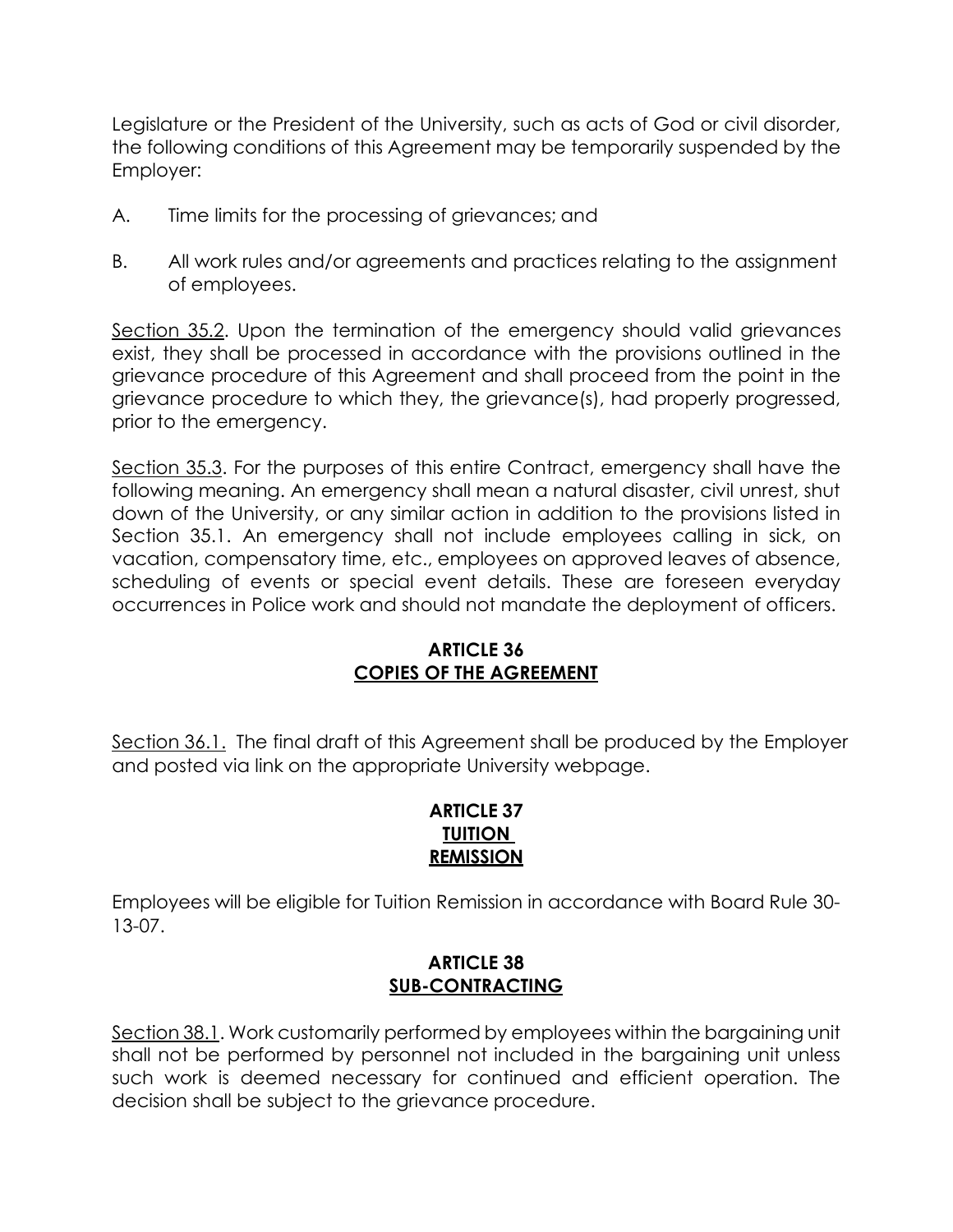Legislature or the President of the University, such as acts of God or civil disorder, the following conditions of this Agreement may be temporarily suspended by the Employer:

A. Time limits for the processing of grievances; and

B. All work rules and/or agreements and practices relating to the assignment of employees.

Section 35.2. Upon the termination of the emergency should valid grievances exist, they shall be processed in accordance with the provisions outlined in the grievance procedure of this Agreement and shall proceed from the point in the grievance procedure to which they, the grievance(s), had properly progressed, prior to the emergency.

Section 35.3. For the purposes of this entire Contract, emergency shall have the following meaning. An emergency shall mean a natural disaster, civil unrest, shut down of the University, or any similar action in addition to the provisions listed in Section 35.1. An emergency shall not include employees calling in sick, on vacation, compensatory time, etc., employees on approved leaves of absence, scheduling of events or special event details. These are foreseen everyday occurrences in Police work and should not mandate the deployment of officers.

## ARTICLE 36
## COPIES OF THE AGREEMENT

Section 36.1. The final draft of this Agreement shall be produced by the Employer and posted via link on the appropriate University webpage.

## ARTICLE 37
## TUITION REMISSION

Employees will be eligible for Tuition Remission in accordance with Board Rule 30-13-07.

## ARTICLE 38
## SUB-CONTRACTING

Section 38.1. Work customarily performed by employees within the bargaining unit shall not be performed by personnel not included in the bargaining unit unless such work is deemed necessary for continued and efficient operation. The decision shall be subject to the grievance procedure.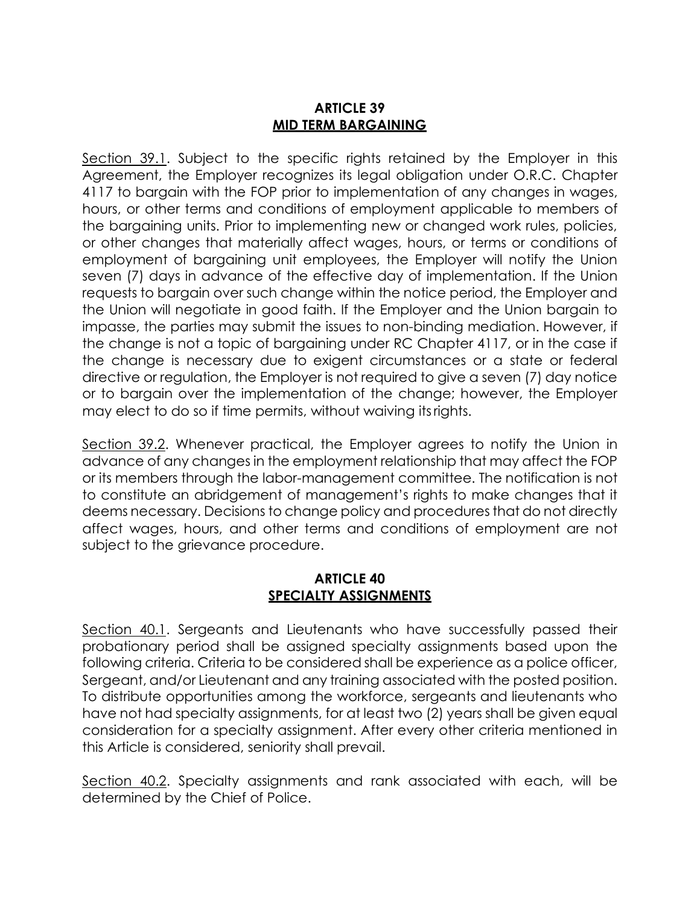## ARTICLE 39
## MID TERM BARGAINING

Section 39.1. Subject to the specific rights retained by the Employer in this Agreement, the Employer recognizes its legal obligation under O.R.C. Chapter 4117 to bargain with the FOP prior to implementation of any changes in wages, hours, or other terms and conditions of employment applicable to members of the bargaining units. Prior to implementing new or changed work rules, policies, or other changes that materially affect wages, hours, or terms or conditions of employment of bargaining unit employees, the Employer will notify the Union seven (7) days in advance of the effective day of implementation. If the Union requests to bargain over such change within the notice period, the Employer and the Union will negotiate in good faith. If the Employer and the Union bargain to impasse, the parties may submit the issues to non-binding mediation. However, if the change is not a topic of bargaining under RC Chapter 4117, or in the case if the change is necessary due to exigent circumstances or a state or federal directive or regulation, the Employer is not required to give a seven (7) day notice or to bargain over the implementation of the change; however, the Employer may elect to do so if time permits, without waiving its rights.

Section 39.2. Whenever practical, the Employer agrees to notify the Union in advance of any changes in the employment relationship that may affect the FOP or its members through the labor-management committee. The notification is not to constitute an abridgement of management's rights to make changes that it deems necessary. Decisions to change policy and procedures that do not directly affect wages, hours, and other terms and conditions of employment are not subject to the grievance procedure.

## ARTICLE 40
## SPECIALTY ASSIGNMENTS

Section 40.1. Sergeants and Lieutenants who have successfully passed their probationary period shall be assigned specialty assignments based upon the following criteria. Criteria to be considered shall be experience as a police officer, Sergeant, and/or Lieutenant and any training associated with the posted position. To distribute opportunities among the workforce, sergeants and lieutenants who have not had specialty assignments, for at least two (2) years shall be given equal consideration for a specialty assignment. After every other criteria mentioned in this Article is considered, seniority shall prevail.

Section 40.2. Specialty assignments and rank associated with each, will be determined by the Chief of Police.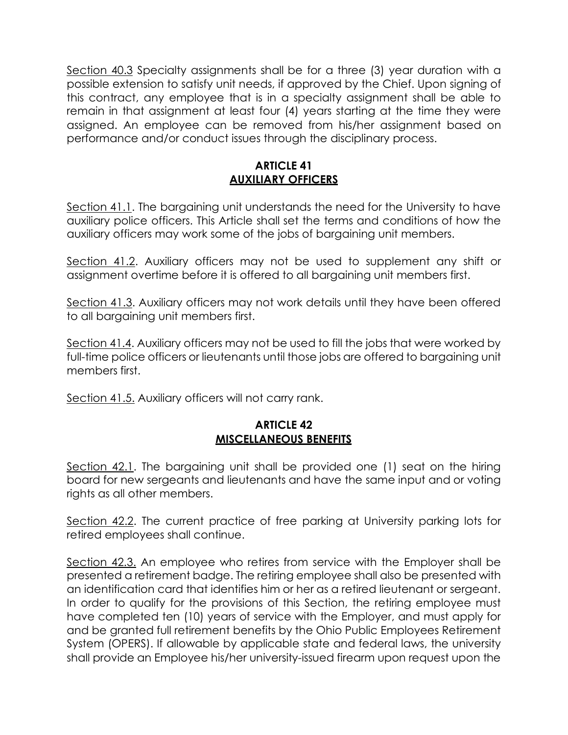Section 40.3 Specialty assignments shall be for a three (3) year duration with a possible extension to satisfy unit needs, if approved by the Chief. Upon signing of this contract, any employee that is in a specialty assignment shall be able to remain in that assignment at least four (4) years starting at the time they were assigned. An employee can be removed from his/her assignment based on performance and/or conduct issues through the disciplinary process.

## ARTICLE 41
## AUXILIARY OFFICERS

Section 41.1. The bargaining unit understands the need for the University to have auxiliary police officers. This Article shall set the terms and conditions of how the auxiliary officers may work some of the jobs of bargaining unit members.

Section 41.2. Auxiliary officers may not be used to supplement any shift or assignment overtime before it is offered to all bargaining unit members first.

Section 41.3. Auxiliary officers may not work details until they have been offered to all bargaining unit members first.

Section 41.4. Auxiliary officers may not be used to fill the jobs that were worked by full-time police officers or lieutenants until those jobs are offered to bargaining unit members first.

Section 41.5. Auxiliary officers will not carry rank.

## ARTICLE 42
## MISCELLANEOUS BENEFITS

Section 42.1. The bargaining unit shall be provided one (1) seat on the hiring board for new sergeants and lieutenants and have the same input and or voting rights as all other members.

Section 42.2. The current practice of free parking at University parking lots for retired employees shall continue.

Section 42.3. An employee who retires from service with the Employer shall be presented a retirement badge. The retiring employee shall also be presented with an identification card that identifies him or her as a retired lieutenant or sergeant. In order to qualify for the provisions of this Section, the retiring employee must have completed ten (10) years of service with the Employer, and must apply for and be granted full retirement benefits by the Ohio Public Employees Retirement System (OPERS). If allowable by applicable state and federal laws, the university shall provide an Employee his/her university-issued firearm upon request upon the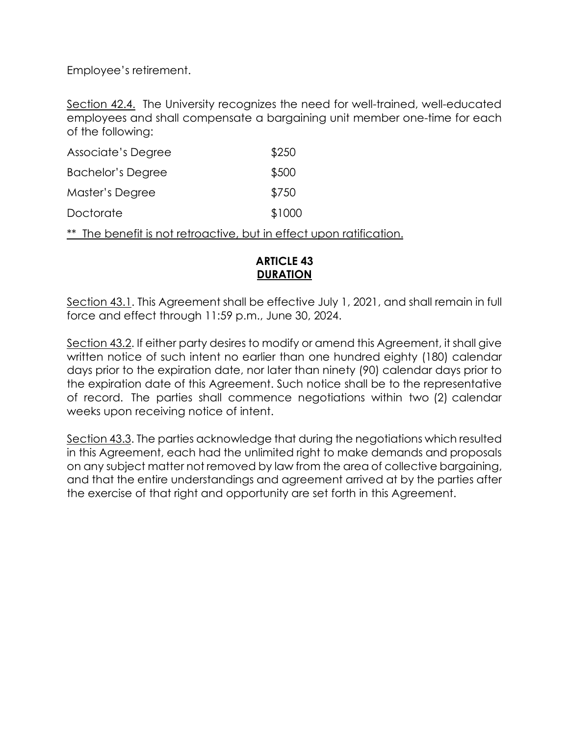Employee's retirement.

<u>Section 42.4.</u> The University recognizes the need for well-trained, well-educated employees and shall compensate a bargaining unit member one-time for each of the following:

| | |
|---|---|
| Associate's Degree | $250 |
| Bachelor's Degree | $500 |
| Master's Degree | $750 |
| Doctorate | $1000 |

<u>** The benefit is not retroactive, but in effect upon ratification.</u>

## ARTICLE 43
## <u>DURATION</u>

<u>Section 43.1</u>. This Agreement shall be effective July 1, 2021, and shall remain in full force and effect through 11:59 p.m., June 30, 2024.

<u>Section 43.2</u>. If either party desires to modify or amend this Agreement, it shall give written notice of such intent no earlier than one hundred eighty (180) calendar days prior to the expiration date, nor later than ninety (90) calendar days prior to the expiration date of this Agreement. Such notice shall be to the representative of record. The parties shall commence negotiations within two (2) calendar weeks upon receiving notice of intent.

<u>Section 43.3</u>. The parties acknowledge that during the negotiations which resulted in this Agreement, each had the unlimited right to make demands and proposals on any subject matter not removed by law from the area of collective bargaining, and that the entire understandings and agreement arrived at by the parties after the exercise of that right and opportunity are set forth in this Agreement.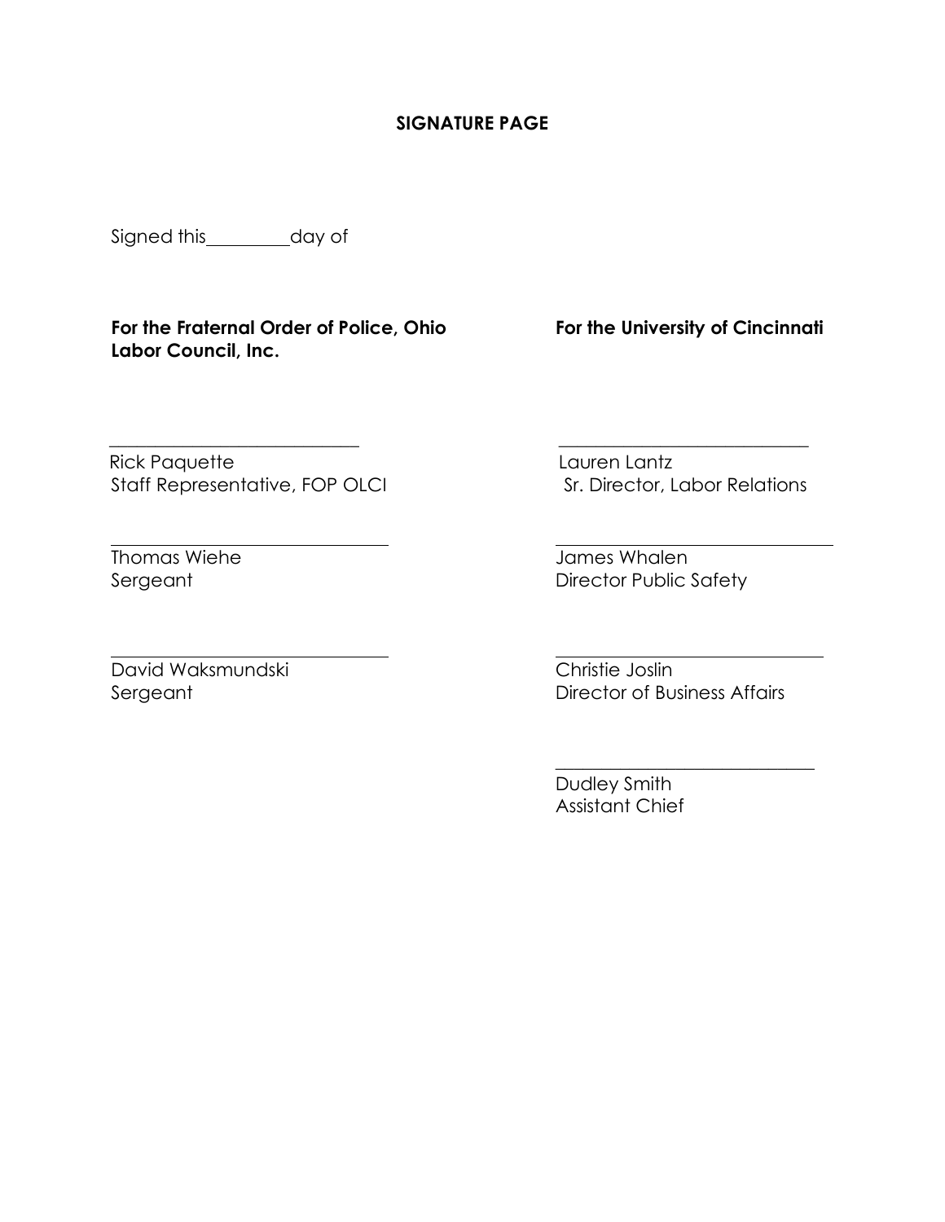**SIGNATURE PAGE**

Signed this\_\_\_\_\_\_\_\_\_day of

| **For the Fraternal Order of Police, Ohio Labor Council, Inc.** | **For the University of Cincinnati** |
|---|---|
| \_\_\_\_\_\_\_\_\_\_\_\_\_\_\_\_\_\_\_\_\_\_\_\_\_\_\_\_ | \_\_\_\_\_\_\_\_\_\_\_\_\_\_\_\_\_\_\_\_\_\_\_\_\_\_\_\_ |
| Rick Paquette<br>Staff Representative, FOP OLCI | Lauren Lantz<br>Sr. Director, Labor Relations |
| \_\_\_\_\_\_\_\_\_\_\_\_\_\_\_\_\_\_\_\_\_\_\_\_\_\_\_\_ | \_\_\_\_\_\_\_\_\_\_\_\_\_\_\_\_\_\_\_\_\_\_\_\_\_\_\_\_ |
| Thomas Wiehe<br>Sergeant | James Whalen<br>Director Public Safety |
| \_\_\_\_\_\_\_\_\_\_\_\_\_\_\_\_\_\_\_\_\_\_\_\_\_\_\_\_ | \_\_\_\_\_\_\_\_\_\_\_\_\_\_\_\_\_\_\_\_\_\_\_\_\_\_\_\_ |
| David Waksmundski<br>Sergeant | Christie Joslin<br>Director of Business Affairs |
| | \_\_\_\_\_\_\_\_\_\_\_\_\_\_\_\_\_\_\_\_\_\_\_\_\_\_\_\_ |
| | Dudley Smith<br>Assistant Chief |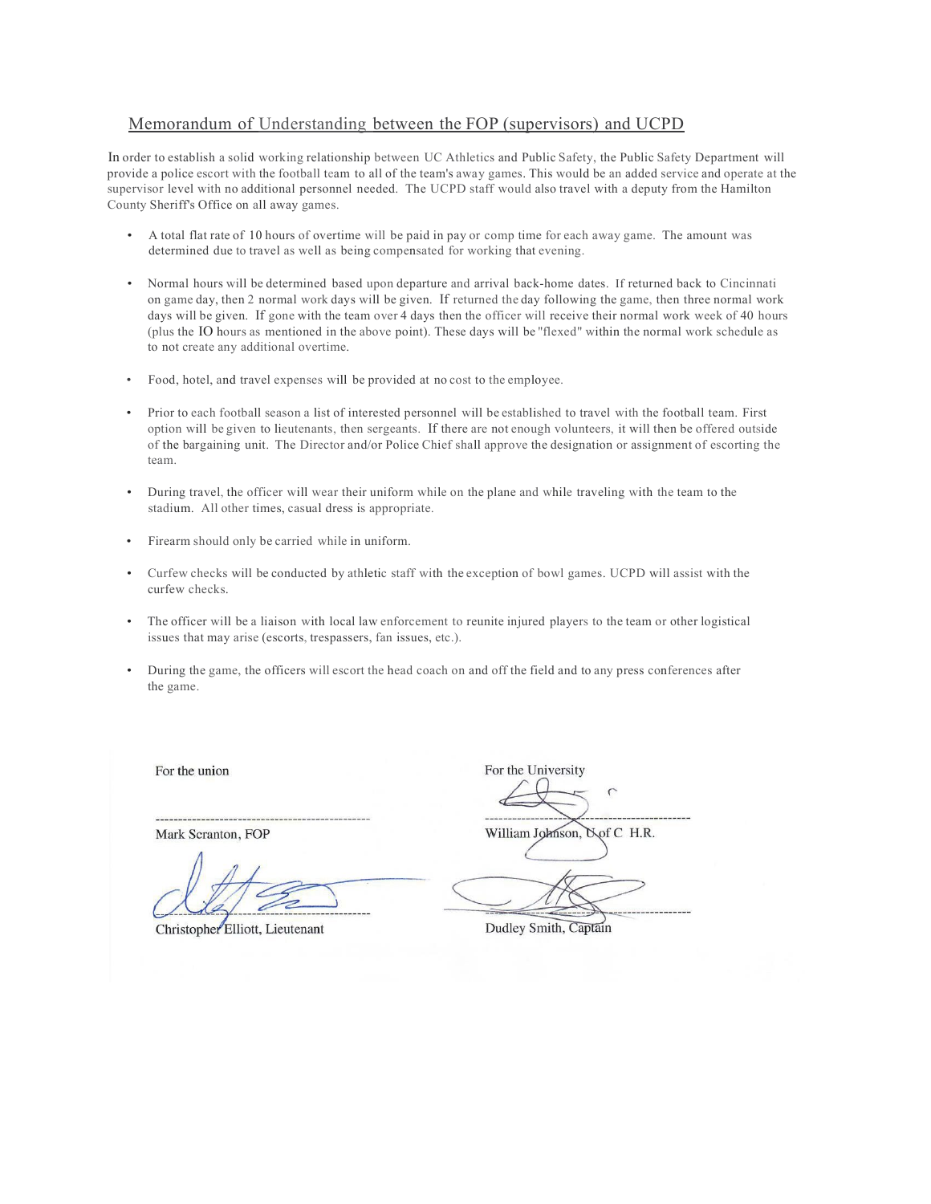Memorandum of Understanding between the FOP (supervisors) and UCPD

In order to establish a solid working relationship between UC Athletics and Public Safety, the Public Safety Department will provide a police escort with the football team to all of the team's away games. This would be an added service and operate at the supervisor level with no additional personnel needed. The UCPD staff would also travel with a deputy from the Hamilton County Sheriff's Office on all away games.

- A total flat rate of 10 hours of overtime will be paid in pay or comp time for each away game. The amount was determined due to travel as well as being compensated for working that evening.
- Normal hours will be determined based upon departure and arrival back-home dates. If returned back to Cincinnati on game day, then 2 normal work days will be given. If returned the day following the game, then three normal work days will be given. If gone with the team over 4 days then the officer will receive their normal work week of 40 hours (plus the IO hours as mentioned in the above point). These days will be "flexed" within the normal work schedule as to not create any additional overtime.
- Food, hotel, and travel expenses will be provided at no cost to the employee.
- Prior to each football season a list of interested personnel will be established to travel with the football team. First option will be given to lieutenants, then sergeants. If there are not enough volunteers, it will then be offered outside of the bargaining unit. The Director and/or Police Chief shall approve the designation or assignment of escorting the team.
- During travel, the officer will wear their uniform while on the plane and while traveling with the team to the stadium. All other times, casual dress is appropriate.
- Firearm should only be carried while in uniform.
- Curfew checks will be conducted by athletic staff with the exception of bowl games. UCPD will assist with the curfew checks.
- The officer will be a liaison with local law enforcement to reunite injured players to the team or other logistical issues that may arise (escorts, trespassers, fan issues, etc.).
- During the game, the officers will escort the head coach on and off the field and to any press conferences after the game.

| For the union | For the University |
|---|---|
| Mark Scranton, FOP | William Johnson, U of C H.R. |
| Christopher Elliott, Lieutenant | Dudley Smith, Captain |